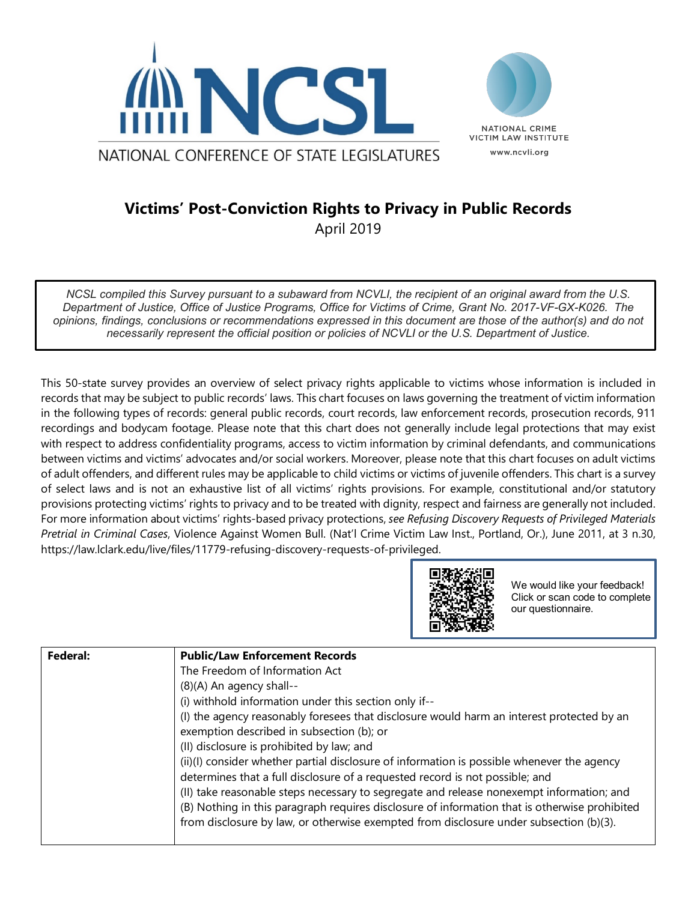NATIONAL CONFERENCE OF STATE LEGISLATURES

NATIONAL CRIME VICTIM LAW INSTITUTE
www.ncvli.org

# Victims' Post-Conviction Rights to Privacy in Public Records

April 2019

*NCSL compiled this Survey pursuant to a subaward from NCVLI, the recipient of an original award from the U.S. Department of Justice, Office of Justice Programs, Office for Victims of Crime, Grant No. 2017-VF-GX-K026. The opinions, findings, conclusions or recommendations expressed in this document are those of the author(s) and do not necessarily represent the official position or policies of NCVLI or the U.S. Department of Justice.*

This 50-state survey provides an overview of select privacy rights applicable to victims whose information is included in records that may be subject to public records' laws. This chart focuses on laws governing the treatment of victim information in the following types of records: general public records, court records, law enforcement records, prosecution records, 911 recordings and bodycam footage. Please note that this chart does not generally include legal protections that may exist with respect to address confidentiality programs, access to victim information by criminal defendants, and communications between victims and victims' advocates and/or social workers. Moreover, please note that this chart focuses on adult victims of adult offenders, and different rules may be applicable to child victims or victims of juvenile offenders. This chart is a survey of select laws and is not an exhaustive list of all victims' rights provisions. For example, constitutional and/or statutory provisions protecting victims' rights to privacy and to be treated with dignity, respect and fairness are generally not included. For more information about victims' rights-based privacy protections, *see Refusing Discovery Requests of Privileged Materials Pretrial in Criminal Cases*, Violence Against Women Bull. (Nat'l Crime Victim Law Inst., Portland, Or.), June 2011, at 3 n.30, https://law.lclark.edu/live/files/11779-refusing-discovery-requests-of-privileged.

We would like your feedback! Click or scan code to complete our questionnaire.

| **Federal:** | **Public/Law Enforcement Records**<br>The Freedom of Information Act<br>(8)(A) An agency shall--<br>(i) withhold information under this section only if--<br>(I) the agency reasonably foresees that disclosure would harm an interest protected by an exemption described in subsection (b); or<br>(II) disclosure is prohibited by law; and<br>(ii)(I) consider whether partial disclosure of information is possible whenever the agency determines that a full disclosure of a requested record is not possible; and<br>(II) take reasonable steps necessary to segregate and release nonexempt information; and<br>(B) Nothing in this paragraph requires disclosure of information that is otherwise prohibited from disclosure by law, or otherwise exempted from disclosure under subsection (b)(3). |
|---|---|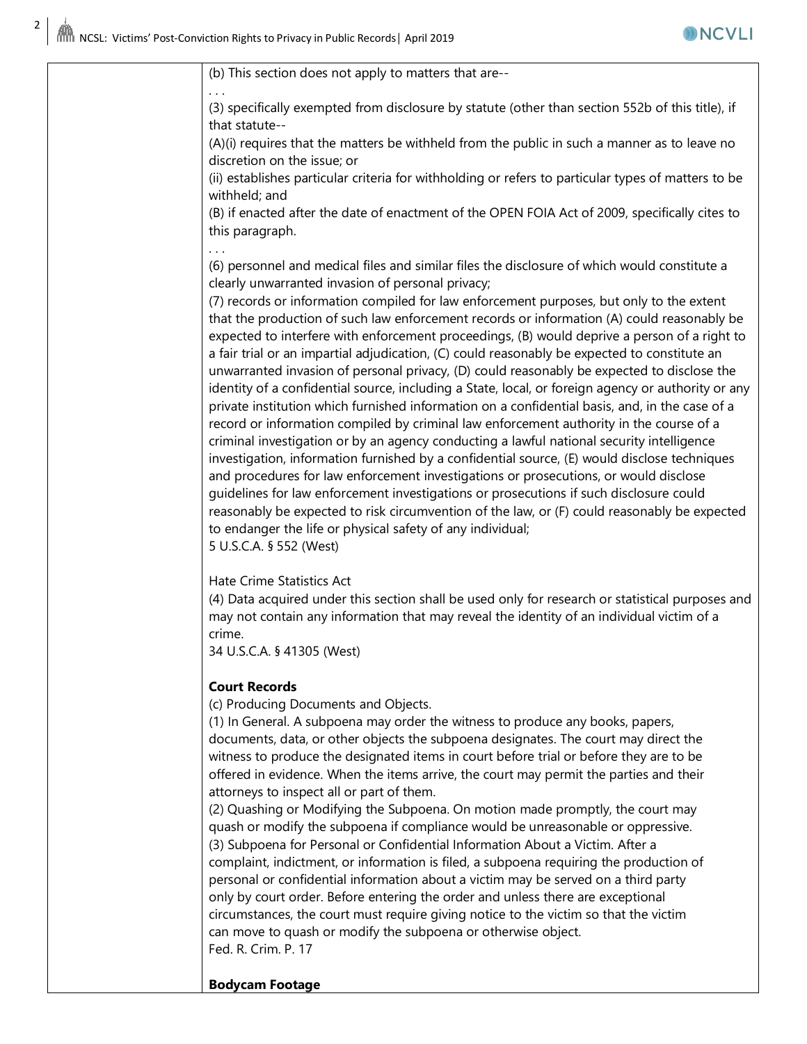| | (b) This section does not apply to matters that are--<br>. . .<br>(3) specifically exempted from disclosure by statute (other than section 552b of this title), if that statute--<br>(A)(i) requires that the matters be withheld from the public in such a manner as to leave no discretion on the issue; or<br>(ii) establishes particular criteria for withholding or refers to particular types of matters to be withheld; and<br>(B) if enacted after the date of enactment of the OPEN FOIA Act of 2009, specifically cites to this paragraph.<br>. . .<br>(6) personnel and medical files and similar files the disclosure of which would constitute a clearly unwarranted invasion of personal privacy;<br>(7) records or information compiled for law enforcement purposes, but only to the extent that the production of such law enforcement records or information (A) could reasonably be expected to interfere with enforcement proceedings, (B) would deprive a person of a right to a fair trial or an impartial adjudication, (C) could reasonably be expected to constitute an unwarranted invasion of personal privacy, (D) could reasonably be expected to disclose the identity of a confidential source, including a State, local, or foreign agency or authority or any private institution which furnished information on a confidential basis, and, in the case of a record or information compiled by criminal law enforcement authority in the course of a criminal investigation or by an agency conducting a lawful national security intelligence investigation, information furnished by a confidential source, (E) would disclose techniques and procedures for law enforcement investigations or prosecutions, or would disclose guidelines for law enforcement investigations or prosecutions if such disclosure could reasonably be expected to risk circumvention of the law, or (F) could reasonably be expected to endanger the life or physical safety of any individual;<br>5 U.S.C.A. § 552 (West)<br><br>Hate Crime Statistics Act<br>(4) Data acquired under this section shall be used only for research or statistical purposes and may not contain any information that may reveal the identity of an individual victim of a crime.<br>34 U.S.C.A. § 41305 (West)<br><br>**Court Records**<br>(c) Producing Documents and Objects.<br>(1) In General. A subpoena may order the witness to produce any books, papers, documents, data, or other objects the subpoena designates. The court may direct the witness to produce the designated items in court before trial or before they are to be offered in evidence. When the items arrive, the court may permit the parties and their attorneys to inspect all or part of them.<br>(2) Quashing or Modifying the Subpoena. On motion made promptly, the court may quash or modify the subpoena if compliance would be unreasonable or oppressive.<br>(3) Subpoena for Personal or Confidential Information About a Victim. After a complaint, indictment, or information is filed, a subpoena requiring the production of personal or confidential information about a victim may be served on a third party only by court order. Before entering the order and unless there are exceptional circumstances, the court must require giving notice to the victim so that the victim can move to quash or modify the subpoena or otherwise object.<br>Fed. R. Crim. P. 17<br><br>**Bodycam Footage** |
|---|---|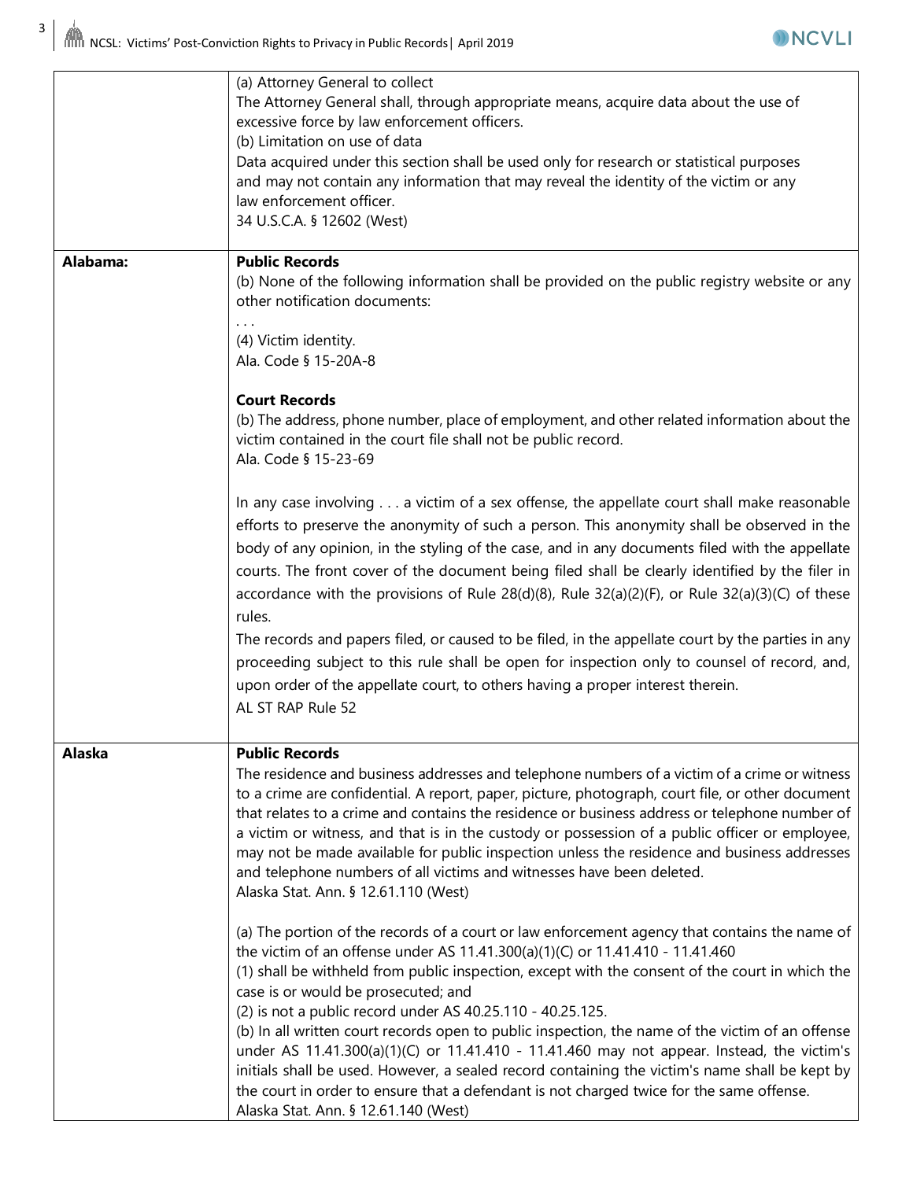| | |
|---|---|
| | (a) Attorney General to collect<br>The Attorney General shall, through appropriate means, acquire data about the use of excessive force by law enforcement officers.<br>(b) Limitation on use of data<br>Data acquired under this section shall be used only for research or statistical purposes and may not contain any information that may reveal the identity of the victim or any law enforcement officer.<br>34 U.S.C.A. § 12602 (West) |
| **Alabama:** | **Public Records**<br>(b) None of the following information shall be provided on the public registry website or any other notification documents:<br>. . .<br>(4) Victim identity.<br>Ala. Code § 15-20A-8<br><br>**Court Records**<br>(b) The address, phone number, place of employment, and other related information about the victim contained in the court file shall not be public record.<br>Ala. Code § 15-23-69<br><br>In any case involving . . . a victim of a sex offense, the appellate court shall make reasonable efforts to preserve the anonymity of such a person. This anonymity shall be observed in the body of any opinion, in the styling of the case, and in any documents filed with the appellate courts. The front cover of the document being filed shall be clearly identified by the filer in accordance with the provisions of Rule 28(d)(8), Rule 32(a)(2)(F), or Rule 32(a)(3)(C) of these rules.<br>The records and papers filed, or caused to be filed, in the appellate court by the parties in any proceeding subject to this rule shall be open for inspection only to counsel of record, and, upon order of the appellate court, to others having a proper interest therein.<br>AL ST RAP Rule 52 |
| **Alaska** | **Public Records**<br>The residence and business addresses and telephone numbers of a victim of a crime or witness to a crime are confidential. A report, paper, picture, photograph, court file, or other document that relates to a crime and contains the residence or business address or telephone number of a victim or witness, and that is in the custody or possession of a public officer or employee, may not be made available for public inspection unless the residence and business addresses and telephone numbers of all victims and witnesses have been deleted.<br>Alaska Stat. Ann. § 12.61.110 (West)<br><br>(a) The portion of the records of a court or law enforcement agency that contains the name of the victim of an offense under AS 11.41.300(a)(1)(C) or 11.41.410 - 11.41.460<br>(1) shall be withheld from public inspection, except with the consent of the court in which the case is or would be prosecuted; and<br>(2) is not a public record under AS 40.25.110 - 40.25.125.<br>(b) In all written court records open to public inspection, the name of the victim of an offense under AS 11.41.300(a)(1)(C) or 11.41.410 - 11.41.460 may not appear. Instead, the victim's initials shall be used. However, a sealed record containing the victim's name shall be kept by the court in order to ensure that a defendant is not charged twice for the same offense.<br>Alaska Stat. Ann. § 12.61.140 (West) |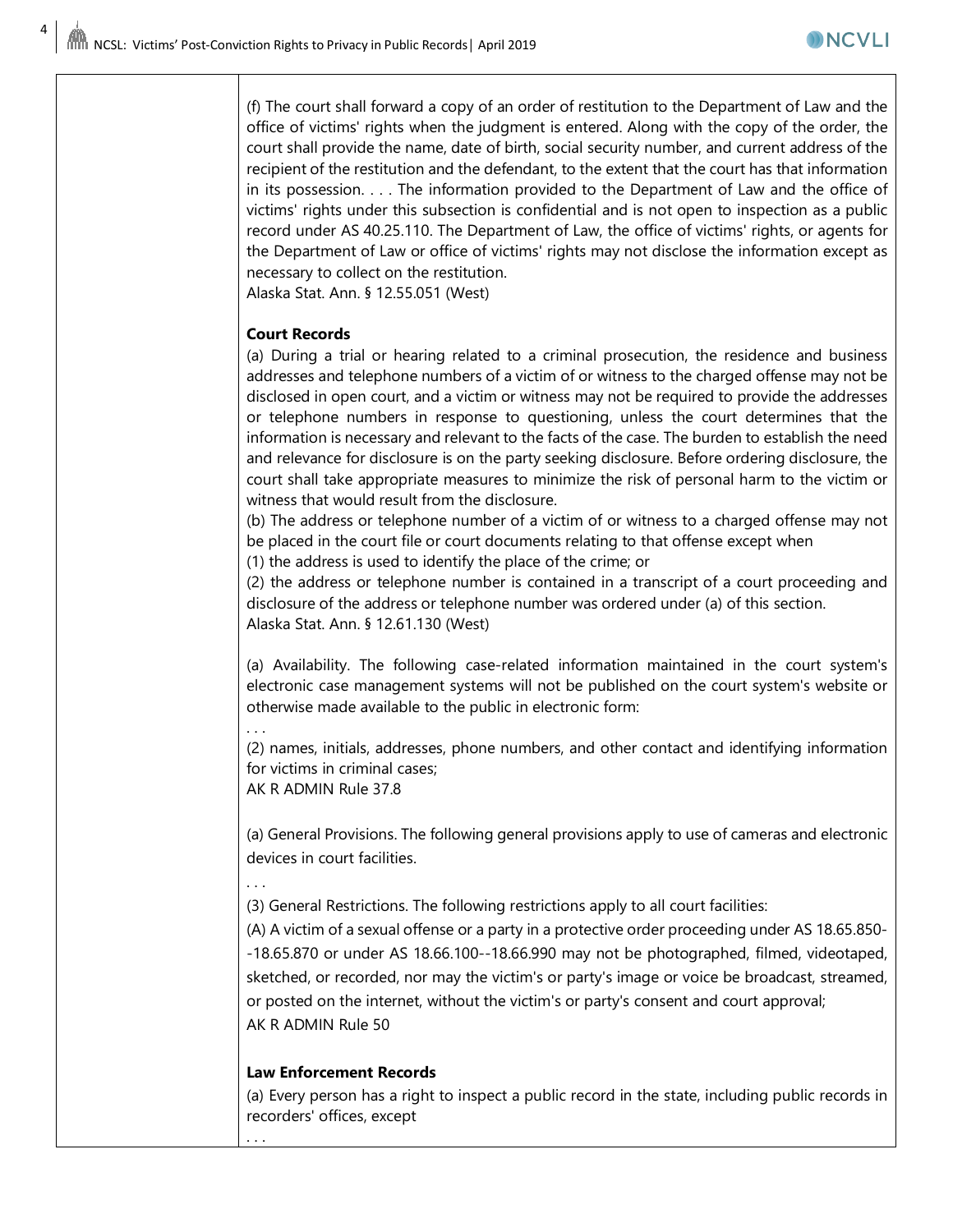(f) The court shall forward a copy of an order of restitution to the Department of Law and the office of victims' rights when the judgment is entered. Along with the copy of the order, the court shall provide the name, date of birth, social security number, and current address of the recipient of the restitution and the defendant, to the extent that the court has that information in its possession. . . . The information provided to the Department of Law and the office of victims' rights under this subsection is confidential and is not open to inspection as a public record under AS 40.25.110. The Department of Law, the office of victims' rights, or agents for the Department of Law or office of victims' rights may not disclose the information except as necessary to collect on the restitution.
Alaska Stat. Ann. § 12.55.051 (West)

**Court Records**

(a) During a trial or hearing related to a criminal prosecution, the residence and business addresses and telephone numbers of a victim of or witness to the charged offense may not be disclosed in open court, and a victim or witness may not be required to provide the addresses or telephone numbers in response to questioning, unless the court determines that the information is necessary and relevant to the facts of the case. The burden to establish the need and relevance for disclosure is on the party seeking disclosure. Before ordering disclosure, the court shall take appropriate measures to minimize the risk of personal harm to the victim or witness that would result from the disclosure.
(b) The address or telephone number of a victim of or witness to a charged offense may not be placed in the court file or court documents relating to that offense except when
(1) the address is used to identify the place of the crime; or
(2) the address or telephone number is contained in a transcript of a court proceeding and disclosure of the address or telephone number was ordered under (a) of this section.
Alaska Stat. Ann. § 12.61.130 (West)

(a) Availability. The following case-related information maintained in the court system's electronic case management systems will not be published on the court system's website or otherwise made available to the public in electronic form:
. . .
(2) names, initials, addresses, phone numbers, and other contact and identifying information for victims in criminal cases;
AK R ADMIN Rule 37.8

(a) General Provisions. The following general provisions apply to use of cameras and electronic devices in court facilities.
. . .
(3) General Restrictions. The following restrictions apply to all court facilities:
(A) A victim of a sexual offense or a party in a protective order proceeding under AS 18.65.850--18.65.870 or under AS 18.66.100--18.66.990 may not be photographed, filmed, videotaped, sketched, or recorded, nor may the victim's or party's image or voice be broadcast, streamed, or posted on the internet, without the victim's or party's consent and court approval;
AK R ADMIN Rule 50

**Law Enforcement Records**

(a) Every person has a right to inspect a public record in the state, including public records in recorders' offices, except
. . .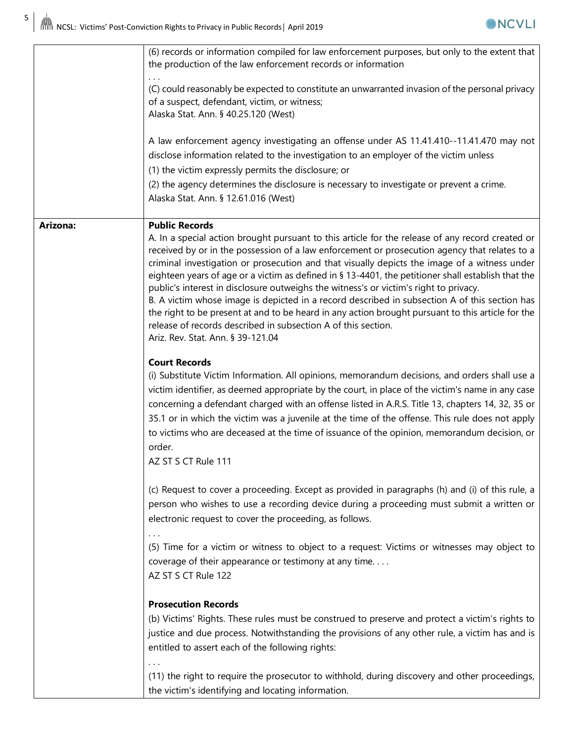| | |
|---|---|
| | (6) records or information compiled for law enforcement purposes, but only to the extent that the production of the law enforcement records or information<br>. . .<br>(C) could reasonably be expected to constitute an unwarranted invasion of the personal privacy of a suspect, defendant, victim, or witness;<br>Alaska Stat. Ann. § 40.25.120 (West)<br><br>A law enforcement agency investigating an offense under AS 11.41.410--11.41.470 may not disclose information related to the investigation to an employer of the victim unless<br>(1) the victim expressly permits the disclosure; or<br>(2) the agency determines the disclosure is necessary to investigate or prevent a crime.<br>Alaska Stat. Ann. § 12.61.016 (West) |
| **Arizona:** | **Public Records**<br>A. In a special action brought pursuant to this article for the release of any record created or received by or in the possession of a law enforcement or prosecution agency that relates to a criminal investigation or prosecution and that visually depicts the image of a witness under eighteen years of age or a victim as defined in § 13-4401, the petitioner shall establish that the public's interest in disclosure outweighs the witness's or victim's right to privacy.<br>B. A victim whose image is depicted in a record described in subsection A of this section has the right to be present at and to be heard in any action brought pursuant to this article for the release of records described in subsection A of this section.<br>Ariz. Rev. Stat. Ann. § 39-121.04<br><br>**Court Records**<br>(i) Substitute Victim Information. All opinions, memorandum decisions, and orders shall use a victim identifier, as deemed appropriate by the court, in place of the victim's name in any case concerning a defendant charged with an offense listed in A.R.S. Title 13, chapters 14, 32, 35 or 35.1 or in which the victim was a juvenile at the time of the offense. This rule does not apply to victims who are deceased at the time of issuance of the opinion, memorandum decision, or order.<br>AZ ST S CT Rule 111<br><br>(c) Request to cover a proceeding. Except as provided in paragraphs (h) and (i) of this rule, a person who wishes to use a recording device during a proceeding must submit a written or electronic request to cover the proceeding, as follows.<br>. . .<br>(5) Time for a victim or witness to object to a request: Victims or witnesses may object to coverage of their appearance or testimony at any time. . . .<br>AZ ST S CT Rule 122<br><br>**Prosecution Records**<br>(b) Victims' Rights. These rules must be construed to preserve and protect a victim's rights to justice and due process. Notwithstanding the provisions of any other rule, a victim has and is entitled to assert each of the following rights:<br>. . .<br>(11) the right to require the prosecutor to withhold, during discovery and other proceedings, the victim's identifying and locating information. |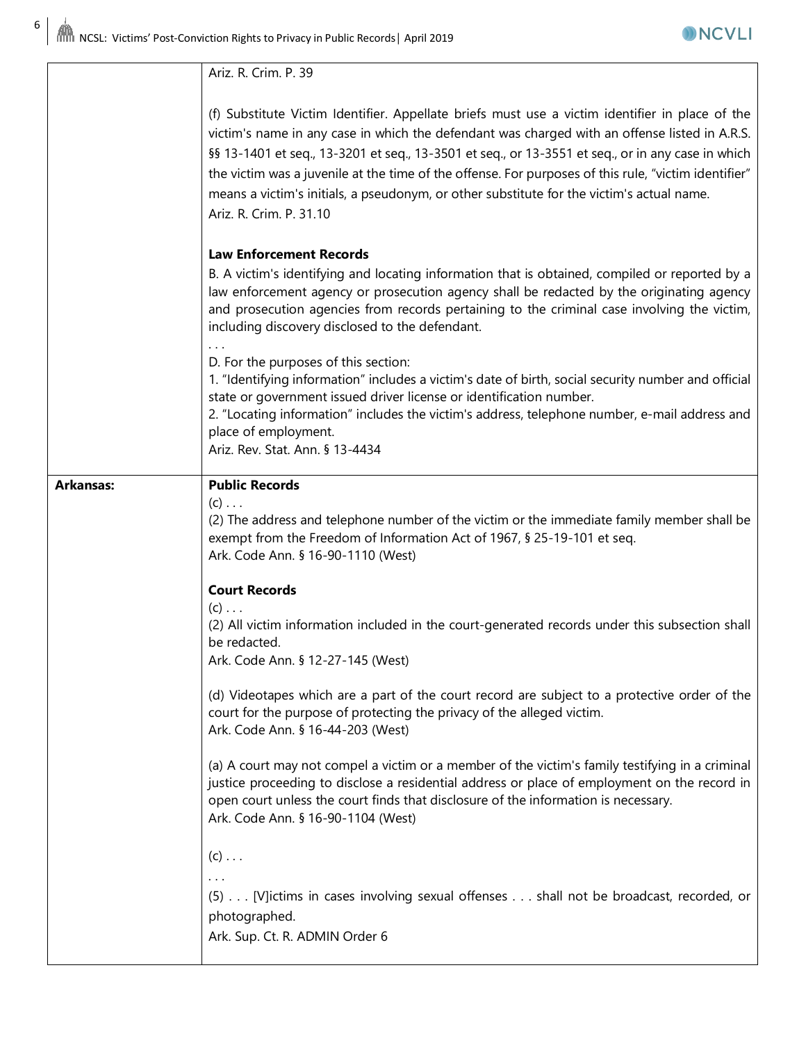| | |
|---|---|
| | Ariz. R. Crim. P. 39<br><br>(f) Substitute Victim Identifier. Appellate briefs must use a victim identifier in place of the victim's name in any case in which the defendant was charged with an offense listed in A.R.S. §§ 13-1401 et seq., 13-3201 et seq., 13-3501 et seq., or 13-3551 et seq., or in any case in which the victim was a juvenile at the time of the offense. For purposes of this rule, "victim identifier" means a victim's initials, a pseudonym, or other substitute for the victim's actual name.<br>Ariz. R. Crim. P. 31.10<br><br>**Law Enforcement Records**<br>B. A victim's identifying and locating information that is obtained, compiled or reported by a law enforcement agency or prosecution agency shall be redacted by the originating agency and prosecution agencies from records pertaining to the criminal case involving the victim, including discovery disclosed to the defendant.<br>. . .<br>D. For the purposes of this section:<br>1. "Identifying information" includes a victim's date of birth, social security number and official state or government issued driver license or identification number.<br>2. "Locating information" includes the victim's address, telephone number, e-mail address and place of employment.<br>Ariz. Rev. Stat. Ann. § 13-4434 |
| **Arkansas:** | **Public Records**<br>(c) . . .<br>(2) The address and telephone number of the victim or the immediate family member shall be exempt from the Freedom of Information Act of 1967, § 25-19-101 et seq.<br>Ark. Code Ann. § 16-90-1110 (West)<br><br>**Court Records**<br>(c) . . .<br>(2) All victim information included in the court-generated records under this subsection shall be redacted.<br>Ark. Code Ann. § 12-27-145 (West)<br><br>(d) Videotapes which are a part of the court record are subject to a protective order of the court for the purpose of protecting the privacy of the alleged victim.<br>Ark. Code Ann. § 16-44-203 (West)<br><br>(a) A court may not compel a victim or a member of the victim's family testifying in a criminal justice proceeding to disclose a residential address or place of employment on the record in open court unless the court finds that disclosure of the information is necessary.<br>Ark. Code Ann. § 16-90-1104 (West)<br><br>(c) . . .<br>. . .<br>(5) . . . [V]ictims in cases involving sexual offenses . . . shall not be broadcast, recorded, or photographed.<br>Ark. Sup. Ct. R. ADMIN Order 6 |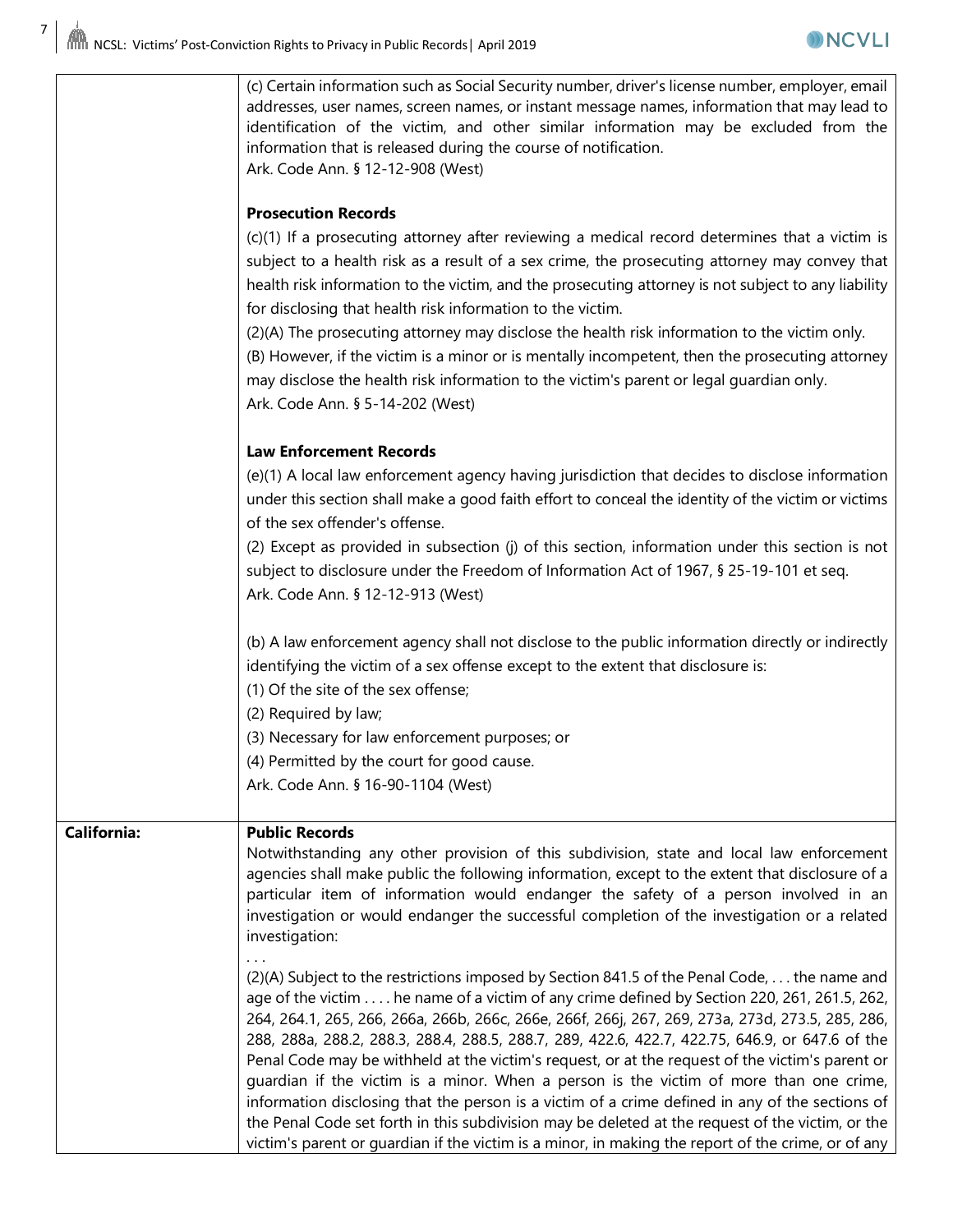| | |
|---|---|
| | (c) Certain information such as Social Security number, driver's license number, employer, email addresses, user names, screen names, or instant message names, information that may lead to identification of the victim, and other similar information may be excluded from the information that is released during the course of notification.<br>Ark. Code Ann. § 12-12-908 (West)<br><br>**Prosecution Records**<br>(c)(1) If a prosecuting attorney after reviewing a medical record determines that a victim is subject to a health risk as a result of a sex crime, the prosecuting attorney may convey that health risk information to the victim, and the prosecuting attorney is not subject to any liability for disclosing that health risk information to the victim.<br>(2)(A) The prosecuting attorney may disclose the health risk information to the victim only.<br>(B) However, if the victim is a minor or is mentally incompetent, then the prosecuting attorney may disclose the health risk information to the victim's parent or legal guardian only.<br>Ark. Code Ann. § 5-14-202 (West)<br><br>**Law Enforcement Records**<br>(e)(1) A local law enforcement agency having jurisdiction that decides to disclose information under this section shall make a good faith effort to conceal the identity of the victim or victims of the sex offender's offense.<br>(2) Except as provided in subsection (j) of this section, information under this section is not subject to disclosure under the Freedom of Information Act of 1967, § 25-19-101 et seq.<br>Ark. Code Ann. § 12-12-913 (West)<br><br>(b) A law enforcement agency shall not disclose to the public information directly or indirectly identifying the victim of a sex offense except to the extent that disclosure is:<br>(1) Of the site of the sex offense;<br>(2) Required by law;<br>(3) Necessary for law enforcement purposes; or<br>(4) Permitted by the court for good cause.<br>Ark. Code Ann. § 16-90-1104 (West) |
| **California:** | **Public Records**<br>Notwithstanding any other provision of this subdivision, state and local law enforcement agencies shall make public the following information, except to the extent that disclosure of a particular item of information would endanger the safety of a person involved in an investigation or would endanger the successful completion of the investigation or a related investigation:<br>. . .<br>(2)(A) Subject to the restrictions imposed by Section 841.5 of the Penal Code, . . . the name and age of the victim . . . . he name of a victim of any crime defined by Section 220, 261, 261.5, 262, 264, 264.1, 265, 266, 266a, 266b, 266c, 266e, 266f, 266j, 267, 269, 273a, 273d, 273.5, 285, 286, 288, 288a, 288.2, 288.3, 288.4, 288.5, 288.7, 289, 422.6, 422.7, 422.75, 646.9, or 647.6 of the Penal Code may be withheld at the victim's request, or at the request of the victim's parent or guardian if the victim is a minor. When a person is the victim of more than one crime, information disclosing that the person is a victim of a crime defined in any of the sections of the Penal Code set forth in this subdivision may be deleted at the request of the victim, or the victim's parent or guardian if the victim is a minor, in making the report of the crime, or of any |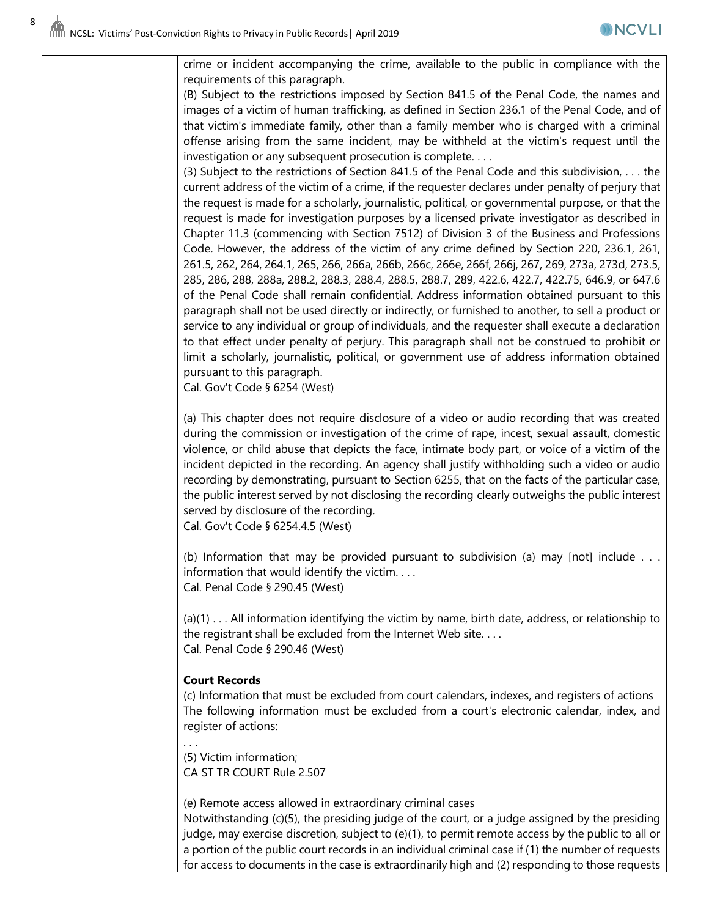| | |
|---|---|
| | crime or incident accompanying the crime, available to the public in compliance with the requirements of this paragraph.<br>(B) Subject to the restrictions imposed by Section 841.5 of the Penal Code, the names and images of a victim of human trafficking, as defined in Section 236.1 of the Penal Code, and of that victim's immediate family, other than a family member who is charged with a criminal offense arising from the same incident, may be withheld at the victim's request until the investigation or any subsequent prosecution is complete. . . .<br>(3) Subject to the restrictions of Section 841.5 of the Penal Code and this subdivision, . . . the current address of the victim of a crime, if the requester declares under penalty of perjury that the request is made for a scholarly, journalistic, political, or governmental purpose, or that the request is made for investigation purposes by a licensed private investigator as described in Chapter 11.3 (commencing with Section 7512) of Division 3 of the Business and Professions Code. However, the address of the victim of any crime defined by Section 220, 236.1, 261, 261.5, 262, 264, 264.1, 265, 266, 266a, 266b, 266c, 266e, 266f, 266j, 267, 269, 273a, 273d, 273.5, 285, 286, 288, 288a, 288.2, 288.3, 288.4, 288.5, 288.7, 289, 422.6, 422.7, 422.75, 646.9, or 647.6 of the Penal Code shall remain confidential. Address information obtained pursuant to this paragraph shall not be used directly or indirectly, or furnished to another, to sell a product or service to any individual or group of individuals, and the requester shall execute a declaration to that effect under penalty of perjury. This paragraph shall not be construed to prohibit or limit a scholarly, journalistic, political, or government use of address information obtained pursuant to this paragraph.<br>Cal. Gov't Code § 6254 (West)<br><br>(a) This chapter does not require disclosure of a video or audio recording that was created during the commission or investigation of the crime of rape, incest, sexual assault, domestic violence, or child abuse that depicts the face, intimate body part, or voice of a victim of the incident depicted in the recording. An agency shall justify withholding such a video or audio recording by demonstrating, pursuant to Section 6255, that on the facts of the particular case, the public interest served by not disclosing the recording clearly outweighs the public interest served by disclosure of the recording.<br>Cal. Gov't Code § 6254.4.5 (West)<br><br>(b) Information that may be provided pursuant to subdivision (a) may [not] include . . . information that would identify the victim. . . .<br>Cal. Penal Code § 290.45 (West)<br><br>(a)(1) . . . All information identifying the victim by name, birth date, address, or relationship to the registrant shall be excluded from the Internet Web site. . . .<br>Cal. Penal Code § 290.46 (West)<br><br>**Court Records**<br>(c) Information that must be excluded from court calendars, indexes, and registers of actions<br>The following information must be excluded from a court's electronic calendar, index, and register of actions:<br>. . .<br>(5) Victim information;<br>CA ST TR COURT Rule 2.507<br><br>(e) Remote access allowed in extraordinary criminal cases<br>Notwithstanding (c)(5), the presiding judge of the court, or a judge assigned by the presiding judge, may exercise discretion, subject to (e)(1), to permit remote access by the public to all or a portion of the public court records in an individual criminal case if (1) the number of requests for access to documents in the case is extraordinarily high and (2) responding to those requests |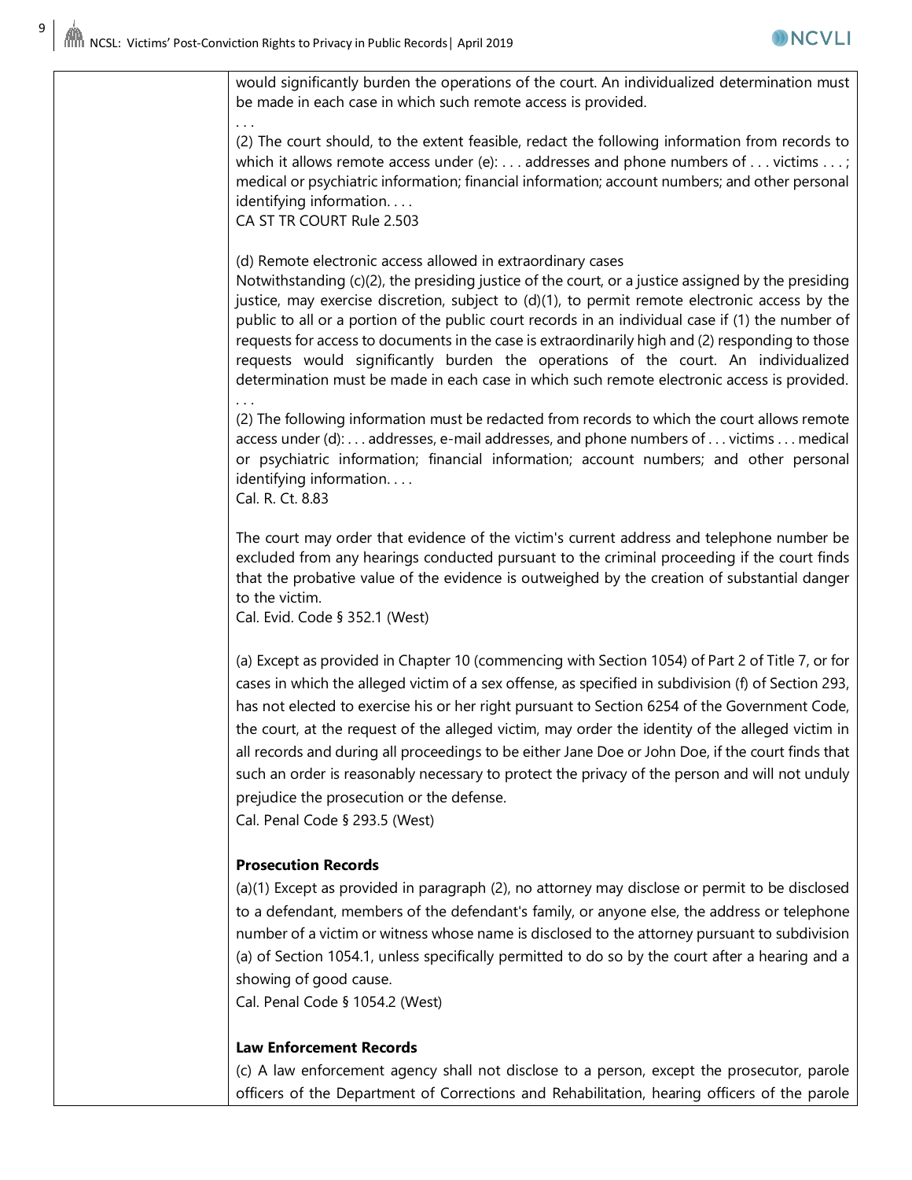| | would significantly burden the operations of the court. An individualized determination must be made in each case in which such remote access is provided.<br>. . .<br>(2) The court should, to the extent feasible, redact the following information from records to which it allows remote access under (e): . . . addresses and phone numbers of . . . victims . . . ; medical or psychiatric information; financial information; account numbers; and other personal identifying information. . . .<br>CA ST TR COURT Rule 2.503<br><br>(d) Remote electronic access allowed in extraordinary cases<br>Notwithstanding (c)(2), the presiding justice of the court, or a justice assigned by the presiding justice, may exercise discretion, subject to (d)(1), to permit remote electronic access by the public to all or a portion of the public court records in an individual case if (1) the number of requests for access to documents in the case is extraordinarily high and (2) responding to those requests would significantly burden the operations of the court. An individualized determination must be made in each case in which such remote electronic access is provided.<br>. . .<br>(2) The following information must be redacted from records to which the court allows remote access under (d): . . . addresses, e-mail addresses, and phone numbers of . . . victims . . . medical or psychiatric information; financial information; account numbers; and other personal identifying information. . . .<br>Cal. R. Ct. 8.83<br><br>The court may order that evidence of the victim's current address and telephone number be excluded from any hearings conducted pursuant to the criminal proceeding if the court finds that the probative value of the evidence is outweighed by the creation of substantial danger to the victim.<br>Cal. Evid. Code § 352.1 (West)<br><br>(a) Except as provided in Chapter 10 (commencing with Section 1054) of Part 2 of Title 7, or for cases in which the alleged victim of a sex offense, as specified in subdivision (f) of Section 293, has not elected to exercise his or her right pursuant to Section 6254 of the Government Code, the court, at the request of the alleged victim, may order the identity of the alleged victim in all records and during all proceedings to be either Jane Doe or John Doe, if the court finds that such an order is reasonably necessary to protect the privacy of the person and will not unduly prejudice the prosecution or the defense.<br>Cal. Penal Code § 293.5 (West)<br><br>**Prosecution Records**<br>(a)(1) Except as provided in paragraph (2), no attorney may disclose or permit to be disclosed to a defendant, members of the defendant's family, or anyone else, the address or telephone number of a victim or witness whose name is disclosed to the attorney pursuant to subdivision (a) of Section 1054.1, unless specifically permitted to do so by the court after a hearing and a showing of good cause.<br>Cal. Penal Code § 1054.2 (West)<br><br>**Law Enforcement Records**<br>(c) A law enforcement agency shall not disclose to a person, except the prosecutor, parole officers of the Department of Corrections and Rehabilitation, hearing officers of the parole |
|---|---|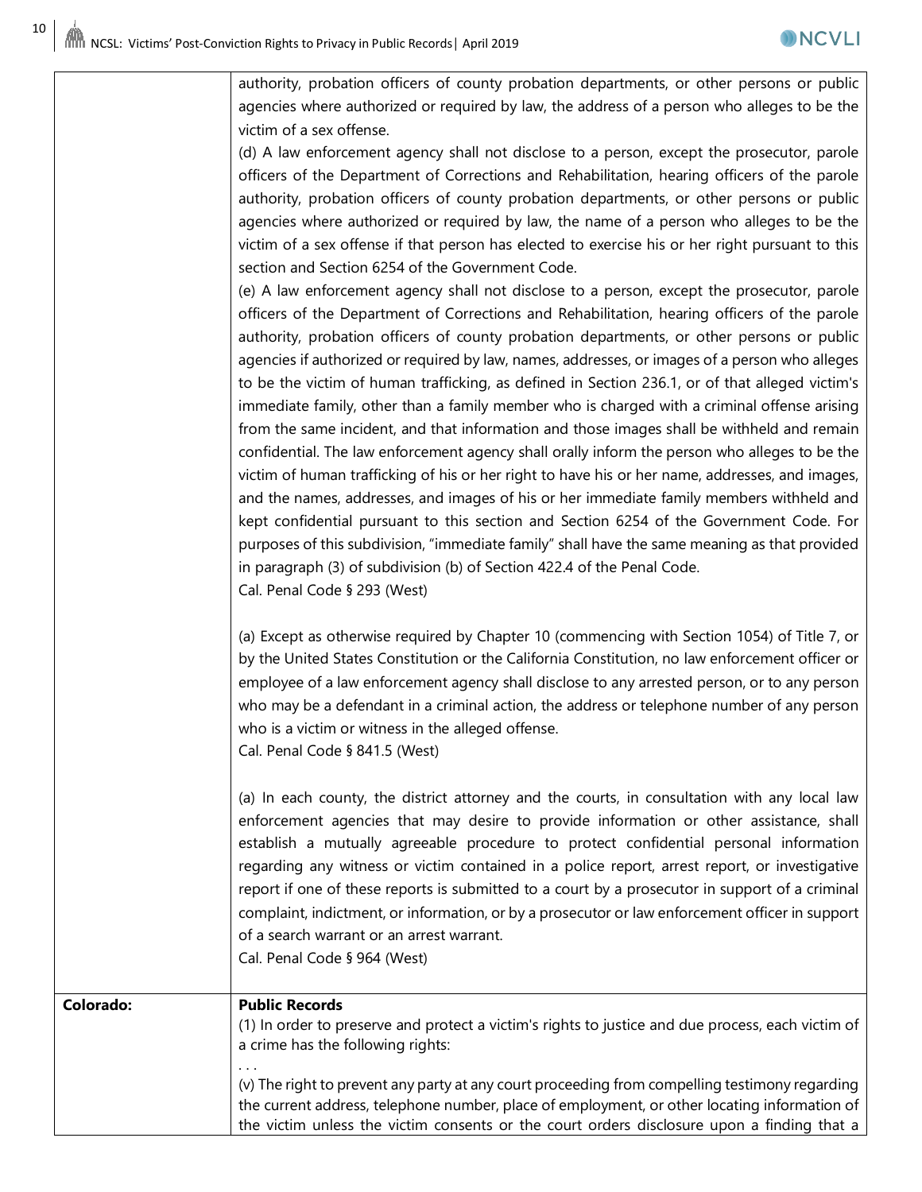| | |
|---|---|
| | authority, probation officers of county probation departments, or other persons or public agencies where authorized or required by law, the address of a person who alleges to be the victim of a sex offense.<br>(d) A law enforcement agency shall not disclose to a person, except the prosecutor, parole officers of the Department of Corrections and Rehabilitation, hearing officers of the parole authority, probation officers of county probation departments, or other persons or public agencies where authorized or required by law, the name of a person who alleges to be the victim of a sex offense if that person has elected to exercise his or her right pursuant to this section and Section 6254 of the Government Code.<br>(e) A law enforcement agency shall not disclose to a person, except the prosecutor, parole officers of the Department of Corrections and Rehabilitation, hearing officers of the parole authority, probation officers of county probation departments, or other persons or public agencies if authorized or required by law, names, addresses, or images of a person who alleges to be the victim of human trafficking, as defined in Section 236.1, or of that alleged victim's immediate family, other than a family member who is charged with a criminal offense arising from the same incident, and that information and those images shall be withheld and remain confidential. The law enforcement agency shall orally inform the person who alleges to be the victim of human trafficking of his or her right to have his or her name, addresses, and images, and the names, addresses, and images of his or her immediate family members withheld and kept confidential pursuant to this section and Section 6254 of the Government Code. For purposes of this subdivision, "immediate family" shall have the same meaning as that provided in paragraph (3) of subdivision (b) of Section 422.4 of the Penal Code.<br>Cal. Penal Code § 293 (West)<br><br>(a) Except as otherwise required by Chapter 10 (commencing with Section 1054) of Title 7, or by the United States Constitution or the California Constitution, no law enforcement officer or employee of a law enforcement agency shall disclose to any arrested person, or to any person who may be a defendant in a criminal action, the address or telephone number of any person who is a victim or witness in the alleged offense.<br>Cal. Penal Code § 841.5 (West)<br><br>(a) In each county, the district attorney and the courts, in consultation with any local law enforcement agencies that may desire to provide information or other assistance, shall establish a mutually agreeable procedure to protect confidential personal information regarding any witness or victim contained in a police report, arrest report, or investigative report if one of these reports is submitted to a court by a prosecutor in support of a criminal complaint, indictment, or information, or by a prosecutor or law enforcement officer in support of a search warrant or an arrest warrant.<br>Cal. Penal Code § 964 (West) |
| **Colorado:** | **Public Records**<br>(1) In order to preserve and protect a victim's rights to justice and due process, each victim of a crime has the following rights:<br>. . .<br>(v) The right to prevent any party at any court proceeding from compelling testimony regarding the current address, telephone number, place of employment, or other locating information of the victim unless the victim consents or the court orders disclosure upon a finding that a |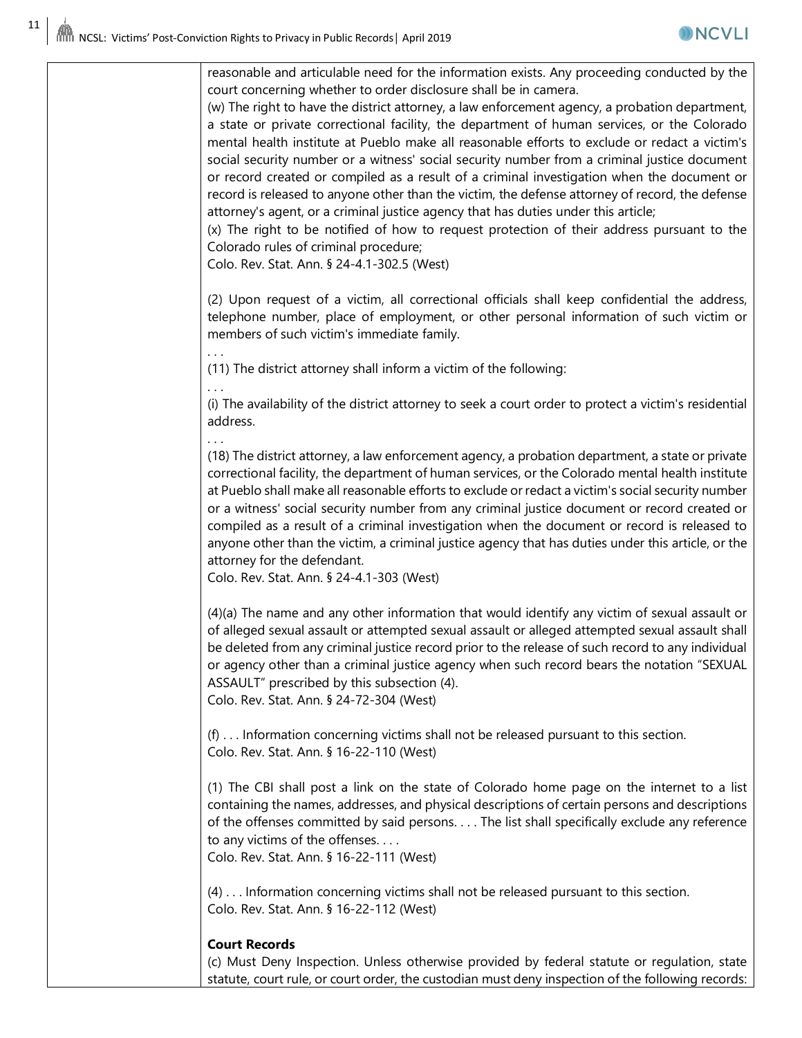| | |
|---|---|
| | reasonable and articulable need for the information exists. Any proceeding conducted by the court concerning whether to order disclosure shall be in camera.<br>(w) The right to have the district attorney, a law enforcement agency, a probation department, a state or private correctional facility, the department of human services, or the Colorado mental health institute at Pueblo make all reasonable efforts to exclude or redact a victim's social security number or a witness' social security number from a criminal justice document or record created or compiled as a result of a criminal investigation when the document or record is released to anyone other than the victim, the defense attorney of record, the defense attorney's agent, or a criminal justice agency that has duties under this article;<br>(x) The right to be notified of how to request protection of their address pursuant to the Colorado rules of criminal procedure;<br>Colo. Rev. Stat. Ann. § 24-4.1-302.5 (West)<br><br>(2) Upon request of a victim, all correctional officials shall keep confidential the address, telephone number, place of employment, or other personal information of such victim or members of such victim's immediate family.<br>. . .<br>(11) The district attorney shall inform a victim of the following:<br>. . .<br>(i) The availability of the district attorney to seek a court order to protect a victim's residential address.<br>. . .<br>(18) The district attorney, a law enforcement agency, a probation department, a state or private correctional facility, the department of human services, or the Colorado mental health institute at Pueblo shall make all reasonable efforts to exclude or redact a victim's social security number or a witness' social security number from any criminal justice document or record created or compiled as a result of a criminal investigation when the document or record is released to anyone other than the victim, a criminal justice agency that has duties under this article, or the attorney for the defendant.<br>Colo. Rev. Stat. Ann. § 24-4.1-303 (West)<br><br>(4)(a) The name and any other information that would identify any victim of sexual assault or of alleged sexual assault or attempted sexual assault or alleged attempted sexual assault shall be deleted from any criminal justice record prior to the release of such record to any individual or agency other than a criminal justice agency when such record bears the notation "SEXUAL ASSAULT" prescribed by this subsection (4).<br>Colo. Rev. Stat. Ann. § 24-72-304 (West)<br><br>(f) . . . Information concerning victims shall not be released pursuant to this section.<br>Colo. Rev. Stat. Ann. § 16-22-110 (West)<br><br>(1) The CBI shall post a link on the state of Colorado home page on the internet to a list containing the names, addresses, and physical descriptions of certain persons and descriptions of the offenses committed by said persons. . . . The list shall specifically exclude any reference to any victims of the offenses. . . .<br>Colo. Rev. Stat. Ann. § 16-22-111 (West)<br><br>(4) . . . Information concerning victims shall not be released pursuant to this section.<br>Colo. Rev. Stat. Ann. § 16-22-112 (West)<br><br>**Court Records**<br>(c) Must Deny Inspection. Unless otherwise provided by federal statute or regulation, state statute, court rule, or court order, the custodian must deny inspection of the following records: |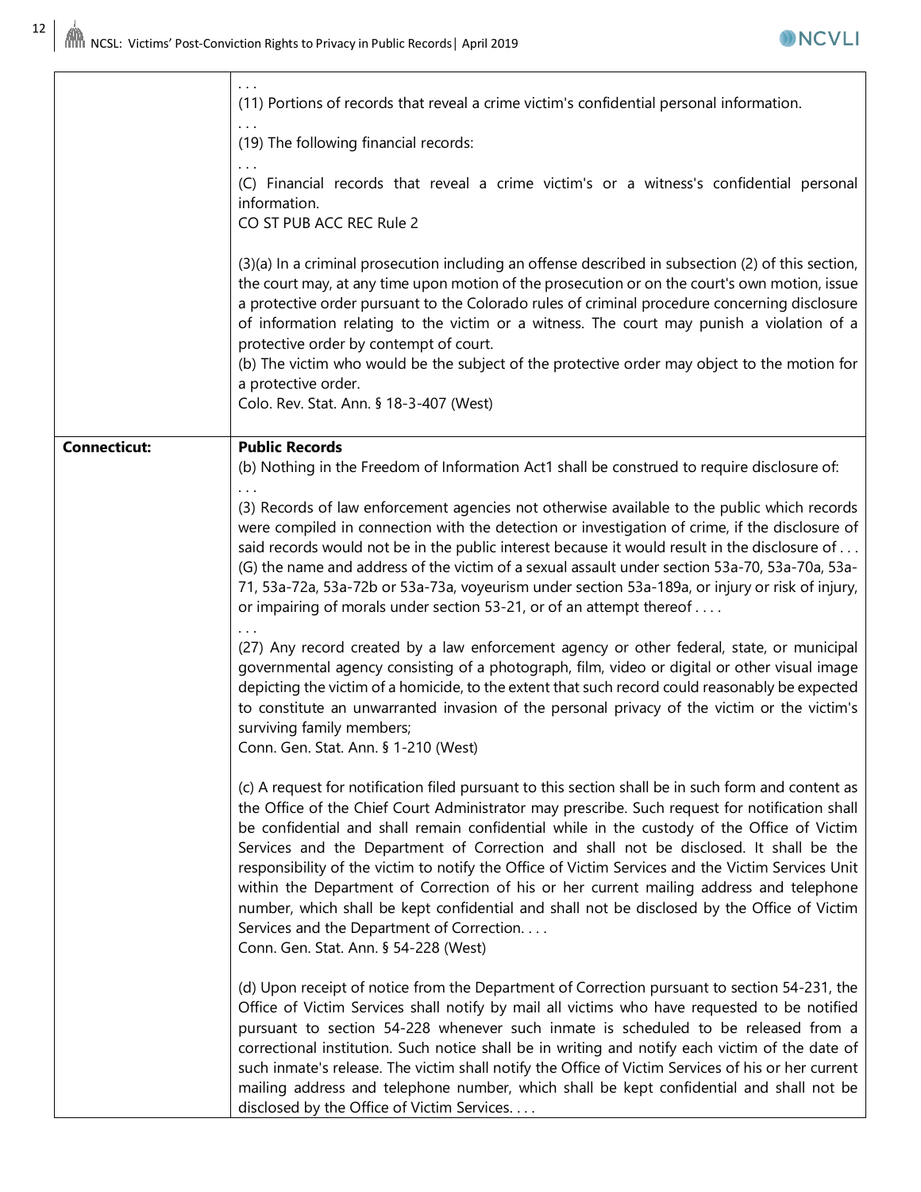| | |
|---|---|
| | . . .<br>(11) Portions of records that reveal a crime victim's confidential personal information.<br>. . .<br>(19) The following financial records:<br>. . .<br>(C) Financial records that reveal a crime victim's or a witness's confidential personal information.<br>CO ST PUB ACC REC Rule 2<br><br>(3)(a) In a criminal prosecution including an offense described in subsection (2) of this section, the court may, at any time upon motion of the prosecution or on the court's own motion, issue a protective order pursuant to the Colorado rules of criminal procedure concerning disclosure of information relating to the victim or a witness. The court may punish a violation of a protective order by contempt of court.<br>(b) The victim who would be the subject of the protective order may object to the motion for a protective order.<br>Colo. Rev. Stat. Ann. § 18-3-407 (West) |
| **Connecticut:** | **Public Records**<br>(b) Nothing in the Freedom of Information Act1 shall be construed to require disclosure of:<br>. . .<br>(3) Records of law enforcement agencies not otherwise available to the public which records were compiled in connection with the detection or investigation of crime, if the disclosure of said records would not be in the public interest because it would result in the disclosure of . . . (G) the name and address of the victim of a sexual assault under section 53a-70, 53a-70a, 53a-71, 53a-72a, 53a-72b or 53a-73a, voyeurism under section 53a-189a, or injury or risk of injury, or impairing of morals under section 53-21, or of an attempt thereof . . . .<br>. . .<br>(27) Any record created by a law enforcement agency or other federal, state, or municipal governmental agency consisting of a photograph, film, video or digital or other visual image depicting the victim of a homicide, to the extent that such record could reasonably be expected to constitute an unwarranted invasion of the personal privacy of the victim or the victim's surviving family members;<br>Conn. Gen. Stat. Ann. § 1-210 (West)<br><br>(c) A request for notification filed pursuant to this section shall be in such form and content as the Office of the Chief Court Administrator may prescribe. Such request for notification shall be confidential and shall remain confidential while in the custody of the Office of Victim Services and the Department of Correction and shall not be disclosed. It shall be the responsibility of the victim to notify the Office of Victim Services and the Victim Services Unit within the Department of Correction of his or her current mailing address and telephone number, which shall be kept confidential and shall not be disclosed by the Office of Victim Services and the Department of Correction. . . .<br>Conn. Gen. Stat. Ann. § 54-228 (West)<br><br>(d) Upon receipt of notice from the Department of Correction pursuant to section 54-231, the Office of Victim Services shall notify by mail all victims who have requested to be notified pursuant to section 54-228 whenever such inmate is scheduled to be released from a correctional institution. Such notice shall be in writing and notify each victim of the date of such inmate's release. The victim shall notify the Office of Victim Services of his or her current mailing address and telephone number, which shall be kept confidential and shall not be disclosed by the Office of Victim Services. . . . |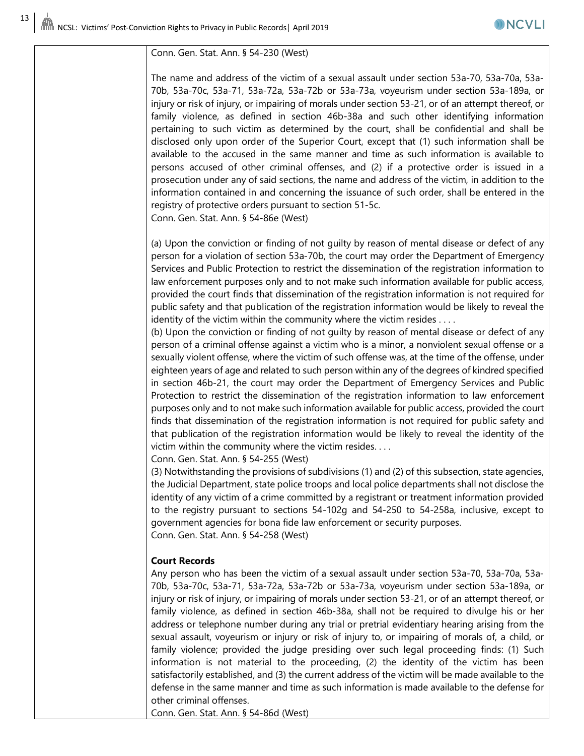| | |
|---|---|
| | Conn. Gen. Stat. Ann. § 54-230 (West)<br><br>The name and address of the victim of a sexual assault under section 53a-70, 53a-70a, 53a-70b, 53a-70c, 53a-71, 53a-72a, 53a-72b or 53a-73a, voyeurism under section 53a-189a, or injury or risk of injury, or impairing of morals under section 53-21, or of an attempt thereof, or family violence, as defined in section 46b-38a and such other identifying information pertaining to such victim as determined by the court, shall be confidential and shall be disclosed only upon order of the Superior Court, except that (1) such information shall be available to the accused in the same manner and time as such information is available to persons accused of other criminal offenses, and (2) if a protective order is issued in a prosecution under any of said sections, the name and address of the victim, in addition to the information contained in and concerning the issuance of such order, shall be entered in the registry of protective orders pursuant to section 51-5c.<br>Conn. Gen. Stat. Ann. § 54-86e (West)<br><br>(a) Upon the conviction or finding of not guilty by reason of mental disease or defect of any person for a violation of section 53a-70b, the court may order the Department of Emergency Services and Public Protection to restrict the dissemination of the registration information to law enforcement purposes only and to not make such information available for public access, provided the court finds that dissemination of the registration information is not required for public safety and that publication of the registration information would be likely to reveal the identity of the victim within the community where the victim resides . . . .<br>(b) Upon the conviction or finding of not guilty by reason of mental disease or defect of any person of a criminal offense against a victim who is a minor, a nonviolent sexual offense or a sexually violent offense, where the victim of such offense was, at the time of the offense, under eighteen years of age and related to such person within any of the degrees of kindred specified in section 46b-21, the court may order the Department of Emergency Services and Public Protection to restrict the dissemination of the registration information to law enforcement purposes only and to not make such information available for public access, provided the court finds that dissemination of the registration information is not required for public safety and that publication of the registration information would be likely to reveal the identity of the victim within the community where the victim resides. . . .<br>Conn. Gen. Stat. Ann. § 54-255 (West)<br>(3) Notwithstanding the provisions of subdivisions (1) and (2) of this subsection, state agencies, the Judicial Department, state police troops and local police departments shall not disclose the identity of any victim of a crime committed by a registrant or treatment information provided to the registry pursuant to sections 54-102g and 54-250 to 54-258a, inclusive, except to government agencies for bona fide law enforcement or security purposes.<br>Conn. Gen. Stat. Ann. § 54-258 (West)<br><br>**Court Records**<br>Any person who has been the victim of a sexual assault under section 53a-70, 53a-70a, 53a-70b, 53a-70c, 53a-71, 53a-72a, 53a-72b or 53a-73a, voyeurism under section 53a-189a, or injury or risk of injury, or impairing of morals under section 53-21, or of an attempt thereof, or family violence, as defined in section 46b-38a, shall not be required to divulge his or her address or telephone number during any trial or pretrial evidentiary hearing arising from the sexual assault, voyeurism or injury or risk of injury to, or impairing of morals of, a child, or family violence; provided the judge presiding over such legal proceeding finds: (1) Such information is not material to the proceeding, (2) the identity of the victim has been satisfactorily established, and (3) the current address of the victim will be made available to the defense in the same manner and time as such information is made available to the defense for other criminal offenses.<br>Conn. Gen. Stat. Ann. § 54-86d (West) |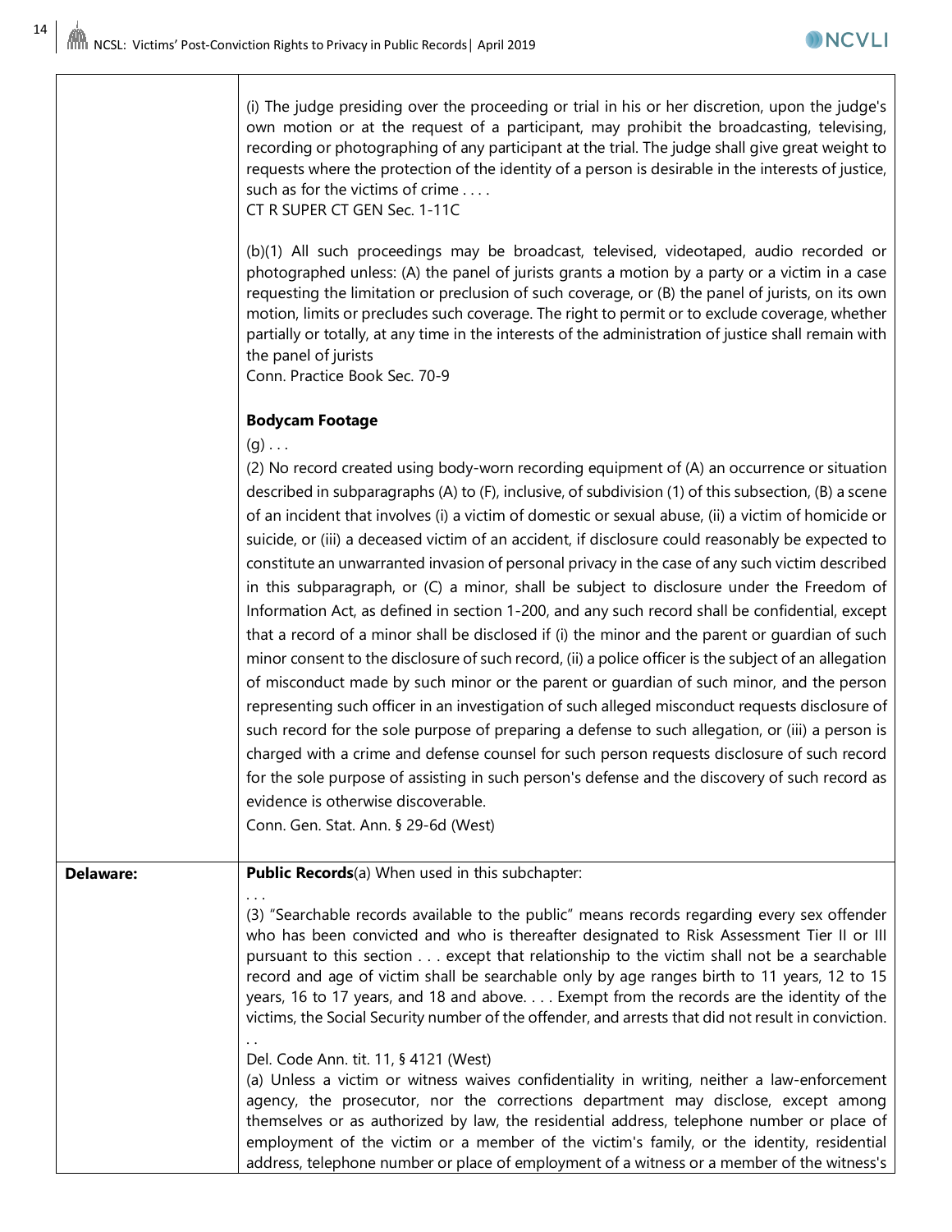| | |
|---|---|
| | (i) The judge presiding over the proceeding or trial in his or her discretion, upon the judge's own motion or at the request of a participant, may prohibit the broadcasting, televising, recording or photographing of any participant at the trial. The judge shall give great weight to requests where the protection of the identity of a person is desirable in the interests of justice, such as for the victims of crime . . . .<br>CT R SUPER CT GEN Sec. 1-11C<br><br>(b)(1) All such proceedings may be broadcast, televised, videotaped, audio recorded or photographed unless: (A) the panel of jurists grants a motion by a party or a victim in a case requesting the limitation or preclusion of such coverage, or (B) the panel of jurists, on its own motion, limits or precludes such coverage. The right to permit or to exclude coverage, whether partially or totally, at any time in the interests of the administration of justice shall remain with the panel of jurists<br>Conn. Practice Book Sec. 70-9<br><br>**Bodycam Footage**<br>(g) . . .<br>(2) No record created using body-worn recording equipment of (A) an occurrence or situation described in subparagraphs (A) to (F), inclusive, of subdivision (1) of this subsection, (B) a scene of an incident that involves (i) a victim of domestic or sexual abuse, (ii) a victim of homicide or suicide, or (iii) a deceased victim of an accident, if disclosure could reasonably be expected to constitute an unwarranted invasion of personal privacy in the case of any such victim described in this subparagraph, or (C) a minor, shall be subject to disclosure under the Freedom of Information Act, as defined in section 1-200, and any such record shall be confidential, except that a record of a minor shall be disclosed if (i) the minor and the parent or guardian of such minor consent to the disclosure of such record, (ii) a police officer is the subject of an allegation of misconduct made by such minor or the parent or guardian of such minor, and the person representing such officer in an investigation of such alleged misconduct requests disclosure of such record for the sole purpose of preparing a defense to such allegation, or (iii) a person is charged with a crime and defense counsel for such person requests disclosure of such record for the sole purpose of assisting in such person's defense and the discovery of such record as evidence is otherwise discoverable.<br>Conn. Gen. Stat. Ann. § 29-6d (West) |
| **Delaware:** | **Public Records**(a) When used in this subchapter:<br>. . .<br>(3) "Searchable records available to the public" means records regarding every sex offender who has been convicted and who is thereafter designated to Risk Assessment Tier II or III pursuant to this section . . . except that relationship to the victim shall not be a searchable record and age of victim shall be searchable only by age ranges birth to 11 years, 12 to 15 years, 16 to 17 years, and 18 and above. . . . Exempt from the records are the identity of the victims, the Social Security number of the offender, and arrests that did not result in conviction.<br>. .<br>Del. Code Ann. tit. 11, § 4121 (West)<br>(a) Unless a victim or witness waives confidentiality in writing, neither a law-enforcement agency, the prosecutor, nor the corrections department may disclose, except among themselves or as authorized by law, the residential address, telephone number or place of employment of the victim or a member of the victim's family, or the identity, residential address, telephone number or place of employment of a witness or a member of the witness's |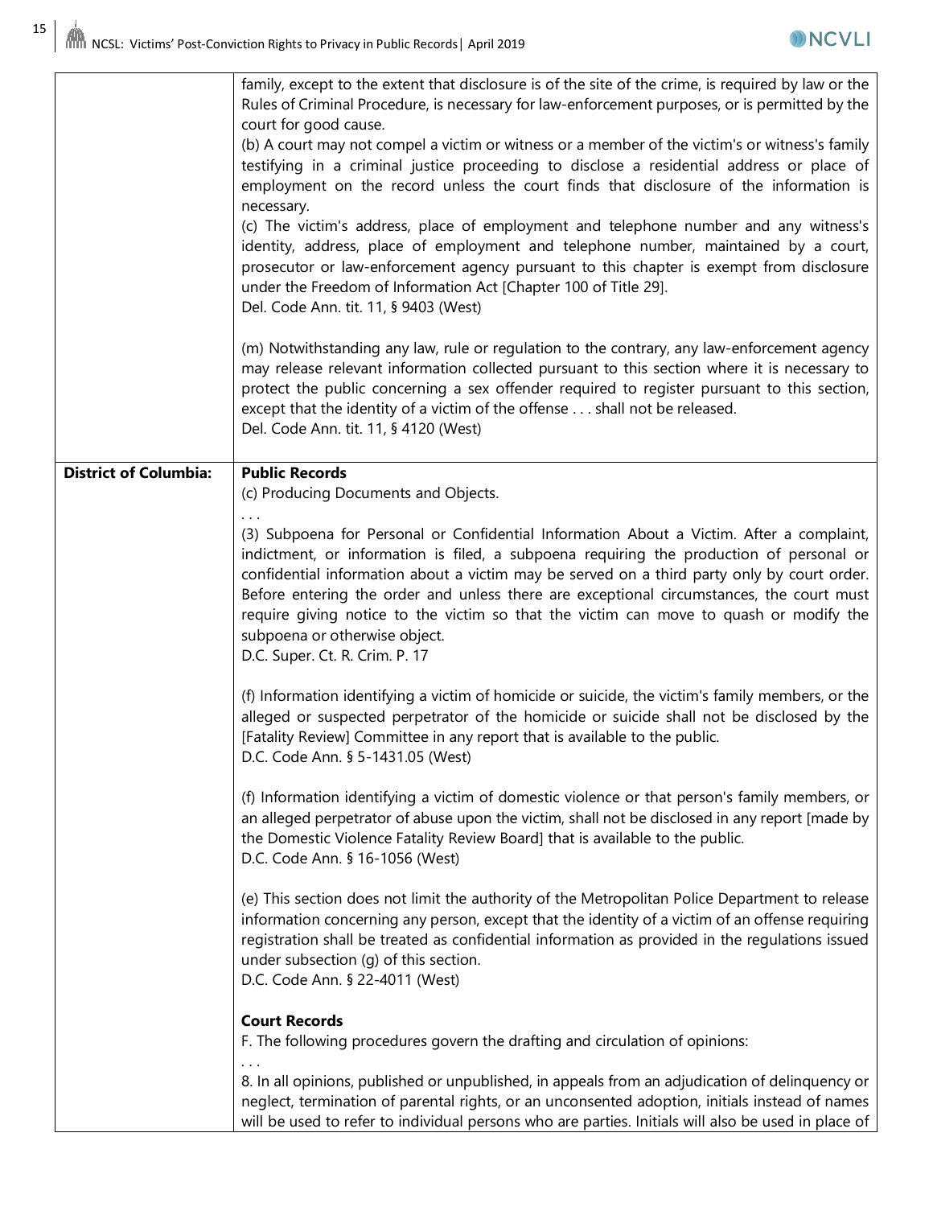| | |
|---|---|
| | family, except to the extent that disclosure is of the site of the crime, is required by law or the Rules of Criminal Procedure, is necessary for law-enforcement purposes, or is permitted by the court for good cause.<br>(b) A court may not compel a victim or witness or a member of the victim's or witness's family testifying in a criminal justice proceeding to disclose a residential address or place of employment on the record unless the court finds that disclosure of the information is necessary.<br>(c) The victim's address, place of employment and telephone number and any witness's identity, address, place of employment and telephone number, maintained by a court, prosecutor or law-enforcement agency pursuant to this chapter is exempt from disclosure under the Freedom of Information Act [Chapter 100 of Title 29].<br>Del. Code Ann. tit. 11, § 9403 (West)<br><br>(m) Notwithstanding any law, rule or regulation to the contrary, any law-enforcement agency may release relevant information collected pursuant to this section where it is necessary to protect the public concerning a sex offender required to register pursuant to this section, except that the identity of a victim of the offense . . . shall not be released.<br>Del. Code Ann. tit. 11, § 4120 (West) |
| **District of Columbia:** | **Public Records**<br>(c) Producing Documents and Objects.<br>. . .<br>(3) Subpoena for Personal or Confidential Information About a Victim. After a complaint, indictment, or information is filed, a subpoena requiring the production of personal or confidential information about a victim may be served on a third party only by court order. Before entering the order and unless there are exceptional circumstances, the court must require giving notice to the victim so that the victim can move to quash or modify the subpoena or otherwise object.<br>D.C. Super. Ct. R. Crim. P. 17<br><br>(f) Information identifying a victim of homicide or suicide, the victim's family members, or the alleged or suspected perpetrator of the homicide or suicide shall not be disclosed by the [Fatality Review] Committee in any report that is available to the public.<br>D.C. Code Ann. § 5-1431.05 (West)<br><br>(f) Information identifying a victim of domestic violence or that person's family members, or an alleged perpetrator of abuse upon the victim, shall not be disclosed in any report [made by the Domestic Violence Fatality Review Board] that is available to the public.<br>D.C. Code Ann. § 16-1056 (West)<br><br>(e) This section does not limit the authority of the Metropolitan Police Department to release information concerning any person, except that the identity of a victim of an offense requiring registration shall be treated as confidential information as provided in the regulations issued under subsection (g) of this section.<br>D.C. Code Ann. § 22-4011 (West)<br><br>**Court Records**<br>F. The following procedures govern the drafting and circulation of opinions:<br>. . .<br>8. In all opinions, published or unpublished, in appeals from an adjudication of delinquency or neglect, termination of parental rights, or an unconsented adoption, initials instead of names will be used to refer to individual persons who are parties. Initials will also be used in place of |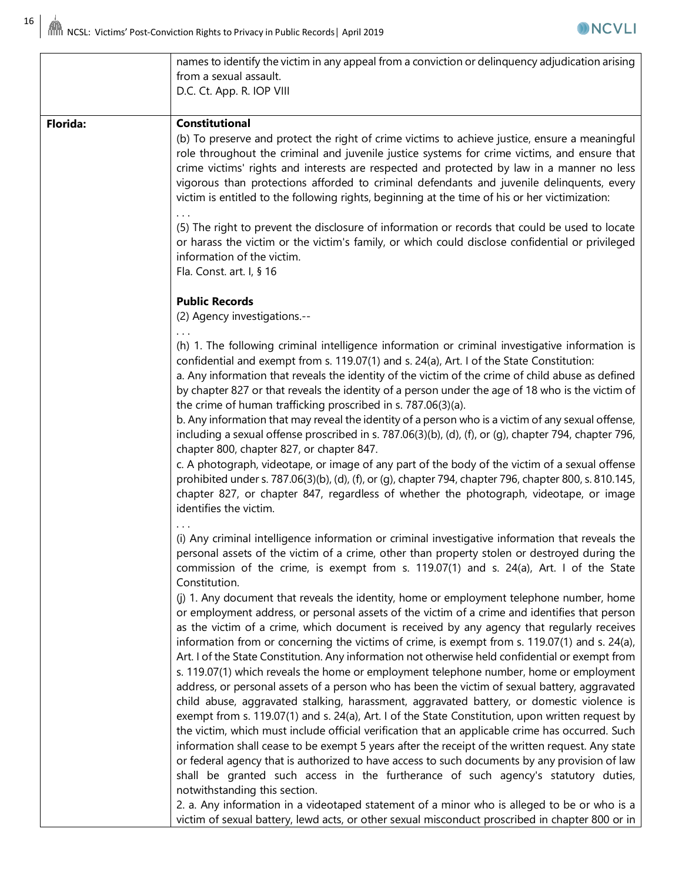| | |
|---|---|
| | names to identify the victim in any appeal from a conviction or delinquency adjudication arising from a sexual assault.<br>D.C. Ct. App. R. IOP VIII |
| **Florida:** | **Constitutional**<br>(b) To preserve and protect the right of crime victims to achieve justice, ensure a meaningful role throughout the criminal and juvenile justice systems for crime victims, and ensure that crime victims' rights and interests are respected and protected by law in a manner no less vigorous than protections afforded to criminal defendants and juvenile delinquents, every victim is entitled to the following rights, beginning at the time of his or her victimization:<br>. . .<br>(5) The right to prevent the disclosure of information or records that could be used to locate or harass the victim or the victim's family, or which could disclose confidential or privileged information of the victim.<br>Fla. Const. art. I, § 16<br><br>**Public Records**<br>(2) Agency investigations.--<br>. . .<br>(h) 1. The following criminal intelligence information or criminal investigative information is confidential and exempt from s. 119.07(1) and s. 24(a), Art. I of the State Constitution:<br>a. Any information that reveals the identity of the victim of the crime of child abuse as defined by chapter 827 or that reveals the identity of a person under the age of 18 who is the victim of the crime of human trafficking proscribed in s. 787.06(3)(a).<br>b. Any information that may reveal the identity of a person who is a victim of any sexual offense, including a sexual offense proscribed in s. 787.06(3)(b), (d), (f), or (g), chapter 794, chapter 796, chapter 800, chapter 827, or chapter 847.<br>c. A photograph, videotape, or image of any part of the body of the victim of a sexual offense prohibited under s. 787.06(3)(b), (d), (f), or (g), chapter 794, chapter 796, chapter 800, s. 810.145, chapter 827, or chapter 847, regardless of whether the photograph, videotape, or image identifies the victim.<br>. . .<br>(i) Any criminal intelligence information or criminal investigative information that reveals the personal assets of the victim of a crime, other than property stolen or destroyed during the commission of the crime, is exempt from s. 119.07(1) and s. 24(a), Art. I of the State Constitution.<br>(j) 1. Any document that reveals the identity, home or employment telephone number, home or employment address, or personal assets of the victim of a crime and identifies that person as the victim of a crime, which document is received by any agency that regularly receives information from or concerning the victims of crime, is exempt from s. 119.07(1) and s. 24(a), Art. I of the State Constitution. Any information not otherwise held confidential or exempt from s. 119.07(1) which reveals the home or employment telephone number, home or employment address, or personal assets of a person who has been the victim of sexual battery, aggravated child abuse, aggravated stalking, harassment, aggravated battery, or domestic violence is exempt from s. 119.07(1) and s. 24(a), Art. I of the State Constitution, upon written request by the victim, which must include official verification that an applicable crime has occurred. Such information shall cease to be exempt 5 years after the receipt of the written request. Any state or federal agency that is authorized to have access to such documents by any provision of law shall be granted such access in the furtherance of such agency's statutory duties, notwithstanding this section.<br>2. a. Any information in a videotaped statement of a minor who is alleged to be or who is a victim of sexual battery, lewd acts, or other sexual misconduct proscribed in chapter 800 or in |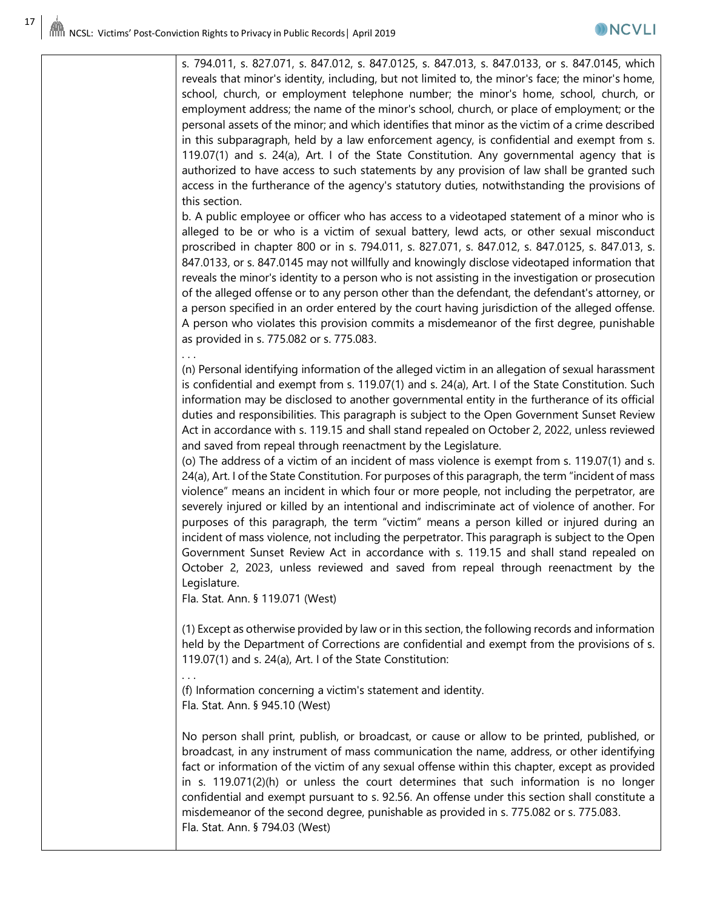| | |
|---|---|
| | s. 794.011, s. 827.071, s. 847.012, s. 847.0125, s. 847.013, s. 847.0133, or s. 847.0145, which reveals that minor's identity, including, but not limited to, the minor's face; the minor's home, school, church, or employment telephone number; the minor's home, school, church, or employment address; the name of the minor's school, church, or place of employment; or the personal assets of the minor; and which identifies that minor as the victim of a crime described in this subparagraph, held by a law enforcement agency, is confidential and exempt from s. 119.07(1) and s. 24(a), Art. I of the State Constitution. Any governmental agency that is authorized to have access to such statements by any provision of law shall be granted such access in the furtherance of the agency's statutory duties, notwithstanding the provisions of this section.<br>b. A public employee or officer who has access to a videotaped statement of a minor who is alleged to be or who is a victim of sexual battery, lewd acts, or other sexual misconduct proscribed in chapter 800 or in s. 794.011, s. 827.071, s. 847.012, s. 847.0125, s. 847.013, s. 847.0133, or s. 847.0145 may not willfully and knowingly disclose videotaped information that reveals the minor's identity to a person who is not assisting in the investigation or prosecution of the alleged offense or to any person other than the defendant, the defendant's attorney, or a person specified in an order entered by the court having jurisdiction of the alleged offense. A person who violates this provision commits a misdemeanor of the first degree, punishable as provided in s. 775.082 or s. 775.083.<br>. . .<br>(n) Personal identifying information of the alleged victim in an allegation of sexual harassment is confidential and exempt from s. 119.07(1) and s. 24(a), Art. I of the State Constitution. Such information may be disclosed to another governmental entity in the furtherance of its official duties and responsibilities. This paragraph is subject to the Open Government Sunset Review Act in accordance with s. 119.15 and shall stand repealed on October 2, 2022, unless reviewed and saved from repeal through reenactment by the Legislature.<br>(o) The address of a victim of an incident of mass violence is exempt from s. 119.07(1) and s. 24(a), Art. I of the State Constitution. For purposes of this paragraph, the term "incident of mass violence" means an incident in which four or more people, not including the perpetrator, are severely injured or killed by an intentional and indiscriminate act of violence of another. For purposes of this paragraph, the term "victim" means a person killed or injured during an incident of mass violence, not including the perpetrator. This paragraph is subject to the Open Government Sunset Review Act in accordance with s. 119.15 and shall stand repealed on October 2, 2023, unless reviewed and saved from repeal through reenactment by the Legislature.<br>Fla. Stat. Ann. § 119.071 (West)<br><br>(1) Except as otherwise provided by law or in this section, the following records and information held by the Department of Corrections are confidential and exempt from the provisions of s. 119.07(1) and s. 24(a), Art. I of the State Constitution:<br>. . .<br>(f) Information concerning a victim's statement and identity.<br>Fla. Stat. Ann. § 945.10 (West)<br><br>No person shall print, publish, or broadcast, or cause or allow to be printed, published, or broadcast, in any instrument of mass communication the name, address, or other identifying fact or information of the victim of any sexual offense within this chapter, except as provided in s. 119.071(2)(h) or unless the court determines that such information is no longer confidential and exempt pursuant to s. 92.56. An offense under this section shall constitute a misdemeanor of the second degree, punishable as provided in s. 775.082 or s. 775.083.<br>Fla. Stat. Ann. § 794.03 (West) |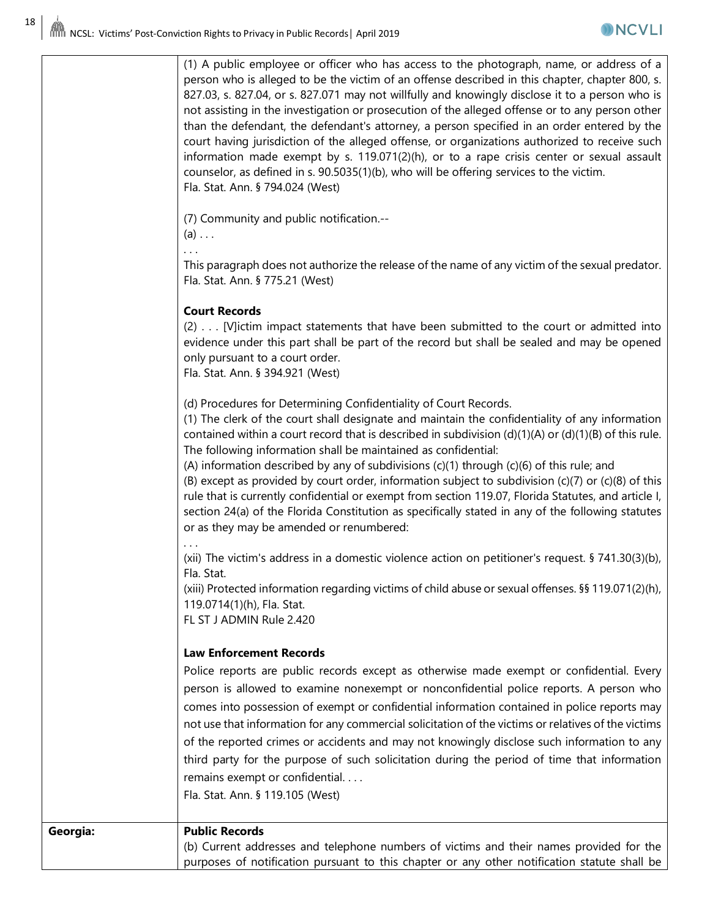| | |
|---|---|
| | (1) A public employee or officer who has access to the photograph, name, or address of a person who is alleged to be the victim of an offense described in this chapter, chapter 800, s. 827.03, s. 827.04, or s. 827.071 may not willfully and knowingly disclose it to a person who is not assisting in the investigation or prosecution of the alleged offense or to any person other than the defendant, the defendant's attorney, a person specified in an order entered by the court having jurisdiction of the alleged offense, or organizations authorized to receive such information made exempt by s. 119.071(2)(h), or to a rape crisis center or sexual assault counselor, as defined in s. 90.5035(1)(b), who will be offering services to the victim.<br>Fla. Stat. Ann. § 794.024 (West)<br><br>(7) Community and public notification.--<br>(a) . . .<br>. . .<br>This paragraph does not authorize the release of the name of any victim of the sexual predator.<br>Fla. Stat. Ann. § 775.21 (West)<br><br>**Court Records**<br>(2) . . . [V]ictim impact statements that have been submitted to the court or admitted into evidence under this part shall be part of the record but shall be sealed and may be opened only pursuant to a court order.<br>Fla. Stat. Ann. § 394.921 (West)<br><br>(d) Procedures for Determining Confidentiality of Court Records.<br>(1) The clerk of the court shall designate and maintain the confidentiality of any information contained within a court record that is described in subdivision (d)(1)(A) or (d)(1)(B) of this rule. The following information shall be maintained as confidential:<br>(A) information described by any of subdivisions (c)(1) through (c)(6) of this rule; and<br>(B) except as provided by court order, information subject to subdivision (c)(7) or (c)(8) of this rule that is currently confidential or exempt from section 119.07, Florida Statutes, and article I, section 24(a) of the Florida Constitution as specifically stated in any of the following statutes or as they may be amended or renumbered:<br>. . .<br>(xii) The victim's address in a domestic violence action on petitioner's request. § 741.30(3)(b), Fla. Stat.<br>(xiii) Protected information regarding victims of child abuse or sexual offenses. §§ 119.071(2)(h), 119.0714(1)(h), Fla. Stat.<br>FL ST J ADMIN Rule 2.420<br><br>**Law Enforcement Records**<br>Police reports are public records except as otherwise made exempt or confidential. Every person is allowed to examine nonexempt or nonconfidential police reports. A person who comes into possession of exempt or confidential information contained in police reports may not use that information for any commercial solicitation of the victims or relatives of the victims of the reported crimes or accidents and may not knowingly disclose such information to any third party for the purpose of such solicitation during the period of time that information remains exempt or confidential. . . .<br>Fla. Stat. Ann. § 119.105 (West) |
| **Georgia:** | **Public Records**<br>(b) Current addresses and telephone numbers of victims and their names provided for the purposes of notification pursuant to this chapter or any other notification statute shall be |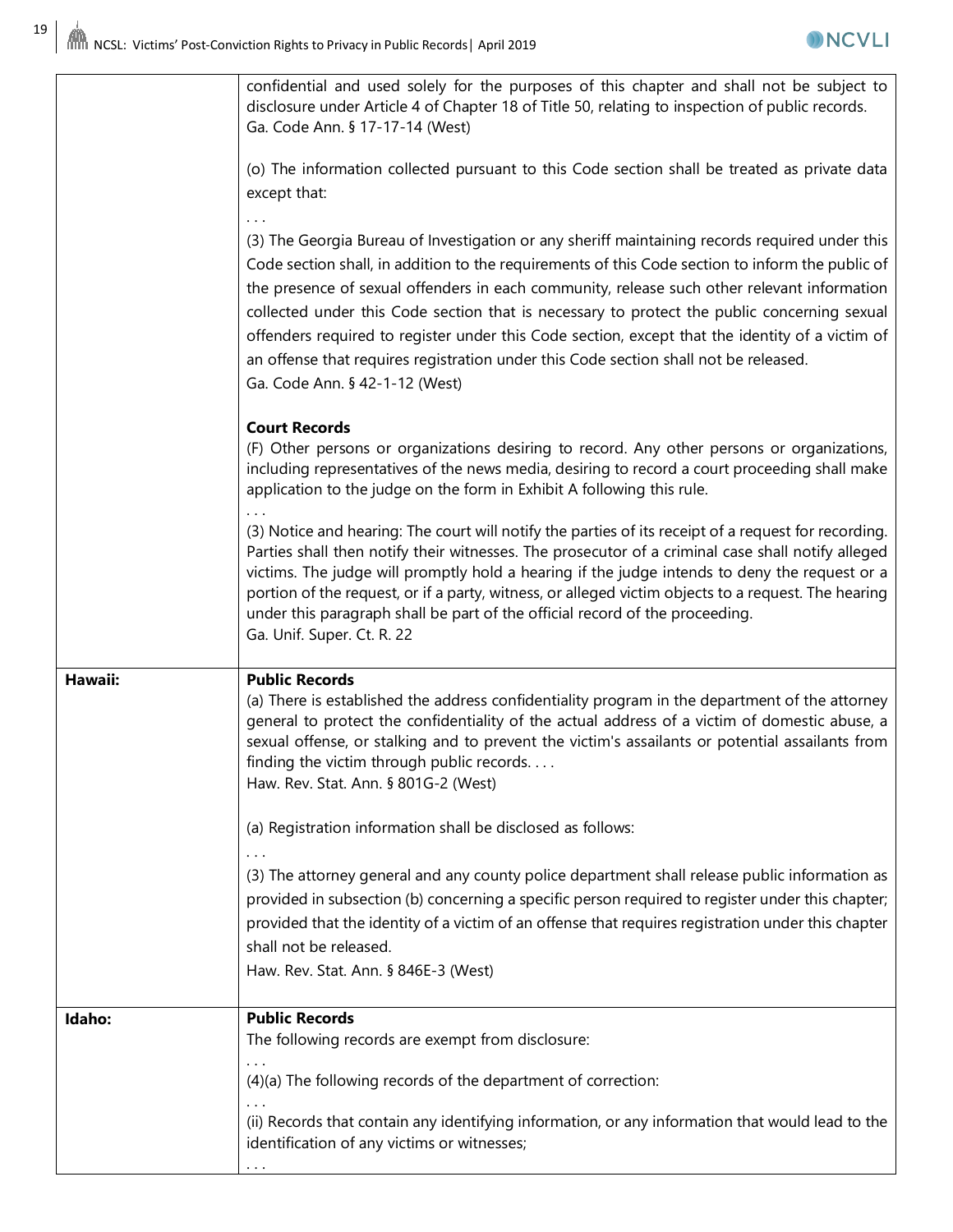| | |
|---|---|
| | confidential and used solely for the purposes of this chapter and shall not be subject to disclosure under Article 4 of Chapter 18 of Title 50, relating to inspection of public records.<br>Ga. Code Ann. § 17-17-14 (West)<br><br>(o) The information collected pursuant to this Code section shall be treated as private data except that:<br>. . .<br>(3) The Georgia Bureau of Investigation or any sheriff maintaining records required under this Code section shall, in addition to the requirements of this Code section to inform the public of the presence of sexual offenders in each community, release such other relevant information collected under this Code section that is necessary to protect the public concerning sexual offenders required to register under this Code section, except that the identity of a victim of an offense that requires registration under this Code section shall not be released.<br>Ga. Code Ann. § 42-1-12 (West)<br><br>**Court Records**<br>(F) Other persons or organizations desiring to record. Any other persons or organizations, including representatives of the news media, desiring to record a court proceeding shall make application to the judge on the form in Exhibit A following this rule.<br>. . .<br>(3) Notice and hearing: The court will notify the parties of its receipt of a request for recording. Parties shall then notify their witnesses. The prosecutor of a criminal case shall notify alleged victims. The judge will promptly hold a hearing if the judge intends to deny the request or a portion of the request, or if a party, witness, or alleged victim objects to a request. The hearing under this paragraph shall be part of the official record of the proceeding.<br>Ga. Unif. Super. Ct. R. 22 |
| **Hawaii:** | **Public Records**<br>(a) There is established the address confidentiality program in the department of the attorney general to protect the confidentiality of the actual address of a victim of domestic abuse, a sexual offense, or stalking and to prevent the victim's assailants or potential assailants from finding the victim through public records. . . .<br>Haw. Rev. Stat. Ann. § 801G-2 (West)<br><br>(a) Registration information shall be disclosed as follows:<br>. . .<br>(3) The attorney general and any county police department shall release public information as provided in subsection (b) concerning a specific person required to register under this chapter; provided that the identity of a victim of an offense that requires registration under this chapter shall not be released.<br>Haw. Rev. Stat. Ann. § 846E-3 (West) |
| **Idaho:** | **Public Records**<br>The following records are exempt from disclosure:<br>. . .<br>(4)(a) The following records of the department of correction:<br>. . .<br>(ii) Records that contain any identifying information, or any information that would lead to the identification of any victims or witnesses;<br>. . . |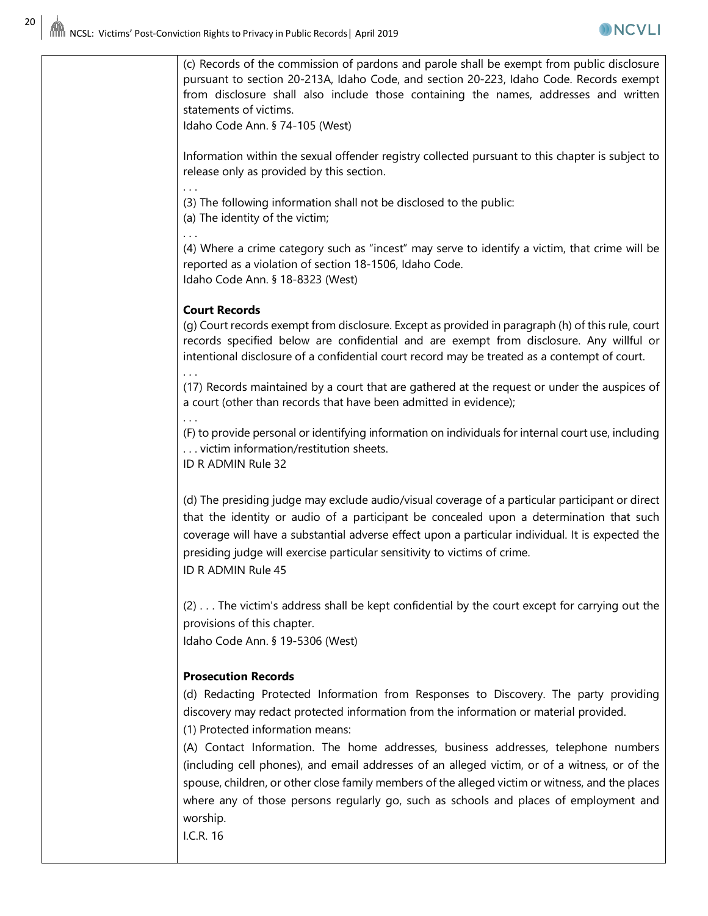| | |
|---|---|
| | (c) Records of the commission of pardons and parole shall be exempt from public disclosure pursuant to section 20-213A, Idaho Code, and section 20-223, Idaho Code. Records exempt from disclosure shall also include those containing the names, addresses and written statements of victims.<br>Idaho Code Ann. § 74-105 (West)<br><br>Information within the sexual offender registry collected pursuant to this chapter is subject to release only as provided by this section.<br>. . .<br>(3) The following information shall not be disclosed to the public:<br>(a) The identity of the victim;<br>. . .<br>(4) Where a crime category such as "incest" may serve to identify a victim, that crime will be reported as a violation of section 18-1506, Idaho Code.<br>Idaho Code Ann. § 18-8323 (West)<br><br>**Court Records**<br>(g) Court records exempt from disclosure. Except as provided in paragraph (h) of this rule, court records specified below are confidential and are exempt from disclosure. Any willful or intentional disclosure of a confidential court record may be treated as a contempt of court.<br>. . .<br>(17) Records maintained by a court that are gathered at the request or under the auspices of a court (other than records that have been admitted in evidence);<br>. . .<br>(F) to provide personal or identifying information on individuals for internal court use, including . . . victim information/restitution sheets.<br>ID R ADMIN Rule 32<br><br>(d) The presiding judge may exclude audio/visual coverage of a particular participant or direct that the identity or audio of a participant be concealed upon a determination that such coverage will have a substantial adverse effect upon a particular individual. It is expected the presiding judge will exercise particular sensitivity to victims of crime.<br>ID R ADMIN Rule 45<br><br>(2) . . . The victim's address shall be kept confidential by the court except for carrying out the provisions of this chapter.<br>Idaho Code Ann. § 19-5306 (West)<br><br>**Prosecution Records**<br>(d) Redacting Protected Information from Responses to Discovery. The party providing discovery may redact protected information from the information or material provided.<br>(1) Protected information means:<br>(A) Contact Information. The home addresses, business addresses, telephone numbers (including cell phones), and email addresses of an alleged victim, or of a witness, or of the spouse, children, or other close family members of the alleged victim or witness, and the places where any of those persons regularly go, such as schools and places of employment and worship.<br>I.C.R. 16 |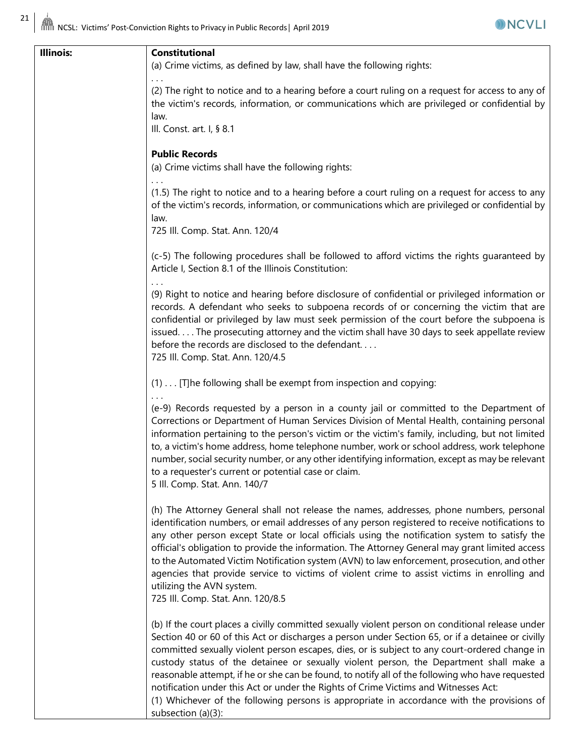| Illinois: | **Constitutional**<br>(a) Crime victims, as defined by law, shall have the following rights:<br>. . .<br>(2) The right to notice and to a hearing before a court ruling on a request for access to any of the victim's records, information, or communications which are privileged or confidential by law.<br>Ill. Const. art. I, § 8.1<br><br>**Public Records**<br>(a) Crime victims shall have the following rights:<br>. . .<br>(1.5) The right to notice and to a hearing before a court ruling on a request for access to any of the victim's records, information, or communications which are privileged or confidential by law.<br>725 Ill. Comp. Stat. Ann. 120/4<br><br>(c-5) The following procedures shall be followed to afford victims the rights guaranteed by Article I, Section 8.1 of the Illinois Constitution:<br>. . .<br>(9) Right to notice and hearing before disclosure of confidential or privileged information or records. A defendant who seeks to subpoena records of or concerning the victim that are confidential or privileged by law must seek permission of the court before the subpoena is issued. . . . The prosecuting attorney and the victim shall have 30 days to seek appellate review before the records are disclosed to the defendant. . . .<br>725 Ill. Comp. Stat. Ann. 120/4.5<br><br>(1) . . . [T]he following shall be exempt from inspection and copying:<br>. . .<br>(e-9) Records requested by a person in a county jail or committed to the Department of Corrections or Department of Human Services Division of Mental Health, containing personal information pertaining to the person's victim or the victim's family, including, but not limited to, a victim's home address, home telephone number, work or school address, work telephone number, social security number, or any other identifying information, except as may be relevant to a requester's current or potential case or claim.<br>5 Ill. Comp. Stat. Ann. 140/7<br><br>(h) The Attorney General shall not release the names, addresses, phone numbers, personal identification numbers, or email addresses of any person registered to receive notifications to any other person except State or local officials using the notification system to satisfy the official's obligation to provide the information. The Attorney General may grant limited access to the Automated Victim Notification system (AVN) to law enforcement, prosecution, and other agencies that provide service to victims of violent crime to assist victims in enrolling and utilizing the AVN system.<br>725 Ill. Comp. Stat. Ann. 120/8.5<br><br>(b) If the court places a civilly committed sexually violent person on conditional release under Section 40 or 60 of this Act or discharges a person under Section 65, or if a detainee or civilly committed sexually violent person escapes, dies, or is subject to any court-ordered change in custody status of the detainee or sexually violent person, the Department shall make a reasonable attempt, if he or she can be found, to notify all of the following who have requested notification under this Act or under the Rights of Crime Victims and Witnesses Act:<br>(1) Whichever of the following persons is appropriate in accordance with the provisions of subsection (a)(3): |
|---|---|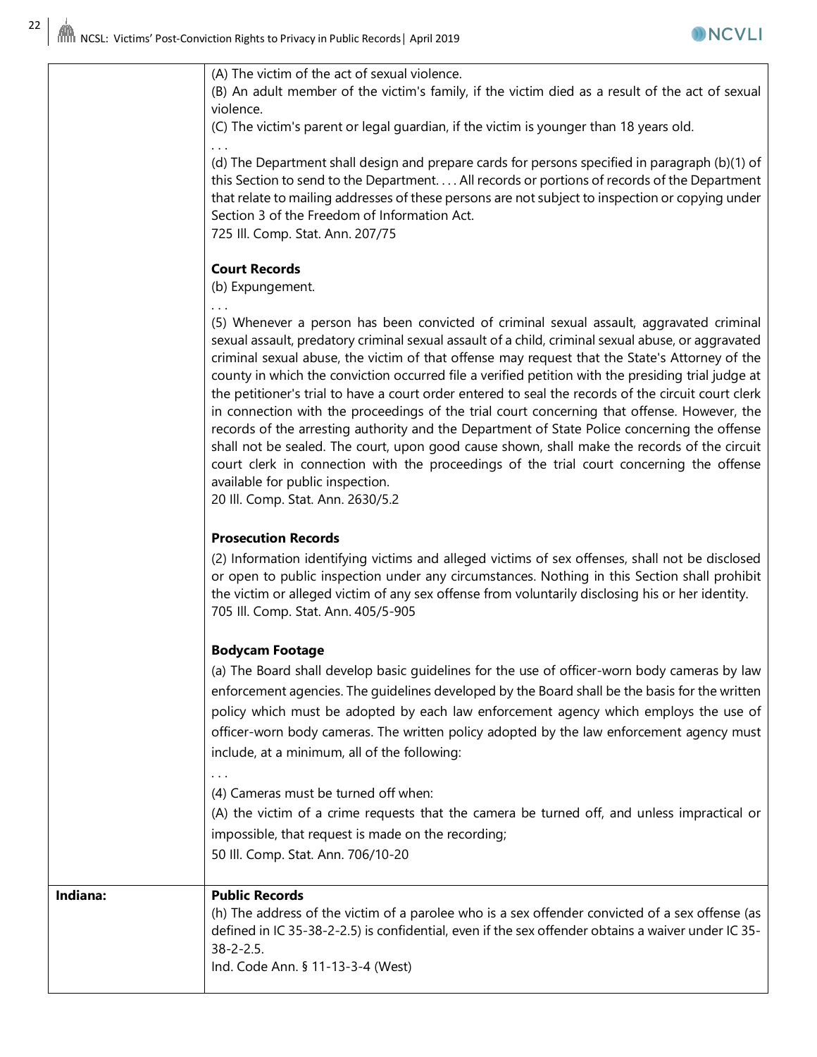| | |
|---|---|
| | (A) The victim of the act of sexual violence.<br>(B) An adult member of the victim's family, if the victim died as a result of the act of sexual violence.<br>(C) The victim's parent or legal guardian, if the victim is younger than 18 years old.<br>. . .<br>(d) The Department shall design and prepare cards for persons specified in paragraph (b)(1) of this Section to send to the Department. . . . All records or portions of records of the Department that relate to mailing addresses of these persons are not subject to inspection or copying under Section 3 of the Freedom of Information Act.<br>725 Ill. Comp. Stat. Ann. 207/75<br><br>**Court Records**<br>(b) Expungement.<br>. . .<br>(5) Whenever a person has been convicted of criminal sexual assault, aggravated criminal sexual assault, predatory criminal sexual assault of a child, criminal sexual abuse, or aggravated criminal sexual abuse, the victim of that offense may request that the State's Attorney of the county in which the conviction occurred file a verified petition with the presiding trial judge at the petitioner's trial to have a court order entered to seal the records of the circuit court clerk in connection with the proceedings of the trial court concerning that offense. However, the records of the arresting authority and the Department of State Police concerning the offense shall not be sealed. The court, upon good cause shown, shall make the records of the circuit court clerk in connection with the proceedings of the trial court concerning the offense available for public inspection.<br>20 Ill. Comp. Stat. Ann. 2630/5.2<br><br>**Prosecution Records**<br>(2) Information identifying victims and alleged victims of sex offenses, shall not be disclosed or open to public inspection under any circumstances. Nothing in this Section shall prohibit the victim or alleged victim of any sex offense from voluntarily disclosing his or her identity.<br>705 Ill. Comp. Stat. Ann. 405/5-905<br><br>**Bodycam Footage**<br>(a) The Board shall develop basic guidelines for the use of officer-worn body cameras by law enforcement agencies. The guidelines developed by the Board shall be the basis for the written policy which must be adopted by each law enforcement agency which employs the use of officer-worn body cameras. The written policy adopted by the law enforcement agency must include, at a minimum, all of the following:<br>. . .<br>(4) Cameras must be turned off when:<br>(A) the victim of a crime requests that the camera be turned off, and unless impractical or impossible, that request is made on the recording;<br>50 Ill. Comp. Stat. Ann. 706/10-20 |
| **Indiana:** | **Public Records**<br>(h) The address of the victim of a parolee who is a sex offender convicted of a sex offense (as defined in IC 35-38-2-2.5) is confidential, even if the sex offender obtains a waiver under IC 35-38-2-2.5.<br>Ind. Code Ann. § 11-13-3-4 (West) |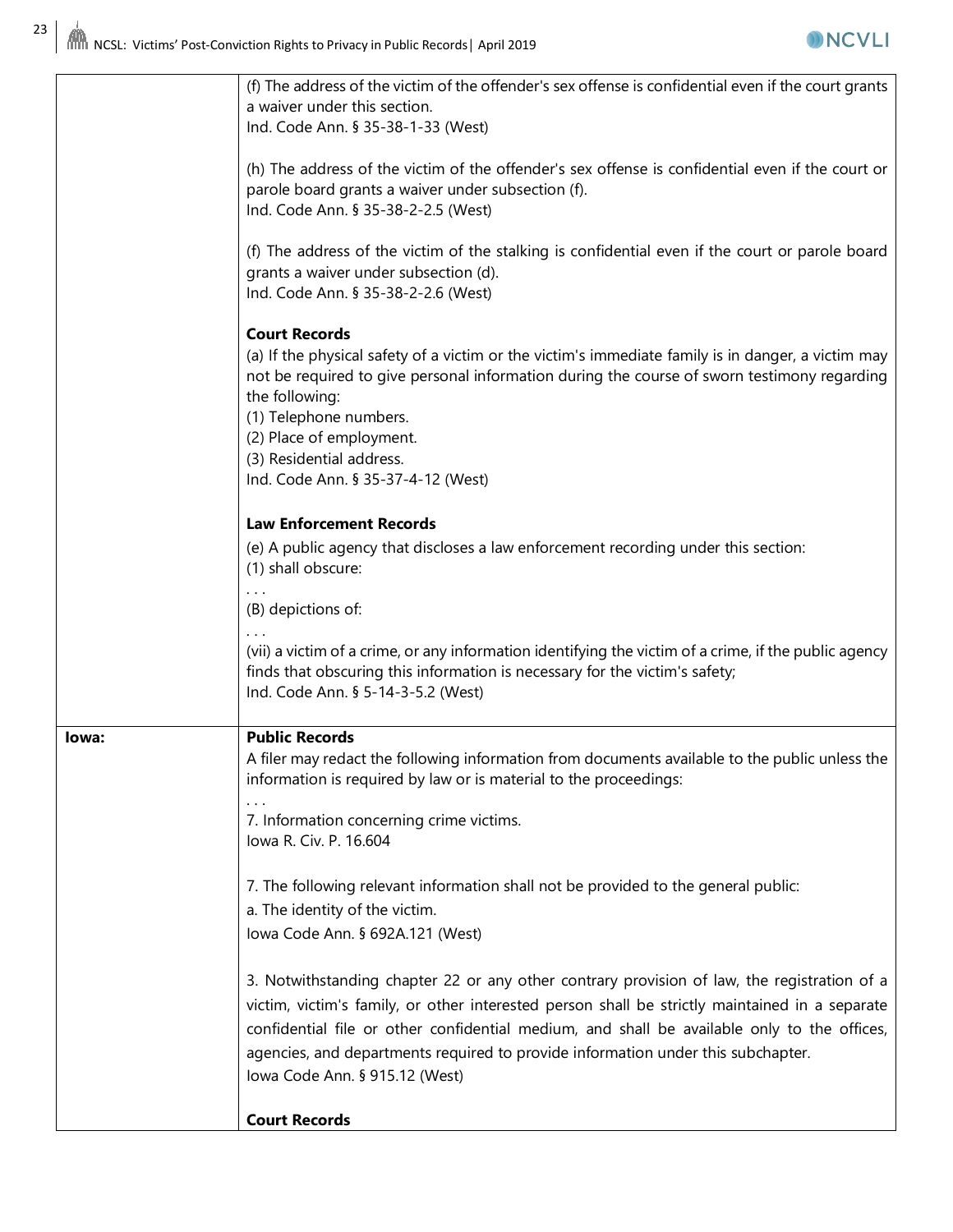| | |
|---|---|
| | (f) The address of the victim of the offender's sex offense is confidential even if the court grants a waiver under this section.<br>Ind. Code Ann. § 35-38-1-33 (West)<br><br>(h) The address of the victim of the offender's sex offense is confidential even if the court or parole board grants a waiver under subsection (f).<br>Ind. Code Ann. § 35-38-2-2.5 (West)<br><br>(f) The address of the victim of the stalking is confidential even if the court or parole board grants a waiver under subsection (d).<br>Ind. Code Ann. § 35-38-2-2.6 (West)<br><br>**Court Records**<br>(a) If the physical safety of a victim or the victim's immediate family is in danger, a victim may not be required to give personal information during the course of sworn testimony regarding the following:<br>(1) Telephone numbers.<br>(2) Place of employment.<br>(3) Residential address.<br>Ind. Code Ann. § 35-37-4-12 (West)<br><br>**Law Enforcement Records**<br>(e) A public agency that discloses a law enforcement recording under this section:<br>(1) shall obscure:<br>. . .<br>(B) depictions of:<br>. . .<br>(vii) a victim of a crime, or any information identifying the victim of a crime, if the public agency finds that obscuring this information is necessary for the victim's safety;<br>Ind. Code Ann. § 5-14-3-5.2 (West) |
| **Iowa:** | **Public Records**<br>A filer may redact the following information from documents available to the public unless the information is required by law or is material to the proceedings:<br>. . .<br>7. Information concerning crime victims.<br>Iowa R. Civ. P. 16.604<br><br>7. The following relevant information shall not be provided to the general public:<br>a. The identity of the victim.<br>Iowa Code Ann. § 692A.121 (West)<br><br>3. Notwithstanding chapter 22 or any other contrary provision of law, the registration of a victim, victim's family, or other interested person shall be strictly maintained in a separate confidential file or other confidential medium, and shall be available only to the offices, agencies, and departments required to provide information under this subchapter.<br>Iowa Code Ann. § 915.12 (West)<br><br>**Court Records** |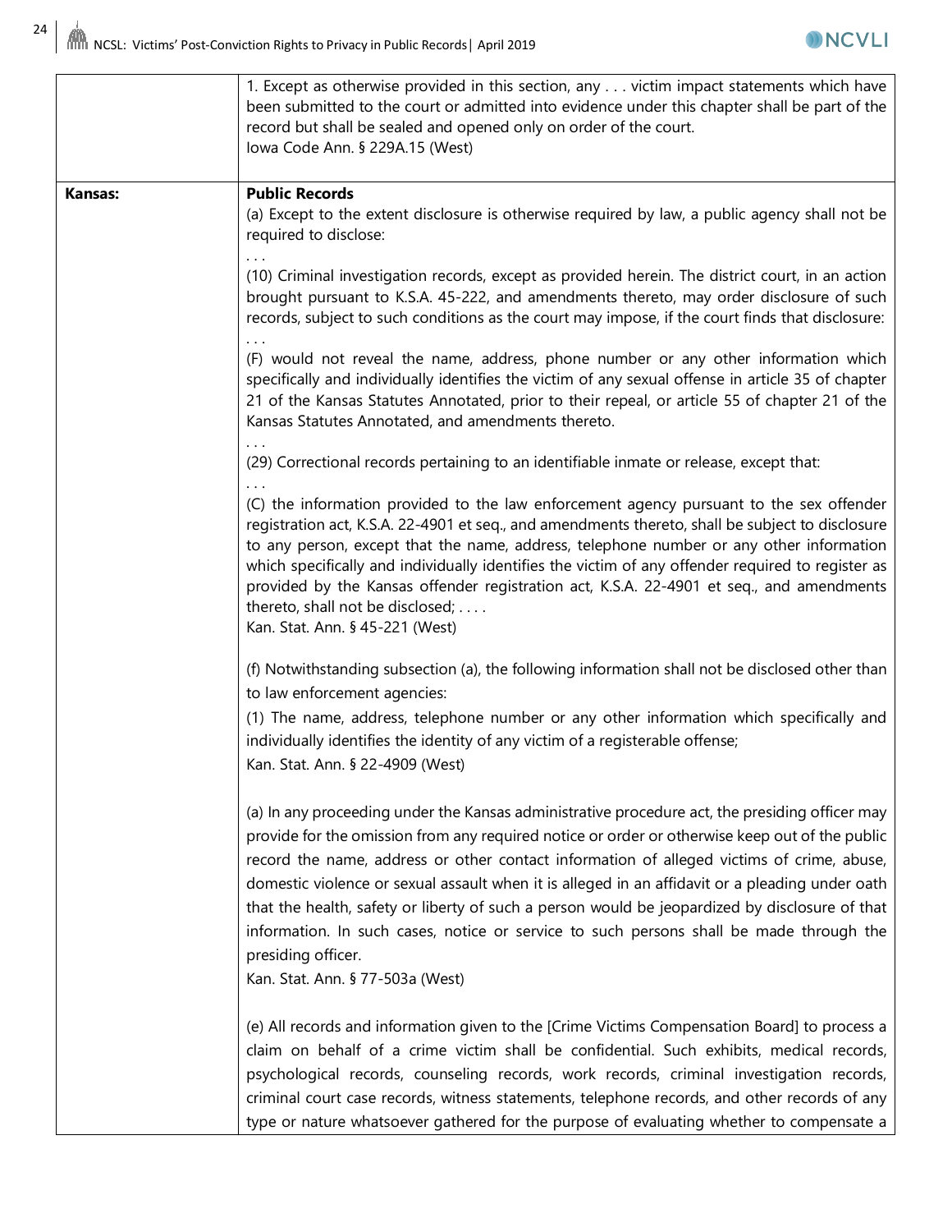| | |
|---|---|
| | 1. Except as otherwise provided in this section, any . . . victim impact statements which have been submitted to the court or admitted into evidence under this chapter shall be part of the record but shall be sealed and opened only on order of the court.<br>Iowa Code Ann. § 229A.15 (West) |
| **Kansas:** | **Public Records**<br>(a) Except to the extent disclosure is otherwise required by law, a public agency shall not be required to disclose:<br>. . .<br>(10) Criminal investigation records, except as provided herein. The district court, in an action brought pursuant to K.S.A. 45-222, and amendments thereto, may order disclosure of such records, subject to such conditions as the court may impose, if the court finds that disclosure:<br>. . .<br>(F) would not reveal the name, address, phone number or any other information which specifically and individually identifies the victim of any sexual offense in article 35 of chapter 21 of the Kansas Statutes Annotated, prior to their repeal, or article 55 of chapter 21 of the Kansas Statutes Annotated, and amendments thereto.<br>. . .<br>(29) Correctional records pertaining to an identifiable inmate or release, except that:<br>. . .<br>(C) the information provided to the law enforcement agency pursuant to the sex offender registration act, K.S.A. 22-4901 et seq., and amendments thereto, shall be subject to disclosure to any person, except that the name, address, telephone number or any other information which specifically and individually identifies the victim of any offender required to register as provided by the Kansas offender registration act, K.S.A. 22-4901 et seq., and amendments thereto, shall not be disclosed; . . . .<br>Kan. Stat. Ann. § 45-221 (West)<br><br>(f) Notwithstanding subsection (a), the following information shall not be disclosed other than to law enforcement agencies:<br>(1) The name, address, telephone number or any other information which specifically and individually identifies the identity of any victim of a registerable offense;<br>Kan. Stat. Ann. § 22-4909 (West)<br><br>(a) In any proceeding under the Kansas administrative procedure act, the presiding officer may provide for the omission from any required notice or order or otherwise keep out of the public record the name, address or other contact information of alleged victims of crime, abuse, domestic violence or sexual assault when it is alleged in an affidavit or a pleading under oath that the health, safety or liberty of such a person would be jeopardized by disclosure of that information. In such cases, notice or service to such persons shall be made through the presiding officer.<br>Kan. Stat. Ann. § 77-503a (West)<br><br>(e) All records and information given to the [Crime Victims Compensation Board] to process a claim on behalf of a crime victim shall be confidential. Such exhibits, medical records, psychological records, counseling records, work records, criminal investigation records, criminal court case records, witness statements, telephone records, and other records of any type or nature whatsoever gathered for the purpose of evaluating whether to compensate a |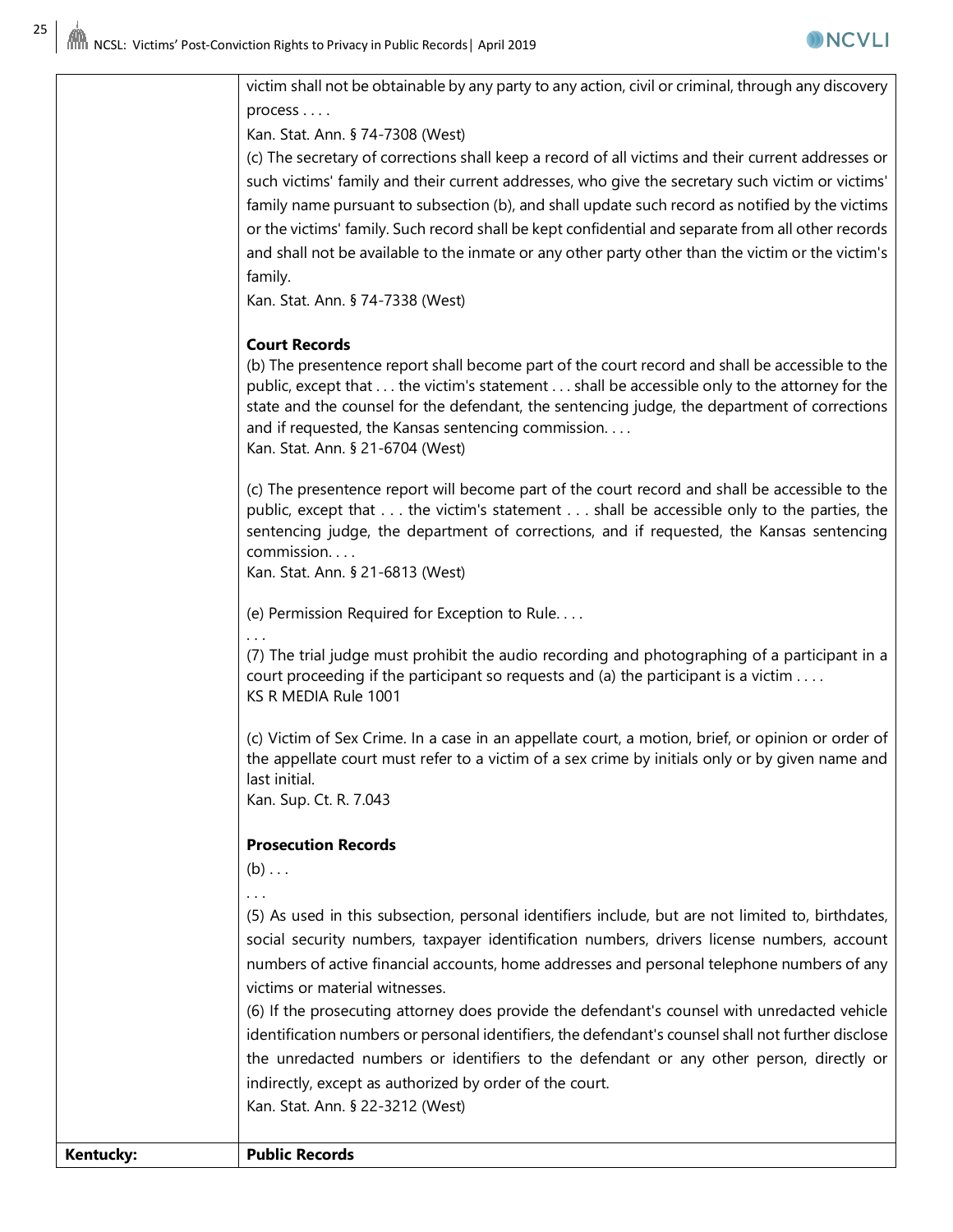| | |
|---|---|
| | victim shall not be obtainable by any party to any action, civil or criminal, through any discovery process . . . .<br>Kan. Stat. Ann. § 74-7308 (West)<br>(c) The secretary of corrections shall keep a record of all victims and their current addresses or such victims' family and their current addresses, who give the secretary such victim or victims' family name pursuant to subsection (b), and shall update such record as notified by the victims or the victims' family. Such record shall be kept confidential and separate from all other records and shall not be available to the inmate or any other party other than the victim or the victim's family.<br>Kan. Stat. Ann. § 74-7338 (West)<br><br>**Court Records**<br>(b) The presentence report shall become part of the court record and shall be accessible to the public, except that . . . the victim's statement . . . shall be accessible only to the attorney for the state and the counsel for the defendant, the sentencing judge, the department of corrections and if requested, the Kansas sentencing commission. . . .<br>Kan. Stat. Ann. § 21-6704 (West)<br><br>(c) The presentence report will become part of the court record and shall be accessible to the public, except that . . . the victim's statement . . . shall be accessible only to the parties, the sentencing judge, the department of corrections, and if requested, the Kansas sentencing commission. . . .<br>Kan. Stat. Ann. § 21-6813 (West)<br><br>(e) Permission Required for Exception to Rule. . . .<br>. . .<br>(7) The trial judge must prohibit the audio recording and photographing of a participant in a court proceeding if the participant so requests and (a) the participant is a victim . . . .<br>KS R MEDIA Rule 1001<br><br>(c) Victim of Sex Crime. In a case in an appellate court, a motion, brief, or opinion or order of the appellate court must refer to a victim of a sex crime by initials only or by given name and last initial.<br>Kan. Sup. Ct. R. 7.043<br><br>**Prosecution Records**<br>(b) . . .<br>. . .<br>(5) As used in this subsection, personal identifiers include, but are not limited to, birthdates, social security numbers, taxpayer identification numbers, drivers license numbers, account numbers of active financial accounts, home addresses and personal telephone numbers of any victims or material witnesses.<br>(6) If the prosecuting attorney does provide the defendant's counsel with unredacted vehicle identification numbers or personal identifiers, the defendant's counsel shall not further disclose the unredacted numbers or identifiers to the defendant or any other person, directly or indirectly, except as authorized by order of the court.<br>Kan. Stat. Ann. § 22-3212 (West) |
| **Kentucky:** | **Public Records** |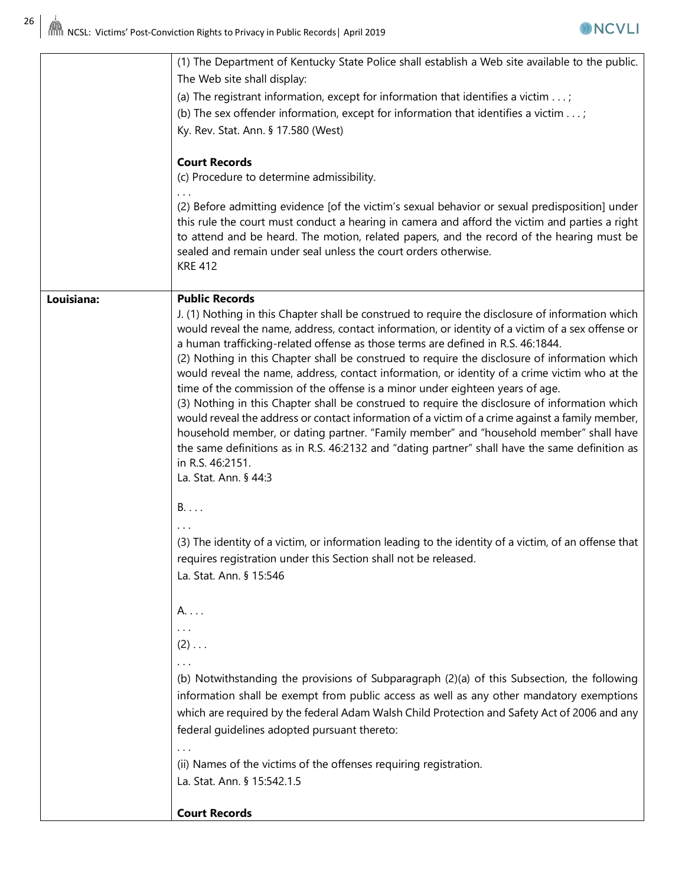| | |
|---|---|
| | (1) The Department of Kentucky State Police shall establish a Web site available to the public. The Web site shall display:<br>(a) The registrant information, except for information that identifies a victim . . . ;<br>(b) The sex offender information, except for information that identifies a victim . . . ;<br>Ky. Rev. Stat. Ann. § 17.580 (West)<br><br>**Court Records**<br>(c) Procedure to determine admissibility.<br>. . .<br>(2) Before admitting evidence [of the victim's sexual behavior or sexual predisposition] under this rule the court must conduct a hearing in camera and afford the victim and parties a right to attend and be heard. The motion, related papers, and the record of the hearing must be sealed and remain under seal unless the court orders otherwise.<br>KRE 412 |
| **Louisiana:** | **Public Records**<br>J. (1) Nothing in this Chapter shall be construed to require the disclosure of information which would reveal the name, address, contact information, or identity of a victim of a sex offense or a human trafficking-related offense as those terms are defined in R.S. 46:1844.<br>(2) Nothing in this Chapter shall be construed to require the disclosure of information which would reveal the name, address, contact information, or identity of a crime victim who at the time of the commission of the offense is a minor under eighteen years of age.<br>(3) Nothing in this Chapter shall be construed to require the disclosure of information which would reveal the address or contact information of a victim of a crime against a family member, household member, or dating partner. "Family member" and "household member" shall have the same definitions as in R.S. 46:2132 and "dating partner" shall have the same definition as in R.S. 46:2151.<br>La. Stat. Ann. § 44:3<br><br>B. . . .<br>. . .<br>(3) The identity of a victim, or information leading to the identity of a victim, of an offense that requires registration under this Section shall not be released.<br>La. Stat. Ann. § 15:546<br><br>A. . . .<br>. . .<br>(2) . . .<br>. . .<br>(b) Notwithstanding the provisions of Subparagraph (2)(a) of this Subsection, the following information shall be exempt from public access as well as any other mandatory exemptions which are required by the federal Adam Walsh Child Protection and Safety Act of 2006 and any federal guidelines adopted pursuant thereto:<br>. . .<br>(ii) Names of the victims of the offenses requiring registration.<br>La. Stat. Ann. § 15:542.1.5<br><br>**Court Records** |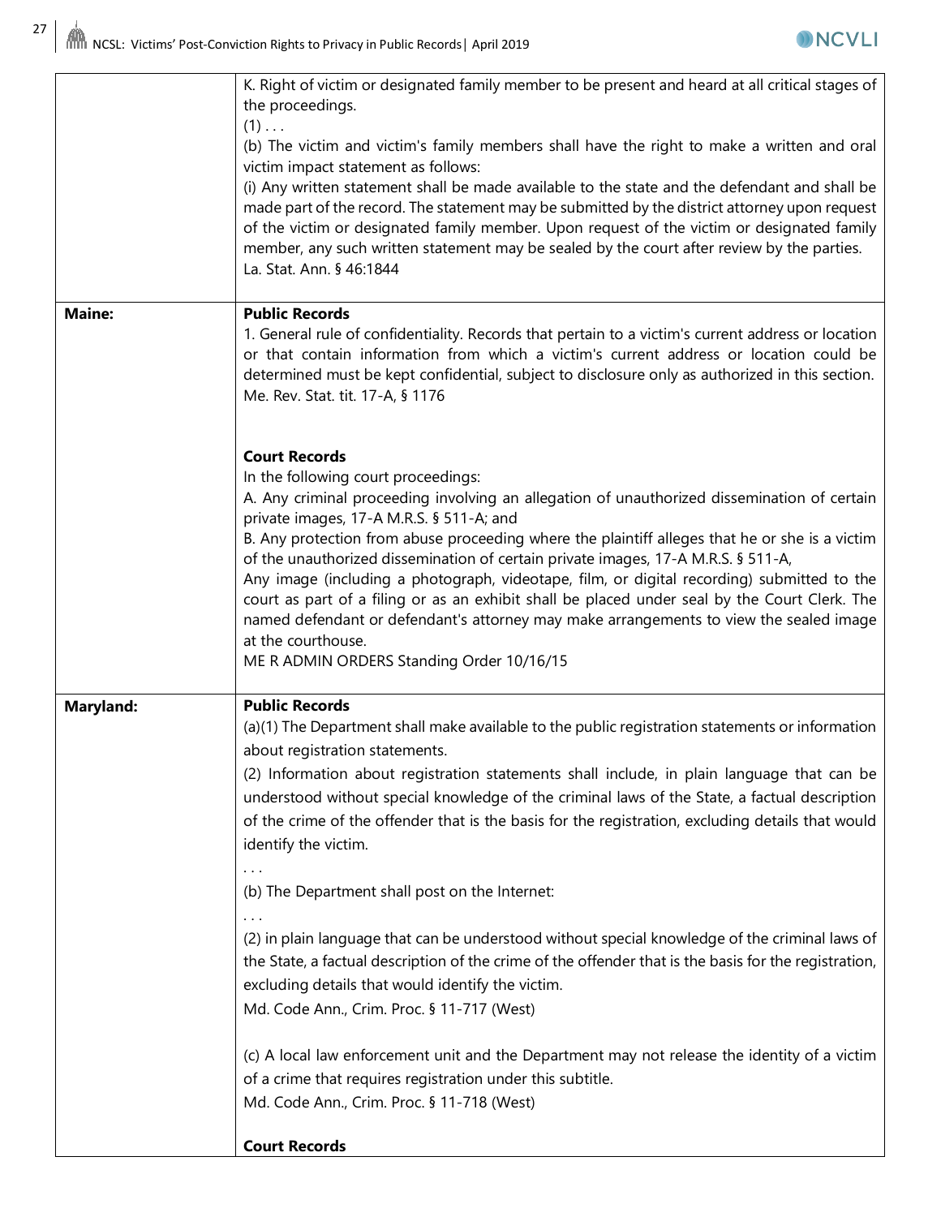| | |
|---|---|
| | K. Right of victim or designated family member to be present and heard at all critical stages of the proceedings.<br>(1) . . .<br>(b) The victim and victim's family members shall have the right to make a written and oral victim impact statement as follows:<br>(i) Any written statement shall be made available to the state and the defendant and shall be made part of the record. The statement may be submitted by the district attorney upon request of the victim or designated family member. Upon request of the victim or designated family member, any such written statement may be sealed by the court after review by the parties.<br>La. Stat. Ann. § 46:1844 |
| **Maine:** | **Public Records**<br>1. General rule of confidentiality. Records that pertain to a victim's current address or location or that contain information from which a victim's current address or location could be determined must be kept confidential, subject to disclosure only as authorized in this section.<br>Me. Rev. Stat. tit. 17-A, § 1176<br><br>**Court Records**<br>In the following court proceedings:<br>A. Any criminal proceeding involving an allegation of unauthorized dissemination of certain private images, 17-A M.R.S. § 511-A; and<br>B. Any protection from abuse proceeding where the plaintiff alleges that he or she is a victim of the unauthorized dissemination of certain private images, 17-A M.R.S. § 511-A,<br>Any image (including a photograph, videotape, film, or digital recording) submitted to the court as part of a filing or as an exhibit shall be placed under seal by the Court Clerk. The named defendant or defendant's attorney may make arrangements to view the sealed image at the courthouse.<br>ME R ADMIN ORDERS Standing Order 10/16/15 |
| **Maryland:** | **Public Records**<br>(a)(1) The Department shall make available to the public registration statements or information about registration statements.<br>(2) Information about registration statements shall include, in plain language that can be understood without special knowledge of the criminal laws of the State, a factual description of the crime of the offender that is the basis for the registration, excluding details that would identify the victim.<br>. . .<br>(b) The Department shall post on the Internet:<br>. . .<br>(2) in plain language that can be understood without special knowledge of the criminal laws of the State, a factual description of the crime of the offender that is the basis for the registration, excluding details that would identify the victim.<br>Md. Code Ann., Crim. Proc. § 11-717 (West)<br><br>(c) A local law enforcement unit and the Department may not release the identity of a victim of a crime that requires registration under this subtitle.<br>Md. Code Ann., Crim. Proc. § 11-718 (West)<br><br>**Court Records** |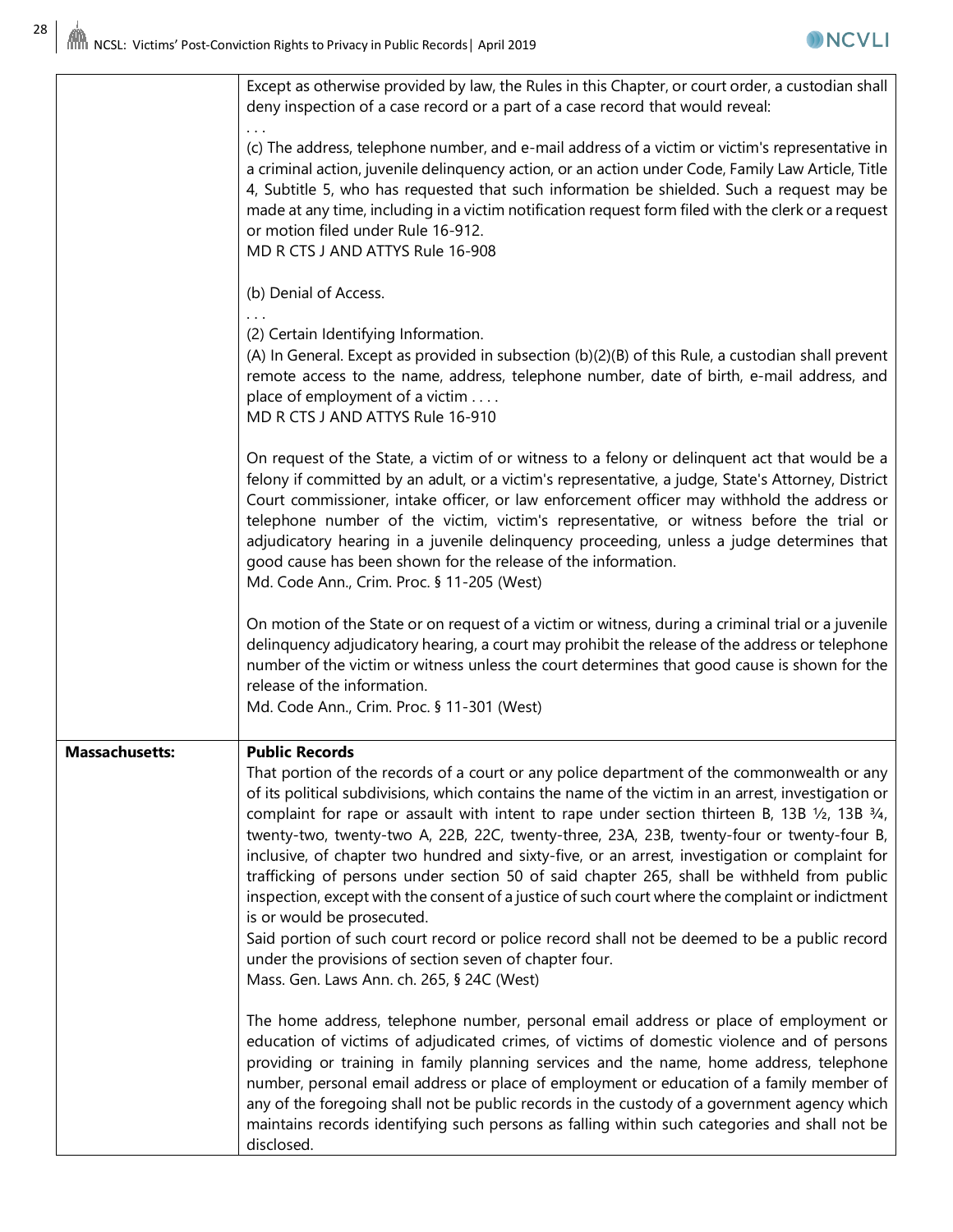| | |
|---|---|
| | Except as otherwise provided by law, the Rules in this Chapter, or court order, a custodian shall deny inspection of a case record or a part of a case record that would reveal:<br>. . .<br>(c) The address, telephone number, and e-mail address of a victim or victim's representative in a criminal action, juvenile delinquency action, or an action under Code, Family Law Article, Title 4, Subtitle 5, who has requested that such information be shielded. Such a request may be made at any time, including in a victim notification request form filed with the clerk or a request or motion filed under Rule 16-912.<br>MD R CTS J AND ATTYS Rule 16-908<br><br>(b) Denial of Access.<br>. . .<br>(2) Certain Identifying Information.<br>(A) In General. Except as provided in subsection (b)(2)(B) of this Rule, a custodian shall prevent remote access to the name, address, telephone number, date of birth, e-mail address, and place of employment of a victim . . . .<br>MD R CTS J AND ATTYS Rule 16-910<br><br>On request of the State, a victim of or witness to a felony or delinquent act that would be a felony if committed by an adult, or a victim's representative, a judge, State's Attorney, District Court commissioner, intake officer, or law enforcement officer may withhold the address or telephone number of the victim, victim's representative, or witness before the trial or adjudicatory hearing in a juvenile delinquency proceeding, unless a judge determines that good cause has been shown for the release of the information.<br>Md. Code Ann., Crim. Proc. § 11-205 (West)<br><br>On motion of the State or on request of a victim or witness, during a criminal trial or a juvenile delinquency adjudicatory hearing, a court may prohibit the release of the address or telephone number of the victim or witness unless the court determines that good cause is shown for the release of the information.<br>Md. Code Ann., Crim. Proc. § 11-301 (West) |
| **Massachusetts:** | **Public Records**<br>That portion of the records of a court or any police department of the commonwealth or any of its political subdivisions, which contains the name of the victim in an arrest, investigation or complaint for rape or assault with intent to rape under section thirteen B, 13B ½, 13B ¾, twenty-two, twenty-two A, 22B, 22C, twenty-three, 23A, 23B, twenty-four or twenty-four B, inclusive, of chapter two hundred and sixty-five, or an arrest, investigation or complaint for trafficking of persons under section 50 of said chapter 265, shall be withheld from public inspection, except with the consent of a justice of such court where the complaint or indictment is or would be prosecuted.<br>Said portion of such court record or police record shall not be deemed to be a public record under the provisions of section seven of chapter four.<br>Mass. Gen. Laws Ann. ch. 265, § 24C (West)<br><br>The home address, telephone number, personal email address or place of employment or education of victims of adjudicated crimes, of victims of domestic violence and of persons providing or training in family planning services and the name, home address, telephone number, personal email address or place of employment or education of a family member of any of the foregoing shall not be public records in the custody of a government agency which maintains records identifying such persons as falling within such categories and shall not be disclosed. |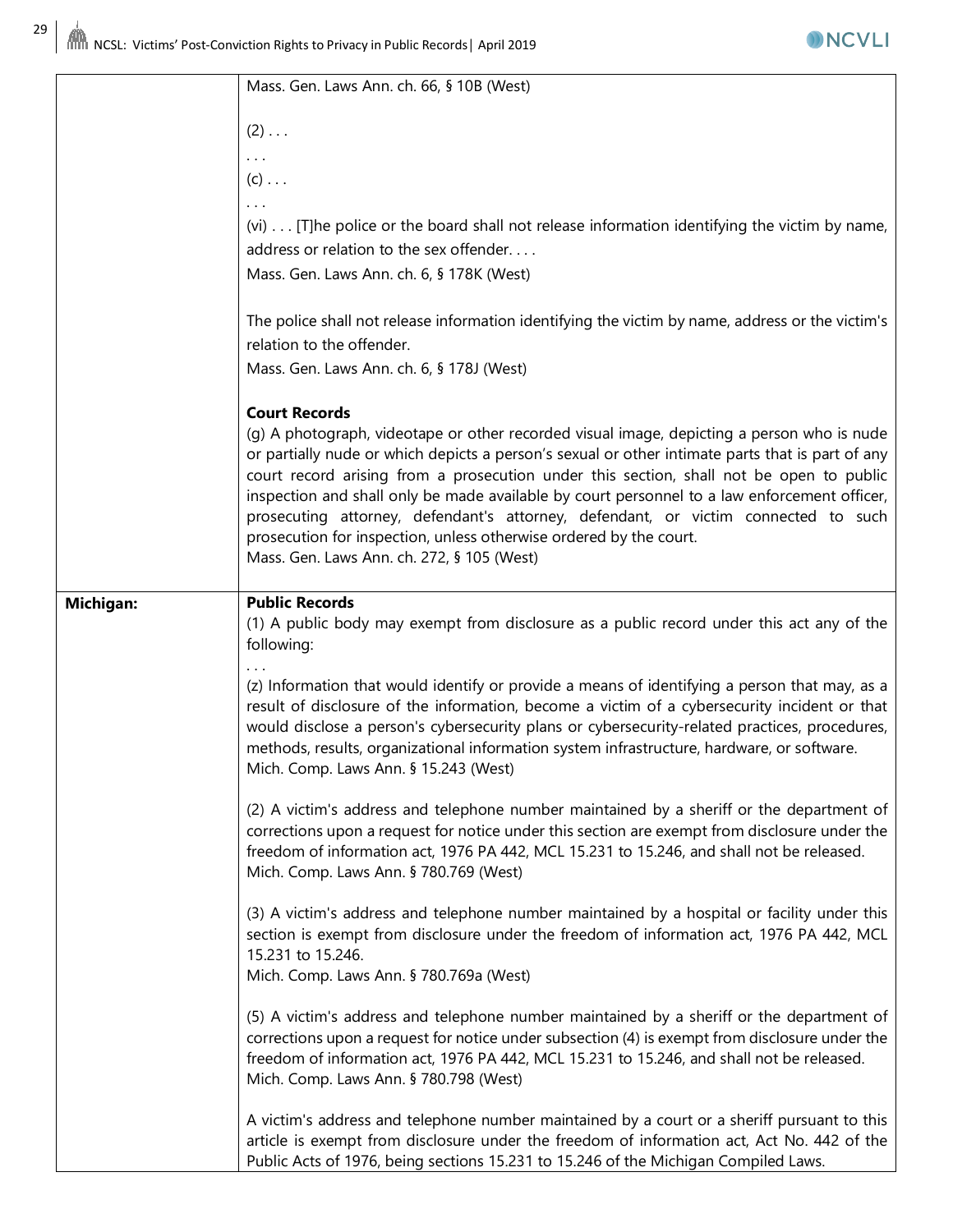| | |
|---|---|
| | Mass. Gen. Laws Ann. ch. 66, § 10B (West)<br><br>(2) . . .<br>. . .<br>(c) . . .<br>. . .<br>(vi) . . . [T]he police or the board shall not release information identifying the victim by name, address or relation to the sex offender. . . .<br>Mass. Gen. Laws Ann. ch. 6, § 178K (West)<br><br>The police shall not release information identifying the victim by name, address or the victim's relation to the offender.<br>Mass. Gen. Laws Ann. ch. 6, § 178J (West)<br><br>**Court Records**<br>(g) A photograph, videotape or other recorded visual image, depicting a person who is nude or partially nude or which depicts a person's sexual or other intimate parts that is part of any court record arising from a prosecution under this section, shall not be open to public inspection and shall only be made available by court personnel to a law enforcement officer, prosecuting attorney, defendant's attorney, defendant, or victim connected to such prosecution for inspection, unless otherwise ordered by the court.<br>Mass. Gen. Laws Ann. ch. 272, § 105 (West) |
| **Michigan:** | **Public Records**<br>(1) A public body may exempt from disclosure as a public record under this act any of the following:<br>. . .<br>(z) Information that would identify or provide a means of identifying a person that may, as a result of disclosure of the information, become a victim of a cybersecurity incident or that would disclose a person's cybersecurity plans or cybersecurity-related practices, procedures, methods, results, organizational information system infrastructure, hardware, or software.<br>Mich. Comp. Laws Ann. § 15.243 (West)<br><br>(2) A victim's address and telephone number maintained by a sheriff or the department of corrections upon a request for notice under this section are exempt from disclosure under the freedom of information act, 1976 PA 442, MCL 15.231 to 15.246, and shall not be released.<br>Mich. Comp. Laws Ann. § 780.769 (West)<br><br>(3) A victim's address and telephone number maintained by a hospital or facility under this section is exempt from disclosure under the freedom of information act, 1976 PA 442, MCL 15.231 to 15.246.<br>Mich. Comp. Laws Ann. § 780.769a (West)<br><br>(5) A victim's address and telephone number maintained by a sheriff or the department of corrections upon a request for notice under subsection (4) is exempt from disclosure under the freedom of information act, 1976 PA 442, MCL 15.231 to 15.246, and shall not be released.<br>Mich. Comp. Laws Ann. § 780.798 (West)<br><br>A victim's address and telephone number maintained by a court or a sheriff pursuant to this article is exempt from disclosure under the freedom of information act, Act No. 442 of the Public Acts of 1976, being sections 15.231 to 15.246 of the Michigan Compiled Laws. |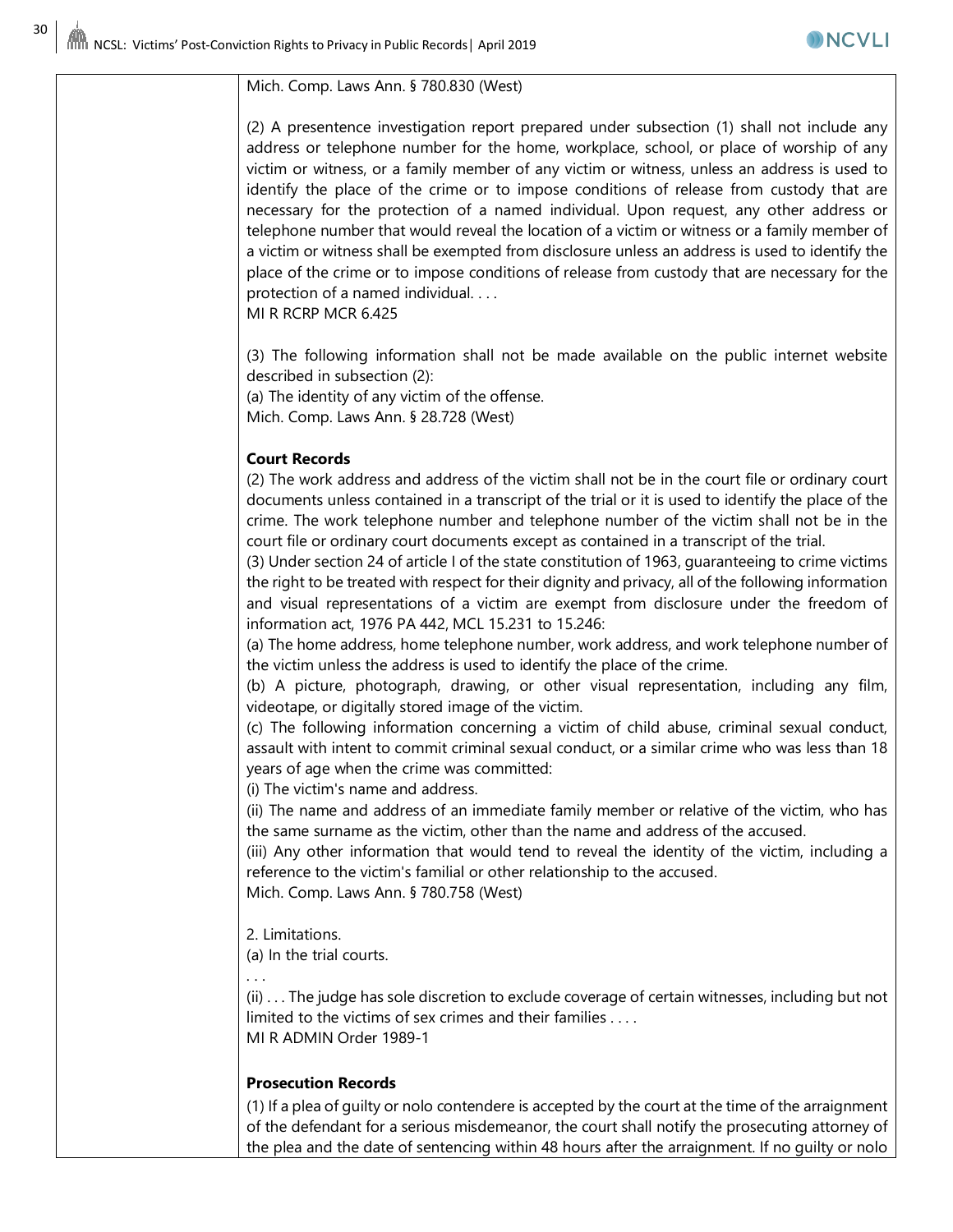| | |
|---|---|
| | Mich. Comp. Laws Ann. § 780.830 (West)<br><br>(2) A presentence investigation report prepared under subsection (1) shall not include any address or telephone number for the home, workplace, school, or place of worship of any victim or witness, or a family member of any victim or witness, unless an address is used to identify the place of the crime or to impose conditions of release from custody that are necessary for the protection of a named individual. Upon request, any other address or telephone number that would reveal the location of a victim or witness or a family member of a victim or witness shall be exempted from disclosure unless an address is used to identify the place of the crime or to impose conditions of release from custody that are necessary for the protection of a named individual. . . .<br>MI R RCRP MCR 6.425<br><br>(3) The following information shall not be made available on the public internet website described in subsection (2):<br>(a) The identity of any victim of the offense.<br>Mich. Comp. Laws Ann. § 28.728 (West)<br><br>**Court Records**<br>(2) The work address and address of the victim shall not be in the court file or ordinary court documents unless contained in a transcript of the trial or it is used to identify the place of the crime. The work telephone number and telephone number of the victim shall not be in the court file or ordinary court documents except as contained in a transcript of the trial.<br>(3) Under section 24 of article I of the state constitution of 1963, guaranteeing to crime victims the right to be treated with respect for their dignity and privacy, all of the following information and visual representations of a victim are exempt from disclosure under the freedom of information act, 1976 PA 442, MCL 15.231 to 15.246:<br>(a) The home address, home telephone number, work address, and work telephone number of the victim unless the address is used to identify the place of the crime.<br>(b) A picture, photograph, drawing, or other visual representation, including any film, videotape, or digitally stored image of the victim.<br>(c) The following information concerning a victim of child abuse, criminal sexual conduct, assault with intent to commit criminal sexual conduct, or a similar crime who was less than 18 years of age when the crime was committed:<br>(i) The victim's name and address.<br>(ii) The name and address of an immediate family member or relative of the victim, who has the same surname as the victim, other than the name and address of the accused.<br>(iii) Any other information that would tend to reveal the identity of the victim, including a reference to the victim's familial or other relationship to the accused.<br>Mich. Comp. Laws Ann. § 780.758 (West)<br><br>2. Limitations.<br>(a) In the trial courts.<br>. . .<br>(ii) . . . The judge has sole discretion to exclude coverage of certain witnesses, including but not limited to the victims of sex crimes and their families . . . .<br>MI R ADMIN Order 1989-1<br><br>**Prosecution Records**<br>(1) If a plea of guilty or nolo contendere is accepted by the court at the time of the arraignment of the defendant for a serious misdemeanor, the court shall notify the prosecuting attorney of the plea and the date of sentencing within 48 hours after the arraignment. If no guilty or nolo |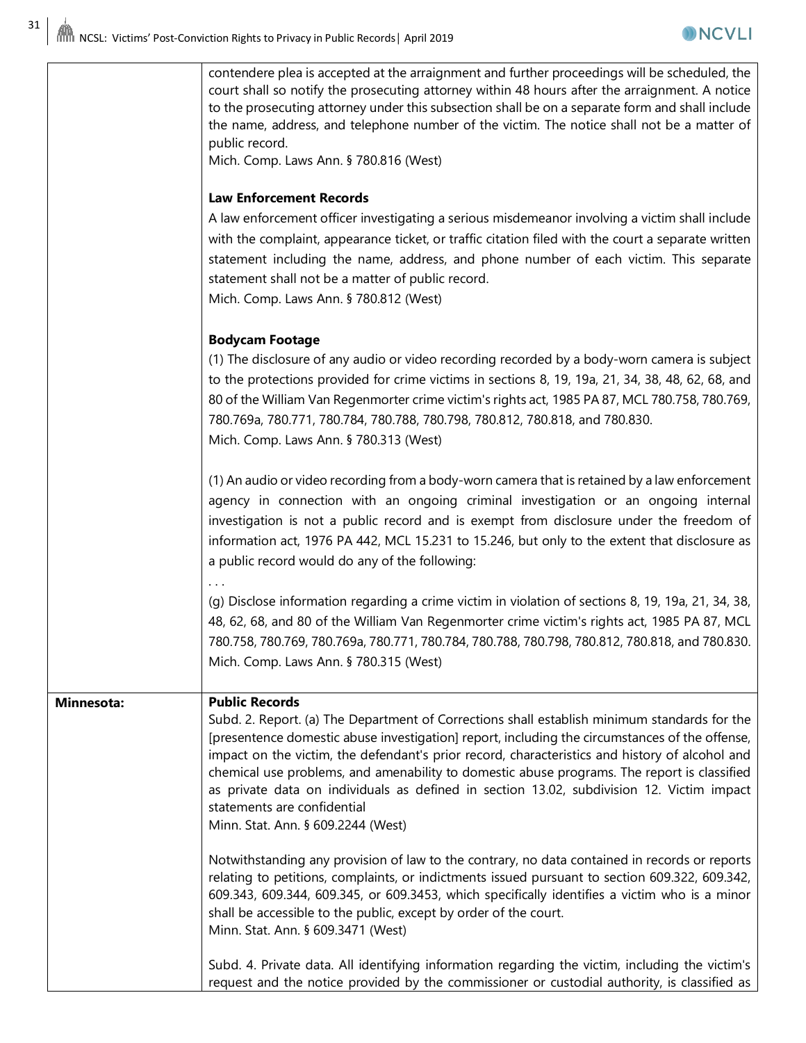| | |
|---|---|
| | contendere plea is accepted at the arraignment and further proceedings will be scheduled, the court shall so notify the prosecuting attorney within 48 hours after the arraignment. A notice to the prosecuting attorney under this subsection shall be on a separate form and shall include the name, address, and telephone number of the victim. The notice shall not be a matter of public record.<br>Mich. Comp. Laws Ann. § 780.816 (West)<br><br>**Law Enforcement Records**<br>A law enforcement officer investigating a serious misdemeanor involving a victim shall include with the complaint, appearance ticket, or traffic citation filed with the court a separate written statement including the name, address, and phone number of each victim. This separate statement shall not be a matter of public record.<br>Mich. Comp. Laws Ann. § 780.812 (West)<br><br>**Bodycam Footage**<br>(1) The disclosure of any audio or video recording recorded by a body-worn camera is subject to the protections provided for crime victims in sections 8, 19, 19a, 21, 34, 38, 48, 62, 68, and 80 of the William Van Regenmorter crime victim's rights act, 1985 PA 87, MCL 780.758, 780.769, 780.769a, 780.771, 780.784, 780.788, 780.798, 780.812, 780.818, and 780.830.<br>Mich. Comp. Laws Ann. § 780.313 (West)<br><br>(1) An audio or video recording from a body-worn camera that is retained by a law enforcement agency in connection with an ongoing criminal investigation or an ongoing internal investigation is not a public record and is exempt from disclosure under the freedom of information act, 1976 PA 442, MCL 15.231 to 15.246, but only to the extent that disclosure as a public record would do any of the following:<br>. . .<br>(g) Disclose information regarding a crime victim in violation of sections 8, 19, 19a, 21, 34, 38, 48, 62, 68, and 80 of the William Van Regenmorter crime victim's rights act, 1985 PA 87, MCL 780.758, 780.769, 780.769a, 780.771, 780.784, 780.788, 780.798, 780.812, 780.818, and 780.830.<br>Mich. Comp. Laws Ann. § 780.315 (West) |
| **Minnesota:** | **Public Records**<br>Subd. 2. Report. (a) The Department of Corrections shall establish minimum standards for the [presentence domestic abuse investigation] report, including the circumstances of the offense, impact on the victim, the defendant's prior record, characteristics and history of alcohol and chemical use problems, and amenability to domestic abuse programs. The report is classified as private data on individuals as defined in section 13.02, subdivision 12. Victim impact statements are confidential<br>Minn. Stat. Ann. § 609.2244 (West)<br><br>Notwithstanding any provision of law to the contrary, no data contained in records or reports relating to petitions, complaints, or indictments issued pursuant to section 609.322, 609.342, 609.343, 609.344, 609.345, or 609.3453, which specifically identifies a victim who is a minor shall be accessible to the public, except by order of the court.<br>Minn. Stat. Ann. § 609.3471 (West)<br><br>Subd. 4. Private data. All identifying information regarding the victim, including the victim's request and the notice provided by the commissioner or custodial authority, is classified as |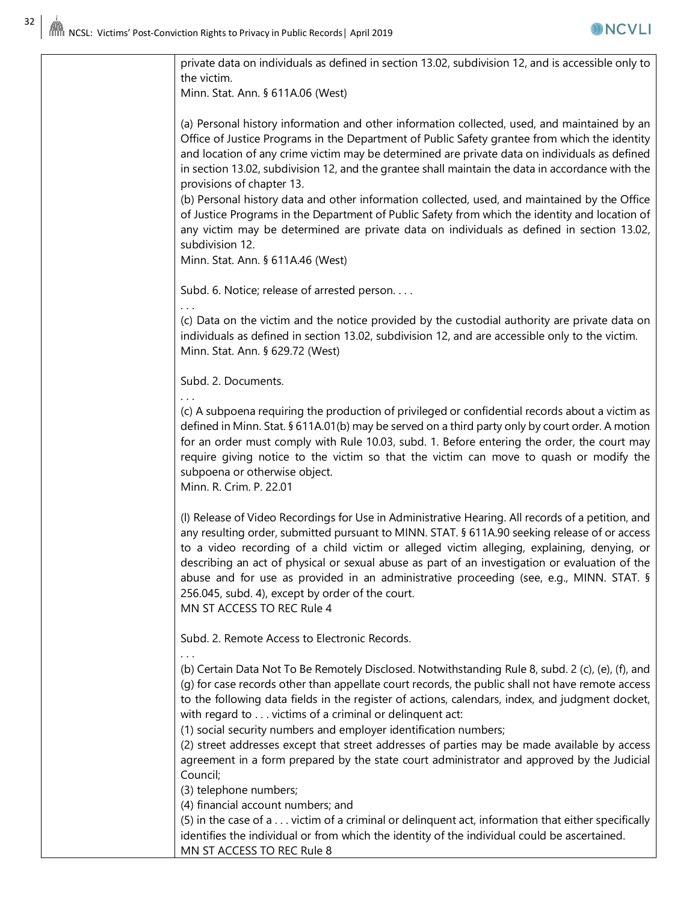| | |
|---|---|
| | private data on individuals as defined in section 13.02, subdivision 12, and is accessible only to the victim.<br>Minn. Stat. Ann. § 611A.06 (West)<br><br>(a) Personal history information and other information collected, used, and maintained by an Office of Justice Programs in the Department of Public Safety grantee from which the identity and location of any crime victim may be determined are private data on individuals as defined in section 13.02, subdivision 12, and the grantee shall maintain the data in accordance with the provisions of chapter 13.<br>(b) Personal history data and other information collected, used, and maintained by the Office of Justice Programs in the Department of Public Safety from which the identity and location of any victim may be determined are private data on individuals as defined in section 13.02, subdivision 12.<br>Minn. Stat. Ann. § 611A.46 (West)<br><br>Subd. 6. Notice; release of arrested person. . . .<br>. . .<br>(c) Data on the victim and the notice provided by the custodial authority are private data on individuals as defined in section 13.02, subdivision 12, and are accessible only to the victim.<br>Minn. Stat. Ann. § 629.72 (West)<br><br>Subd. 2. Documents.<br>. . .<br>(c) A subpoena requiring the production of privileged or confidential records about a victim as defined in Minn. Stat. § 611A.01(b) may be served on a third party only by court order. A motion for an order must comply with Rule 10.03, subd. 1. Before entering the order, the court may require giving notice to the victim so that the victim can move to quash or modify the subpoena or otherwise object.<br>Minn. R. Crim. P. 22.01<br><br>(l) Release of Video Recordings for Use in Administrative Hearing. All records of a petition, and any resulting order, submitted pursuant to MINN. STAT. § 611A.90 seeking release of or access to a video recording of a child victim or alleged victim alleging, explaining, denying, or describing an act of physical or sexual abuse as part of an investigation or evaluation of the abuse and for use as provided in an administrative proceeding (see, e.g., MINN. STAT. § 256.045, subd. 4), except by order of the court.<br>MN ST ACCESS TO REC Rule 4<br><br>Subd. 2. Remote Access to Electronic Records.<br>. . .<br>(b) Certain Data Not To Be Remotely Disclosed. Notwithstanding Rule 8, subd. 2 (c), (e), (f), and (g) for case records other than appellate court records, the public shall not have remote access to the following data fields in the register of actions, calendars, index, and judgment docket, with regard to . . . victims of a criminal or delinquent act:<br>(1) social security numbers and employer identification numbers;<br>(2) street addresses except that street addresses of parties may be made available by access agreement in a form prepared by the state court administrator and approved by the Judicial Council;<br>(3) telephone numbers;<br>(4) financial account numbers; and<br>(5) in the case of a . . . victim of a criminal or delinquent act, information that either specifically identifies the individual or from which the identity of the individual could be ascertained.<br>MN ST ACCESS TO REC Rule 8 |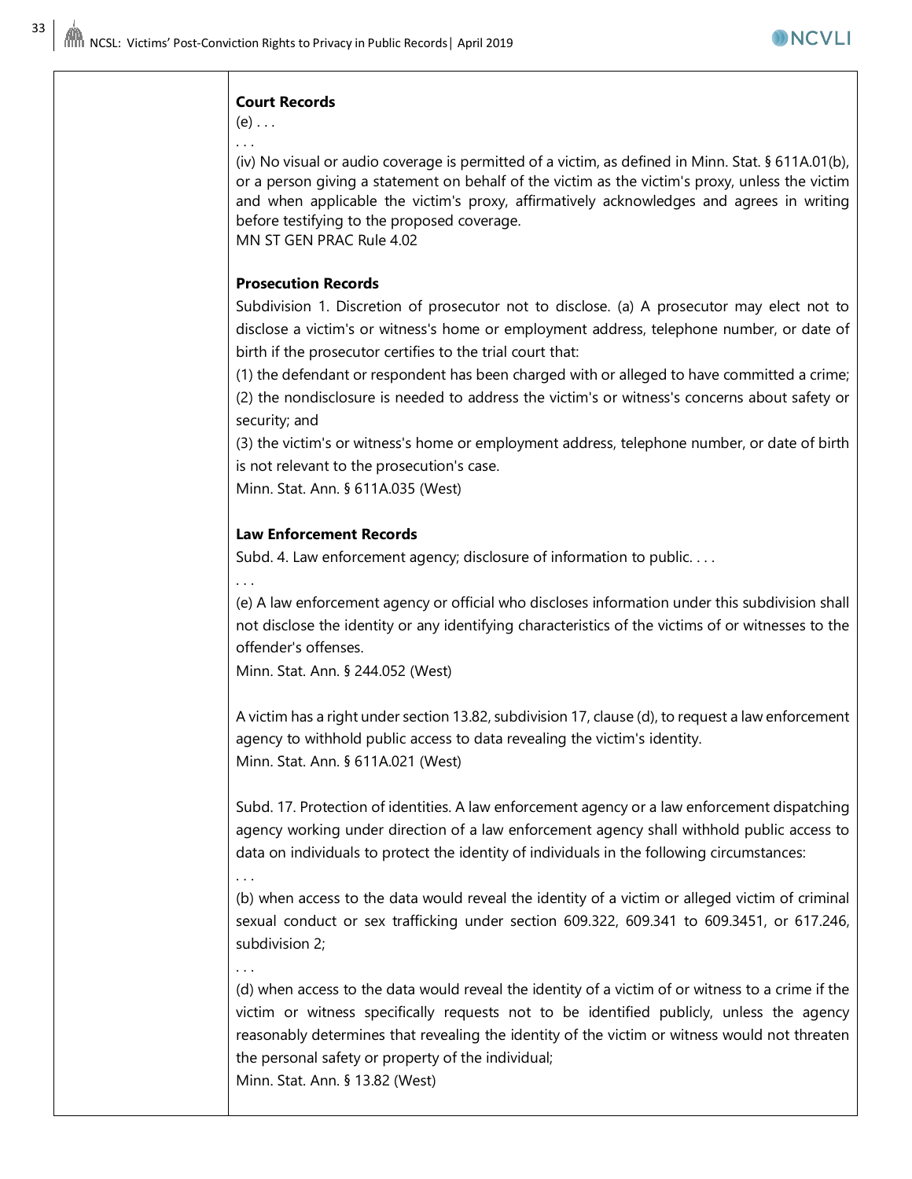**Court Records**

(e) . . .

. . .

(iv) No visual or audio coverage is permitted of a victim, as defined in Minn. Stat. § 611A.01(b), or a person giving a statement on behalf of the victim as the victim's proxy, unless the victim and when applicable the victim's proxy, affirmatively acknowledges and agrees in writing before testifying to the proposed coverage.
MN ST GEN PRAC Rule 4.02

**Prosecution Records**

Subdivision 1. Discretion of prosecutor not to disclose. (a) A prosecutor may elect not to disclose a victim's or witness's home or employment address, telephone number, or date of birth if the prosecutor certifies to the trial court that:

(1) the defendant or respondent has been charged with or alleged to have committed a crime;

(2) the nondisclosure is needed to address the victim's or witness's concerns about safety or security; and

(3) the victim's or witness's home or employment address, telephone number, or date of birth is not relevant to the prosecution's case.

Minn. Stat. Ann. § 611A.035 (West)

**Law Enforcement Records**

Subd. 4. Law enforcement agency; disclosure of information to public. . . .

. . .

(e) A law enforcement agency or official who discloses information under this subdivision shall not disclose the identity or any identifying characteristics of the victims of or witnesses to the offender's offenses.

Minn. Stat. Ann. § 244.052 (West)

A victim has a right under section 13.82, subdivision 17, clause (d), to request a law enforcement agency to withhold public access to data revealing the victim's identity.
Minn. Stat. Ann. § 611A.021 (West)

Subd. 17. Protection of identities. A law enforcement agency or a law enforcement dispatching agency working under direction of a law enforcement agency shall withhold public access to data on individuals to protect the identity of individuals in the following circumstances:

. . .

(b) when access to the data would reveal the identity of a victim or alleged victim of criminal sexual conduct or sex trafficking under section 609.322, 609.341 to 609.3451, or 617.246, subdivision 2;

. . .

(d) when access to the data would reveal the identity of a victim of or witness to a crime if the victim or witness specifically requests not to be identified publicly, unless the agency reasonably determines that revealing the identity of the victim or witness would not threaten the personal safety or property of the individual;

Minn. Stat. Ann. § 13.82 (West)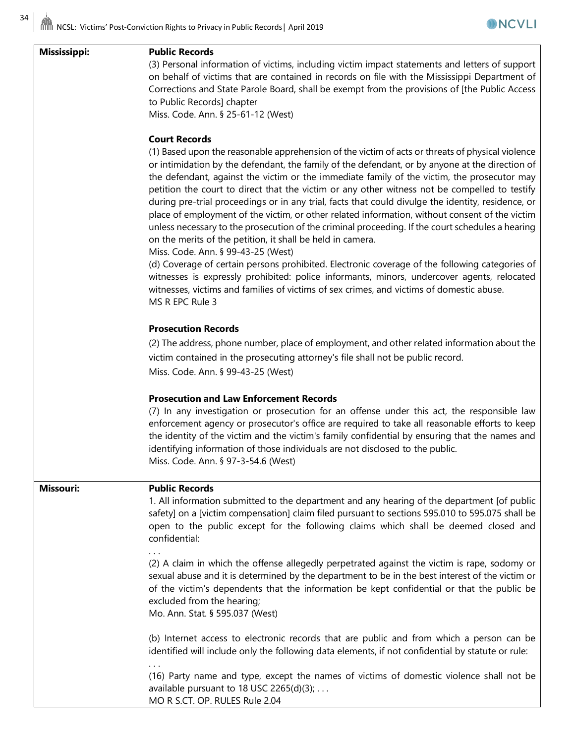| | |
|---|---|
| **Mississippi:** | **Public Records**<br>(3) Personal information of victims, including victim impact statements and letters of support on behalf of victims that are contained in records on file with the Mississippi Department of Corrections and State Parole Board, shall be exempt from the provisions of [the Public Access to Public Records] chapter<br>Miss. Code. Ann. § 25-61-12 (West)<br><br>**Court Records**<br>(1) Based upon the reasonable apprehension of the victim of acts or threats of physical violence or intimidation by the defendant, the family of the defendant, or by anyone at the direction of the defendant, against the victim or the immediate family of the victim, the prosecutor may petition the court to direct that the victim or any other witness not be compelled to testify during pre-trial proceedings or in any trial, facts that could divulge the identity, residence, or place of employment of the victim, or other related information, without consent of the victim unless necessary to the prosecution of the criminal proceeding. If the court schedules a hearing on the merits of the petition, it shall be held in camera.<br>Miss. Code. Ann. § 99-43-25 (West)<br>(d) Coverage of certain persons prohibited. Electronic coverage of the following categories of witnesses is expressly prohibited: police informants, minors, undercover agents, relocated witnesses, victims and families of victims of sex crimes, and victims of domestic abuse.<br>MS R EPC Rule 3<br><br>**Prosecution Records**<br>(2) The address, phone number, place of employment, and other related information about the victim contained in the prosecuting attorney's file shall not be public record.<br>Miss. Code. Ann. § 99-43-25 (West)<br><br>**Prosecution and Law Enforcement Records**<br>(7) In any investigation or prosecution for an offense under this act, the responsible law enforcement agency or prosecutor's office are required to take all reasonable efforts to keep the identity of the victim and the victim's family confidential by ensuring that the names and identifying information of those individuals are not disclosed to the public.<br>Miss. Code. Ann. § 97-3-54.6 (West) |
| **Missouri:** | **Public Records**<br>1. All information submitted to the department and any hearing of the department [of public safety] on a [victim compensation] claim filed pursuant to sections 595.010 to 595.075 shall be open to the public except for the following claims which shall be deemed closed and confidential:<br>. . .<br>(2) A claim in which the offense allegedly perpetrated against the victim is rape, sodomy or sexual abuse and it is determined by the department to be in the best interest of the victim or of the victim's dependents that the information be kept confidential or that the public be excluded from the hearing;<br>Mo. Ann. Stat. § 595.037 (West)<br><br>(b) Internet access to electronic records that are public and from which a person can be identified will include only the following data elements, if not confidential by statute or rule:<br>. . .<br>(16) Party name and type, except the names of victims of domestic violence shall not be available pursuant to 18 USC 2265(d)(3); . . .<br>MO R S.CT. OP. RULES Rule 2.04 |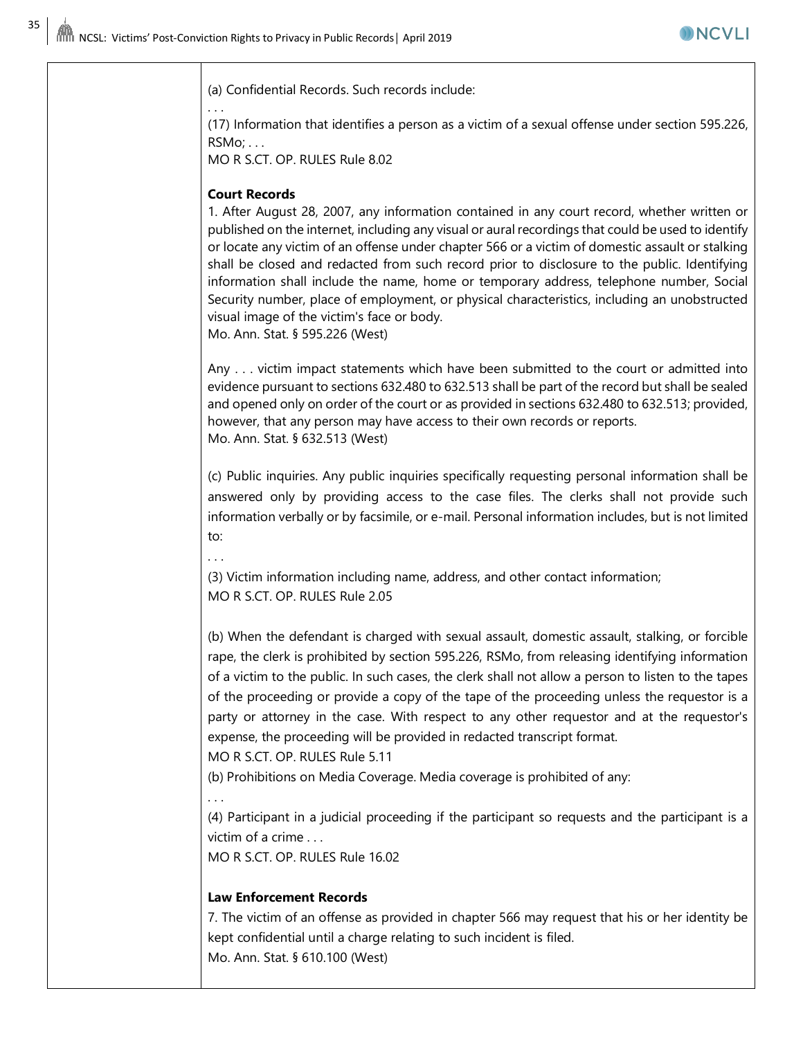| | |
|---|---|
| | (a) Confidential Records. Such records include:<br>. . .<br>(17) Information that identifies a person as a victim of a sexual offense under section 595.226, RSMo; . . .<br>MO R S.CT. OP. RULES Rule 8.02<br><br>**Court Records**<br>1. After August 28, 2007, any information contained in any court record, whether written or published on the internet, including any visual or aural recordings that could be used to identify or locate any victim of an offense under chapter 566 or a victim of domestic assault or stalking shall be closed and redacted from such record prior to disclosure to the public. Identifying information shall include the name, home or temporary address, telephone number, Social Security number, place of employment, or physical characteristics, including an unobstructed visual image of the victim's face or body.<br>Mo. Ann. Stat. § 595.226 (West)<br><br>Any . . . victim impact statements which have been submitted to the court or admitted into evidence pursuant to sections 632.480 to 632.513 shall be part of the record but shall be sealed and opened only on order of the court or as provided in sections 632.480 to 632.513; provided, however, that any person may have access to their own records or reports.<br>Mo. Ann. Stat. § 632.513 (West)<br><br>(c) Public inquiries. Any public inquiries specifically requesting personal information shall be answered only by providing access to the case files. The clerks shall not provide such information verbally or by facsimile, or e-mail. Personal information includes, but is not limited to:<br>. . .<br>(3) Victim information including name, address, and other contact information;<br>MO R S.CT. OP. RULES Rule 2.05<br><br>(b) When the defendant is charged with sexual assault, domestic assault, stalking, or forcible rape, the clerk is prohibited by section 595.226, RSMo, from releasing identifying information of a victim to the public. In such cases, the clerk shall not allow a person to listen to the tapes of the proceeding or provide a copy of the tape of the proceeding unless the requestor is a party or attorney in the case. With respect to any other requestor and at the requestor's expense, the proceeding will be provided in redacted transcript format.<br>MO R S.CT. OP. RULES Rule 5.11<br>(b) Prohibitions on Media Coverage. Media coverage is prohibited of any:<br>. . .<br>(4) Participant in a judicial proceeding if the participant so requests and the participant is a victim of a crime . . .<br>MO R S.CT. OP. RULES Rule 16.02<br><br>**Law Enforcement Records**<br>7. The victim of an offense as provided in chapter 566 may request that his or her identity be kept confidential until a charge relating to such incident is filed.<br>Mo. Ann. Stat. § 610.100 (West) |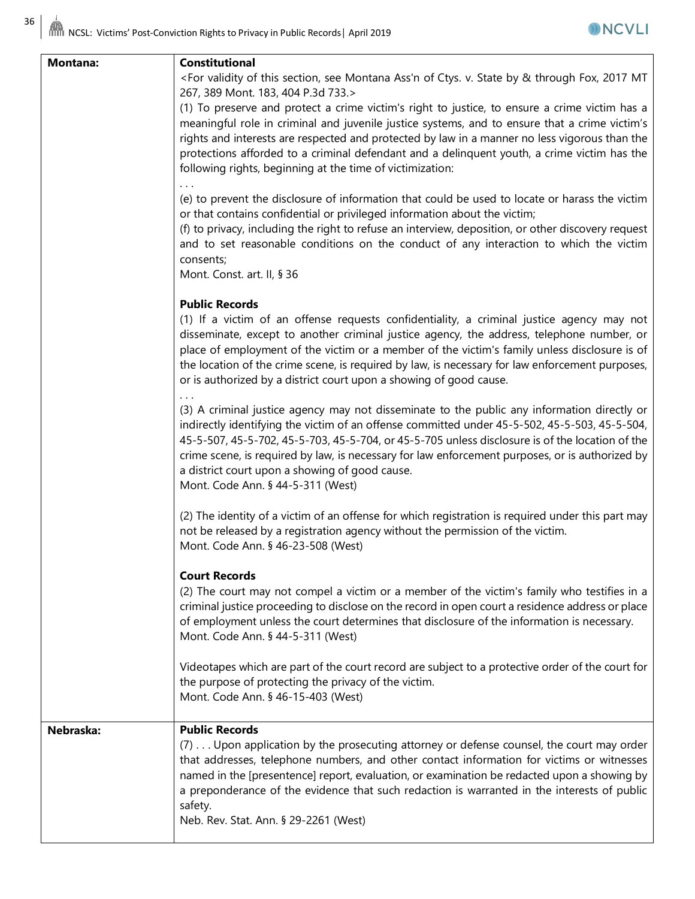| State | Provisions |
| --- | --- |
| **Montana:** | **Constitutional**<br><For validity of this section, see Montana Ass'n of Ctys. v. State by & through Fox, 2017 MT 267, 389 Mont. 183, 404 P.3d 733.><br>(1) To preserve and protect a crime victim's right to justice, to ensure a crime victim has a meaningful role in criminal and juvenile justice systems, and to ensure that a crime victim's rights and interests are respected and protected by law in a manner no less vigorous than the protections afforded to a criminal defendant and a delinquent youth, a crime victim has the following rights, beginning at the time of victimization:<br>. . .<br>(e) to prevent the disclosure of information that could be used to locate or harass the victim or that contains confidential or privileged information about the victim;<br>(f) to privacy, including the right to refuse an interview, deposition, or other discovery request and to set reasonable conditions on the conduct of any interaction to which the victim consents;<br>Mont. Const. art. II, § 36<br><br>**Public Records**<br>(1) If a victim of an offense requests confidentiality, a criminal justice agency may not disseminate, except to another criminal justice agency, the address, telephone number, or place of employment of the victim or a member of the victim's family unless disclosure is of the location of the crime scene, is required by law, is necessary for law enforcement purposes, or is authorized by a district court upon a showing of good cause.<br>. . .<br>(3) A criminal justice agency may not disseminate to the public any information directly or indirectly identifying the victim of an offense committed under 45-5-502, 45-5-503, 45-5-504, 45-5-507, 45-5-702, 45-5-703, 45-5-704, or 45-5-705 unless disclosure is of the location of the crime scene, is required by law, is necessary for law enforcement purposes, or is authorized by a district court upon a showing of good cause.<br>Mont. Code Ann. § 44-5-311 (West)<br><br>(2) The identity of a victim of an offense for which registration is required under this part may not be released by a registration agency without the permission of the victim.<br>Mont. Code Ann. § 46-23-508 (West)<br><br>**Court Records**<br>(2) The court may not compel a victim or a member of the victim's family who testifies in a criminal justice proceeding to disclose on the record in open court a residence address or place of employment unless the court determines that disclosure of the information is necessary.<br>Mont. Code Ann. § 44-5-311 (West)<br><br>Videotapes which are part of the court record are subject to a protective order of the court for the purpose of protecting the privacy of the victim.<br>Mont. Code Ann. § 46-15-403 (West) |
| **Nebraska:** | **Public Records**<br>(7) . . . Upon application by the prosecuting attorney or defense counsel, the court may order that addresses, telephone numbers, and other contact information for victims or witnesses named in the [presentence] report, evaluation, or examination be redacted upon a showing by a preponderance of the evidence that such redaction is warranted in the interests of public safety.<br>Neb. Rev. Stat. Ann. § 29-2261 (West) |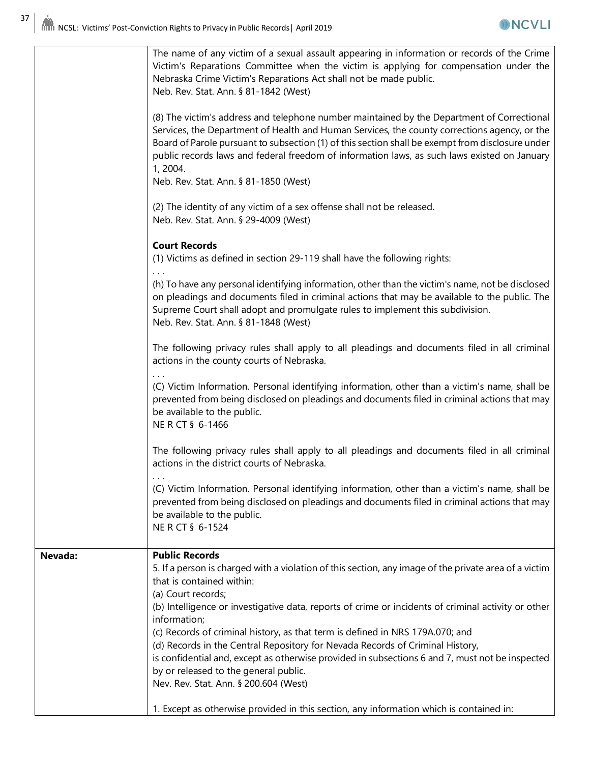| | |
|---|---|
| | The name of any victim of a sexual assault appearing in information or records of the Crime Victim's Reparations Committee when the victim is applying for compensation under the Nebraska Crime Victim's Reparations Act shall not be made public.<br>Neb. Rev. Stat. Ann. § 81-1842 (West)<br><br>(8) The victim's address and telephone number maintained by the Department of Correctional Services, the Department of Health and Human Services, the county corrections agency, or the Board of Parole pursuant to subsection (1) of this section shall be exempt from disclosure under public records laws and federal freedom of information laws, as such laws existed on January 1, 2004.<br>Neb. Rev. Stat. Ann. § 81-1850 (West)<br><br>(2) The identity of any victim of a sex offense shall not be released.<br>Neb. Rev. Stat. Ann. § 29-4009 (West)<br><br>**Court Records**<br>(1) Victims as defined in section 29-119 shall have the following rights:<br>. . .<br>(h) To have any personal identifying information, other than the victim's name, not be disclosed on pleadings and documents filed in criminal actions that may be available to the public. The Supreme Court shall adopt and promulgate rules to implement this subdivision.<br>Neb. Rev. Stat. Ann. § 81-1848 (West)<br><br>The following privacy rules shall apply to all pleadings and documents filed in all criminal actions in the county courts of Nebraska.<br>. . .<br>(C) Victim Information. Personal identifying information, other than a victim's name, shall be prevented from being disclosed on pleadings and documents filed in criminal actions that may be available to the public.<br>NE R CT § 6-1466<br><br>The following privacy rules shall apply to all pleadings and documents filed in all criminal actions in the district courts of Nebraska.<br>. . .<br>(C) Victim Information. Personal identifying information, other than a victim's name, shall be prevented from being disclosed on pleadings and documents filed in criminal actions that may be available to the public.<br>NE R CT § 6-1524 |
| **Nevada:** | **Public Records**<br>5. If a person is charged with a violation of this section, any image of the private area of a victim that is contained within:<br>(a) Court records;<br>(b) Intelligence or investigative data, reports of crime or incidents of criminal activity or other information;<br>(c) Records of criminal history, as that term is defined in NRS 179A.070; and<br>(d) Records in the Central Repository for Nevada Records of Criminal History,<br>is confidential and, except as otherwise provided in subsections 6 and 7, must not be inspected by or released to the general public.<br>Nev. Rev. Stat. Ann. § 200.604 (West)<br><br>1. Except as otherwise provided in this section, any information which is contained in: |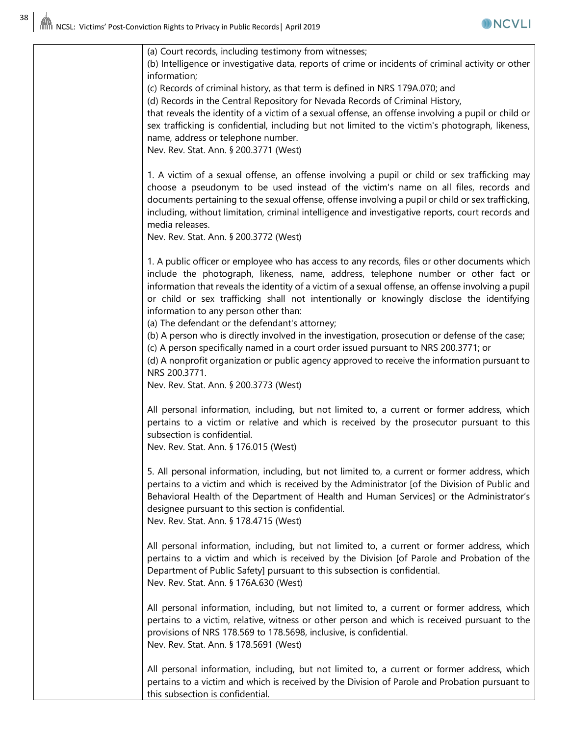| | |
|---|---|
| | (a) Court records, including testimony from witnesses;<br>(b) Intelligence or investigative data, reports of crime or incidents of criminal activity or other information;<br>(c) Records of criminal history, as that term is defined in NRS 179A.070; and<br>(d) Records in the Central Repository for Nevada Records of Criminal History,<br>that reveals the identity of a victim of a sexual offense, an offense involving a pupil or child or sex trafficking is confidential, including but not limited to the victim's photograph, likeness, name, address or telephone number.<br>Nev. Rev. Stat. Ann. § 200.3771 (West)<br><br>1. A victim of a sexual offense, an offense involving a pupil or child or sex trafficking may choose a pseudonym to be used instead of the victim's name on all files, records and documents pertaining to the sexual offense, offense involving a pupil or child or sex trafficking, including, without limitation, criminal intelligence and investigative reports, court records and media releases.<br>Nev. Rev. Stat. Ann. § 200.3772 (West)<br><br>1. A public officer or employee who has access to any records, files or other documents which include the photograph, likeness, name, address, telephone number or other fact or information that reveals the identity of a victim of a sexual offense, an offense involving a pupil or child or sex trafficking shall not intentionally or knowingly disclose the identifying information to any person other than:<br>(a) The defendant or the defendant's attorney;<br>(b) A person who is directly involved in the investigation, prosecution or defense of the case;<br>(c) A person specifically named in a court order issued pursuant to NRS 200.3771; or<br>(d) A nonprofit organization or public agency approved to receive the information pursuant to NRS 200.3771.<br>Nev. Rev. Stat. Ann. § 200.3773 (West)<br><br>All personal information, including, but not limited to, a current or former address, which pertains to a victim or relative and which is received by the prosecutor pursuant to this subsection is confidential.<br>Nev. Rev. Stat. Ann. § 176.015 (West)<br><br>5. All personal information, including, but not limited to, a current or former address, which pertains to a victim and which is received by the Administrator [of the Division of Public and Behavioral Health of the Department of Health and Human Services] or the Administrator's designee pursuant to this section is confidential.<br>Nev. Rev. Stat. Ann. § 178.4715 (West)<br><br>All personal information, including, but not limited to, a current or former address, which pertains to a victim and which is received by the Division [of Parole and Probation of the Department of Public Safety] pursuant to this subsection is confidential.<br>Nev. Rev. Stat. Ann. § 176A.630 (West)<br><br>All personal information, including, but not limited to, a current or former address, which pertains to a victim, relative, witness or other person and which is received pursuant to the provisions of NRS 178.569 to 178.5698, inclusive, is confidential.<br>Nev. Rev. Stat. Ann. § 178.5691 (West)<br><br>All personal information, including, but not limited to, a current or former address, which pertains to a victim and which is received by the Division of Parole and Probation pursuant to this subsection is confidential. |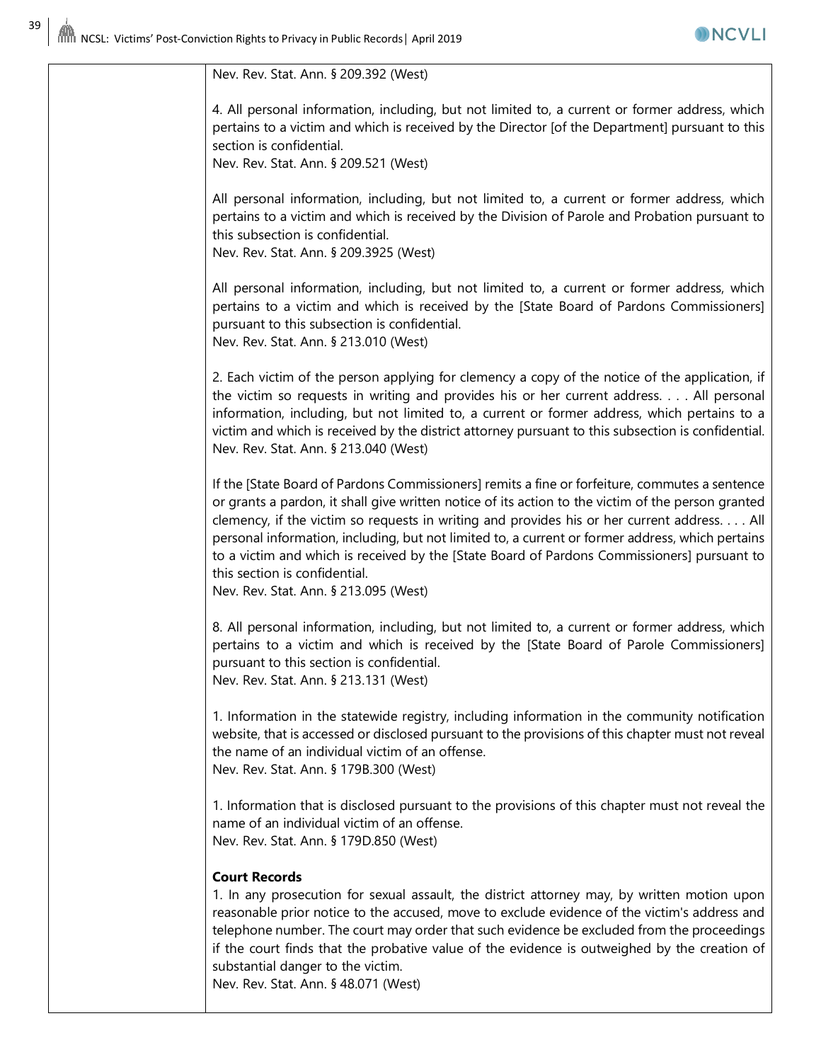| | |
|---|---|
| | Nev. Rev. Stat. Ann. § 209.392 (West)<br><br>4. All personal information, including, but not limited to, a current or former address, which pertains to a victim and which is received by the Director [of the Department] pursuant to this section is confidential.<br>Nev. Rev. Stat. Ann. § 209.521 (West)<br><br>All personal information, including, but not limited to, a current or former address, which pertains to a victim and which is received by the Division of Parole and Probation pursuant to this subsection is confidential.<br>Nev. Rev. Stat. Ann. § 209.3925 (West)<br><br>All personal information, including, but not limited to, a current or former address, which pertains to a victim and which is received by the [State Board of Pardons Commissioners] pursuant to this subsection is confidential.<br>Nev. Rev. Stat. Ann. § 213.010 (West)<br><br>2. Each victim of the person applying for clemency a copy of the notice of the application, if the victim so requests in writing and provides his or her current address. . . . All personal information, including, but not limited to, a current or former address, which pertains to a victim and which is received by the district attorney pursuant to this subsection is confidential.<br>Nev. Rev. Stat. Ann. § 213.040 (West)<br><br>If the [State Board of Pardons Commissioners] remits a fine or forfeiture, commutes a sentence or grants a pardon, it shall give written notice of its action to the victim of the person granted clemency, if the victim so requests in writing and provides his or her current address. . . . All personal information, including, but not limited to, a current or former address, which pertains to a victim and which is received by the [State Board of Pardons Commissioners] pursuant to this section is confidential.<br>Nev. Rev. Stat. Ann. § 213.095 (West)<br><br>8. All personal information, including, but not limited to, a current or former address, which pertains to a victim and which is received by the [State Board of Parole Commissioners] pursuant to this section is confidential.<br>Nev. Rev. Stat. Ann. § 213.131 (West)<br><br>1. Information in the statewide registry, including information in the community notification website, that is accessed or disclosed pursuant to the provisions of this chapter must not reveal the name of an individual victim of an offense.<br>Nev. Rev. Stat. Ann. § 179B.300 (West)<br><br>1. Information that is disclosed pursuant to the provisions of this chapter must not reveal the name of an individual victim of an offense.<br>Nev. Rev. Stat. Ann. § 179D.850 (West)<br><br>**Court Records**<br>1. In any prosecution for sexual assault, the district attorney may, by written motion upon reasonable prior notice to the accused, move to exclude evidence of the victim's address and telephone number. The court may order that such evidence be excluded from the proceedings if the court finds that the probative value of the evidence is outweighed by the creation of substantial danger to the victim.<br>Nev. Rev. Stat. Ann. § 48.071 (West) |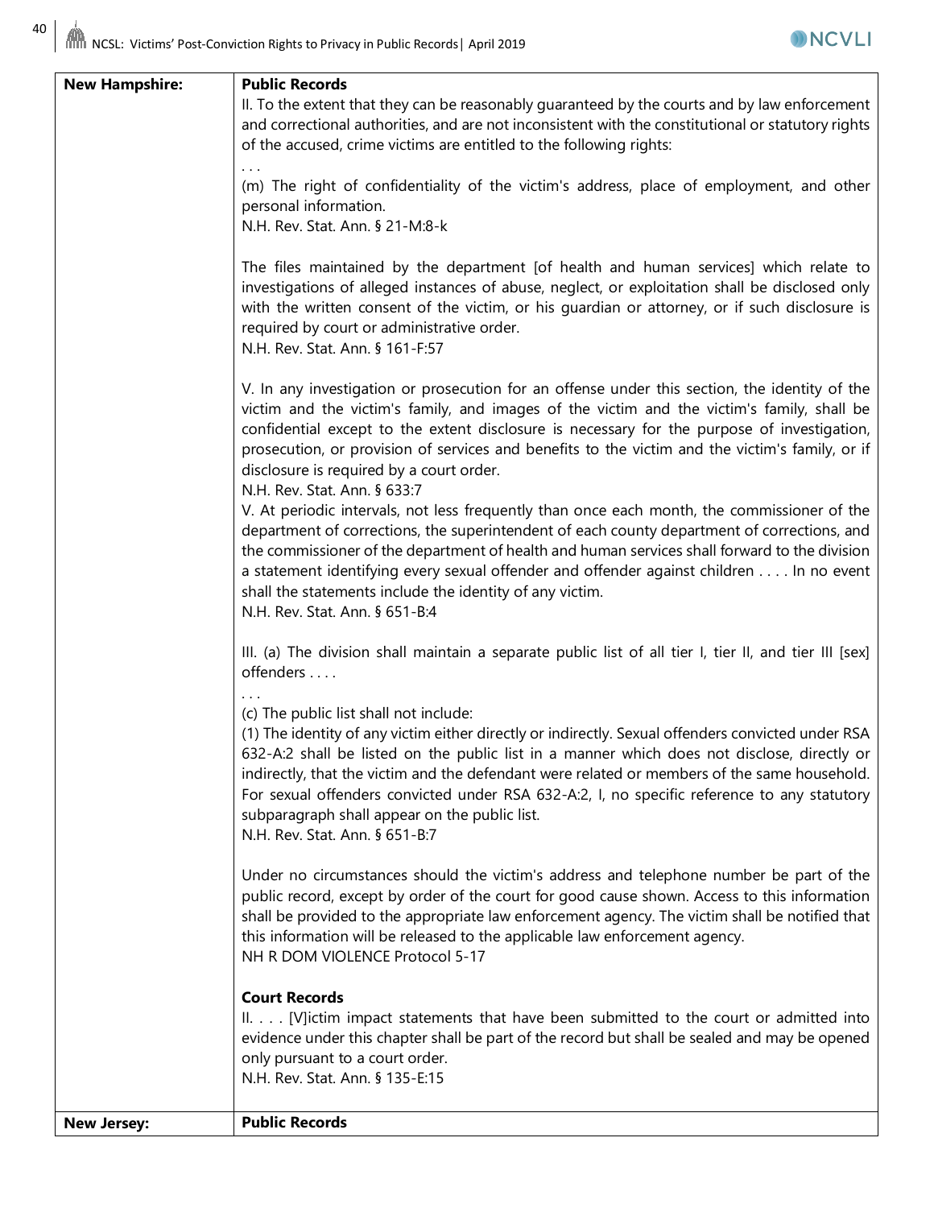| New Hampshire: | **Public Records**<br>II. To the extent that they can be reasonably guaranteed by the courts and by law enforcement and correctional authorities, and are not inconsistent with the constitutional or statutory rights of the accused, crime victims are entitled to the following rights:<br>. . .<br>(m) The right of confidentiality of the victim's address, place of employment, and other personal information.<br>N.H. Rev. Stat. Ann. § 21-M:8-k<br><br>The files maintained by the department [of health and human services] which relate to investigations of alleged instances of abuse, neglect, or exploitation shall be disclosed only with the written consent of the victim, or his guardian or attorney, or if such disclosure is required by court or administrative order.<br>N.H. Rev. Stat. Ann. § 161-F:57<br><br>V. In any investigation or prosecution for an offense under this section, the identity of the victim and the victim's family, and images of the victim and the victim's family, shall be confidential except to the extent disclosure is necessary for the purpose of investigation, prosecution, or provision of services and benefits to the victim and the victim's family, or if disclosure is required by a court order.<br>N.H. Rev. Stat. Ann. § 633:7<br>V. At periodic intervals, not less frequently than once each month, the commissioner of the department of corrections, the superintendent of each county department of corrections, and the commissioner of the department of health and human services shall forward to the division a statement identifying every sexual offender and offender against children . . . . In no event shall the statements include the identity of any victim.<br>N.H. Rev. Stat. Ann. § 651-B:4<br><br>III. (a) The division shall maintain a separate public list of all tier I, tier II, and tier III [sex] offenders . . . .<br>. . .<br>(c) The public list shall not include:<br>(1) The identity of any victim either directly or indirectly. Sexual offenders convicted under RSA 632-A:2 shall be listed on the public list in a manner which does not disclose, directly or indirectly, that the victim and the defendant were related or members of the same household. For sexual offenders convicted under RSA 632-A:2, I, no specific reference to any statutory subparagraph shall appear on the public list.<br>N.H. Rev. Stat. Ann. § 651-B:7<br><br>Under no circumstances should the victim's address and telephone number be part of the public record, except by order of the court for good cause shown. Access to this information shall be provided to the appropriate law enforcement agency. The victim shall be notified that this information will be released to the applicable law enforcement agency.<br>NH R DOM VIOLENCE Protocol 5-17<br><br>**Court Records**<br>II. . . . [V]ictim impact statements that have been submitted to the court or admitted into evidence under this chapter shall be part of the record but shall be sealed and may be opened only pursuant to a court order.<br>N.H. Rev. Stat. Ann. § 135-E:15 |
|---|---|
| **New Jersey:** | **Public Records** |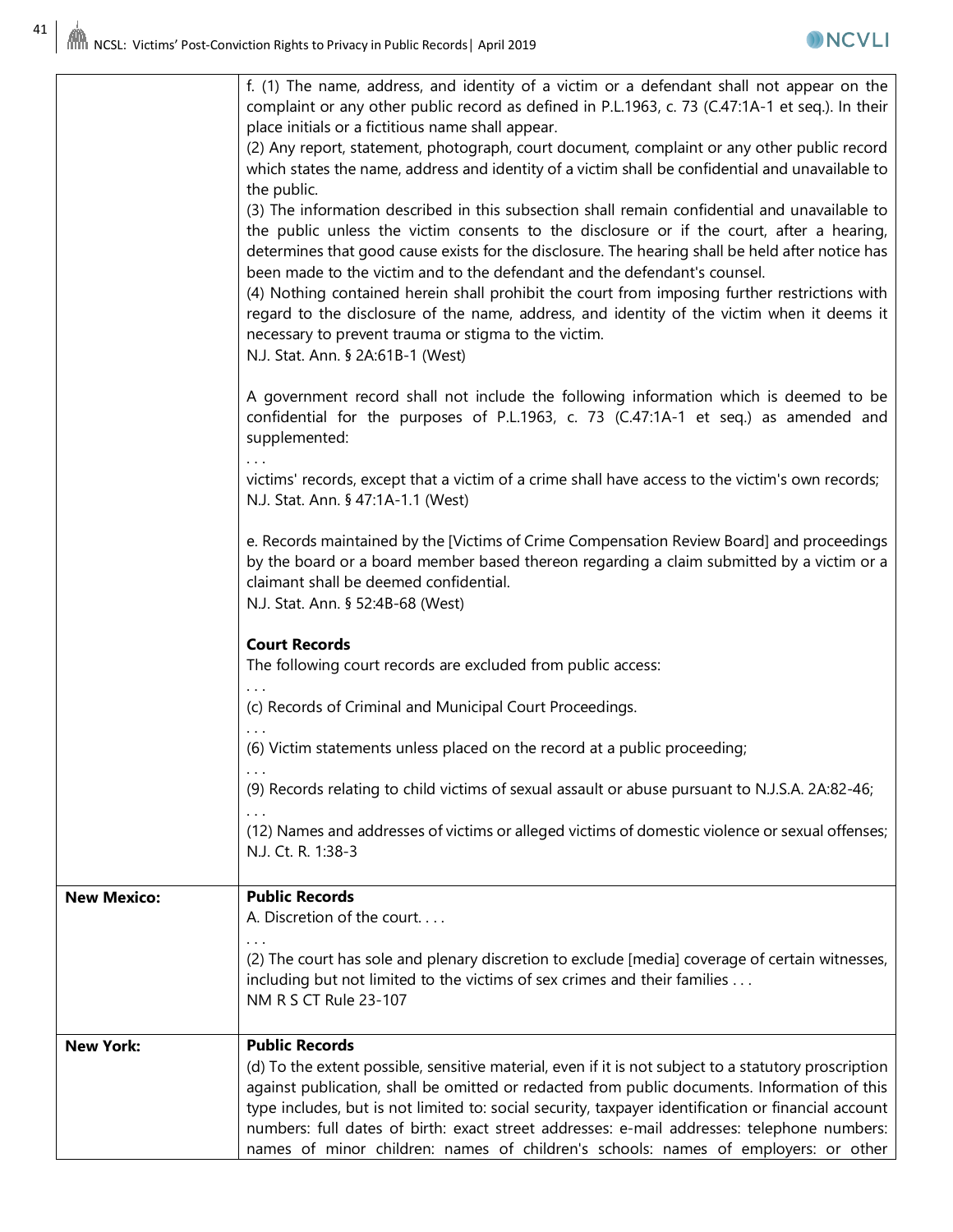| | |
|---|---|
| | f. (1) The name, address, and identity of a victim or a defendant shall not appear on the complaint or any other public record as defined in P.L.1963, c. 73 (C.47:1A-1 et seq.). In their place initials or a fictitious name shall appear.<br>(2) Any report, statement, photograph, court document, complaint or any other public record which states the name, address and identity of a victim shall be confidential and unavailable to the public.<br>(3) The information described in this subsection shall remain confidential and unavailable to the public unless the victim consents to the disclosure or if the court, after a hearing, determines that good cause exists for the disclosure. The hearing shall be held after notice has been made to the victim and to the defendant and the defendant's counsel.<br>(4) Nothing contained herein shall prohibit the court from imposing further restrictions with regard to the disclosure of the name, address, and identity of the victim when it deems it necessary to prevent trauma or stigma to the victim.<br>N.J. Stat. Ann. § 2A:61B-1 (West)<br><br>A government record shall not include the following information which is deemed to be confidential for the purposes of P.L.1963, c. 73 (C.47:1A-1 et seq.) as amended and supplemented:<br>. . .<br>victims' records, except that a victim of a crime shall have access to the victim's own records;<br>N.J. Stat. Ann. § 47:1A-1.1 (West)<br><br>e. Records maintained by the [Victims of Crime Compensation Review Board] and proceedings by the board or a board member based thereon regarding a claim submitted by a victim or a claimant shall be deemed confidential.<br>N.J. Stat. Ann. § 52:4B-68 (West)<br><br>**Court Records**<br>The following court records are excluded from public access:<br>. . .<br>(c) Records of Criminal and Municipal Court Proceedings.<br>. . .<br>(6) Victim statements unless placed on the record at a public proceeding;<br>. . .<br>(9) Records relating to child victims of sexual assault or abuse pursuant to N.J.S.A. 2A:82-46;<br>. . .<br>(12) Names and addresses of victims or alleged victims of domestic violence or sexual offenses;<br>N.J. Ct. R. 1:38-3 |
| **New Mexico:** | **Public Records**<br>A. Discretion of the court. . . .<br>. . .<br>(2) The court has sole and plenary discretion to exclude [media] coverage of certain witnesses, including but not limited to the victims of sex crimes and their families . . .<br>NM R S CT Rule 23-107 |
| **New York:** | **Public Records**<br>(d) To the extent possible, sensitive material, even if it is not subject to a statutory proscription against publication, shall be omitted or redacted from public documents. Information of this type includes, but is not limited to: social security, taxpayer identification or financial account numbers: full dates of birth: exact street addresses: e-mail addresses: telephone numbers: names of minor children: names of children's schools: names of employers: or other |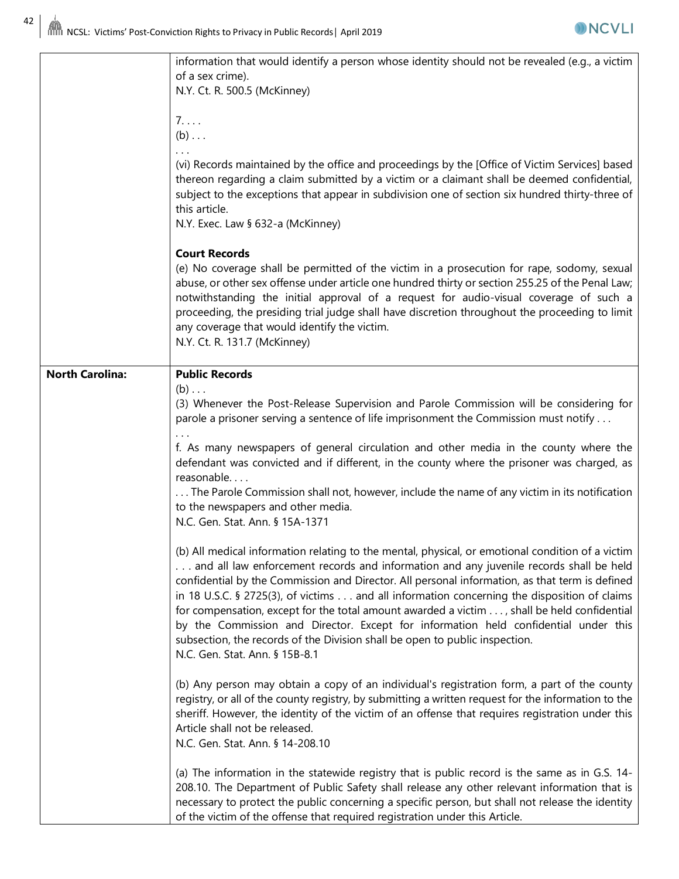| | |
|---|---|
| | information that would identify a person whose identity should not be revealed (e.g., a victim of a sex crime).<br>N.Y. Ct. R. 500.5 (McKinney)<br><br>7. . . .<br>(b) . . .<br>. . .<br>(vi) Records maintained by the office and proceedings by the [Office of Victim Services] based thereon regarding a claim submitted by a victim or a claimant shall be deemed confidential, subject to the exceptions that appear in subdivision one of section six hundred thirty-three of this article.<br>N.Y. Exec. Law § 632-a (McKinney)<br><br>**Court Records**<br>(e) No coverage shall be permitted of the victim in a prosecution for rape, sodomy, sexual abuse, or other sex offense under article one hundred thirty or section 255.25 of the Penal Law; notwithstanding the initial approval of a request for audio-visual coverage of such a proceeding, the presiding trial judge shall have discretion throughout the proceeding to limit any coverage that would identify the victim.<br>N.Y. Ct. R. 131.7 (McKinney) |
| **North Carolina:** | **Public Records**<br>(b) . . .<br>(3) Whenever the Post-Release Supervision and Parole Commission will be considering for parole a prisoner serving a sentence of life imprisonment the Commission must notify . . .<br>. . .<br>f. As many newspapers of general circulation and other media in the county where the defendant was convicted and if different, in the county where the prisoner was charged, as reasonable. . . .<br>. . . The Parole Commission shall not, however, include the name of any victim in its notification to the newspapers and other media.<br>N.C. Gen. Stat. Ann. § 15A-1371<br><br>(b) All medical information relating to the mental, physical, or emotional condition of a victim . . . and all law enforcement records and information and any juvenile records shall be held confidential by the Commission and Director. All personal information, as that term is defined in 18 U.S.C. § 2725(3), of victims . . . and all information concerning the disposition of claims for compensation, except for the total amount awarded a victim . . . , shall be held confidential by the Commission and Director. Except for information held confidential under this subsection, the records of the Division shall be open to public inspection.<br>N.C. Gen. Stat. Ann. § 15B-8.1<br><br>(b) Any person may obtain a copy of an individual's registration form, a part of the county registry, or all of the county registry, by submitting a written request for the information to the sheriff. However, the identity of the victim of an offense that requires registration under this Article shall not be released.<br>N.C. Gen. Stat. Ann. § 14-208.10<br><br>(a) The information in the statewide registry that is public record is the same as in G.S. 14-208.10. The Department of Public Safety shall release any other relevant information that is necessary to protect the public concerning a specific person, but shall not release the identity of the victim of the offense that required registration under this Article. |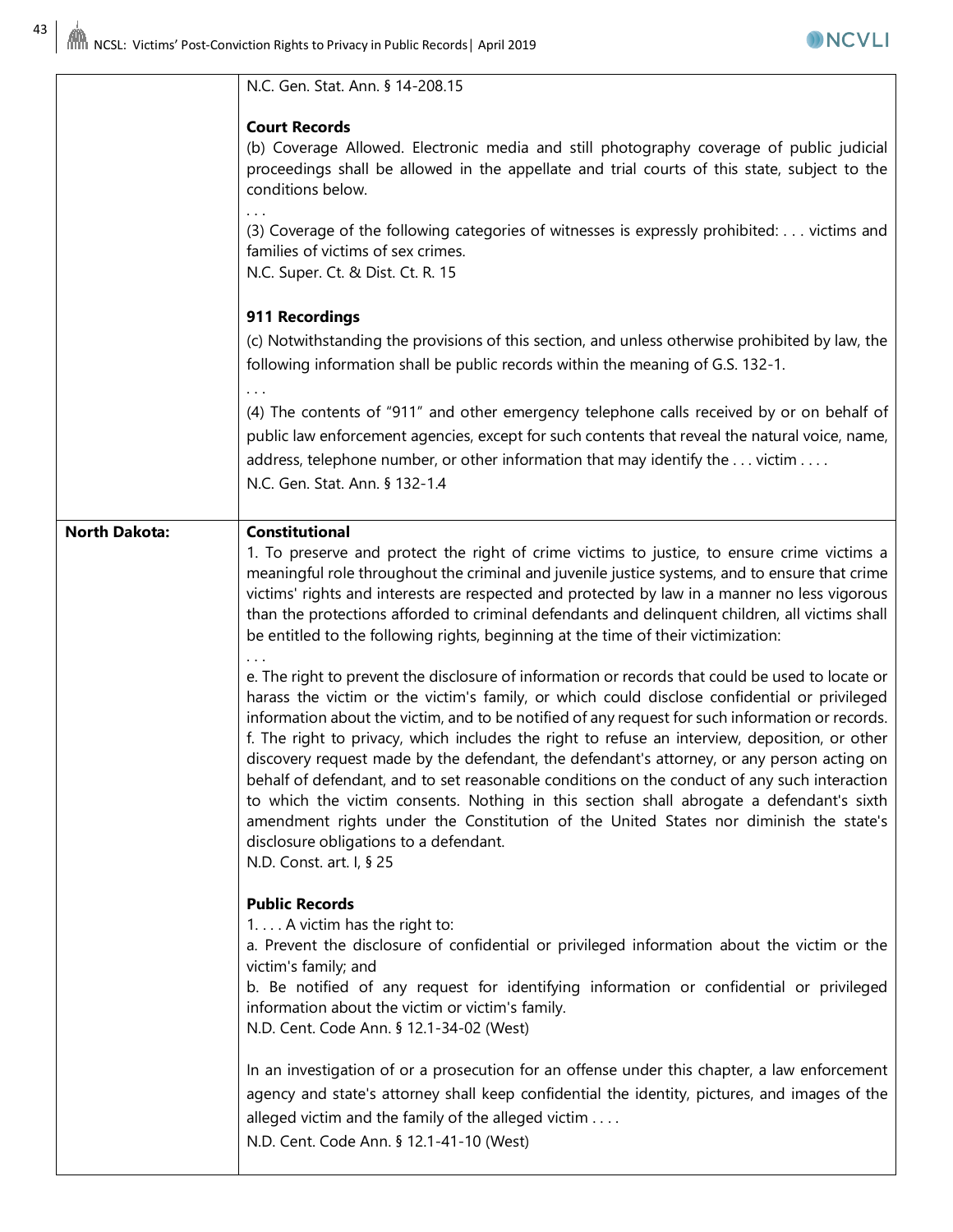| | |
|---|---|
| | N.C. Gen. Stat. Ann. § 14-208.15<br><br>**Court Records**<br>(b) Coverage Allowed. Electronic media and still photography coverage of public judicial proceedings shall be allowed in the appellate and trial courts of this state, subject to the conditions below.<br>. . .<br>(3) Coverage of the following categories of witnesses is expressly prohibited: . . . victims and families of victims of sex crimes.<br>N.C. Super. Ct. & Dist. Ct. R. 15<br><br>**911 Recordings**<br>(c) Notwithstanding the provisions of this section, and unless otherwise prohibited by law, the following information shall be public records within the meaning of G.S. 132-1.<br>. . .<br>(4) The contents of "911" and other emergency telephone calls received by or on behalf of public law enforcement agencies, except for such contents that reveal the natural voice, name, address, telephone number, or other information that may identify the . . . victim . . . .<br>N.C. Gen. Stat. Ann. § 132-1.4 |
| **North Dakota:** | **Constitutional**<br>1. To preserve and protect the right of crime victims to justice, to ensure crime victims a meaningful role throughout the criminal and juvenile justice systems, and to ensure that crime victims' rights and interests are respected and protected by law in a manner no less vigorous than the protections afforded to criminal defendants and delinquent children, all victims shall be entitled to the following rights, beginning at the time of their victimization:<br>. . .<br>e. The right to prevent the disclosure of information or records that could be used to locate or harass the victim or the victim's family, or which could disclose confidential or privileged information about the victim, and to be notified of any request for such information or records.<br>f. The right to privacy, which includes the right to refuse an interview, deposition, or other discovery request made by the defendant, the defendant's attorney, or any person acting on behalf of defendant, and to set reasonable conditions on the conduct of any such interaction to which the victim consents. Nothing in this section shall abrogate a defendant's sixth amendment rights under the Constitution of the United States nor diminish the state's disclosure obligations to a defendant.<br>N.D. Const. art. I, § 25<br><br>**Public Records**<br>1. . . . A victim has the right to:<br>a. Prevent the disclosure of confidential or privileged information about the victim or the victim's family; and<br>b. Be notified of any request for identifying information or confidential or privileged information about the victim or victim's family.<br>N.D. Cent. Code Ann. § 12.1-34-02 (West)<br><br>In an investigation of or a prosecution for an offense under this chapter, a law enforcement agency and state's attorney shall keep confidential the identity, pictures, and images of the alleged victim and the family of the alleged victim . . . .<br>N.D. Cent. Code Ann. § 12.1-41-10 (West) |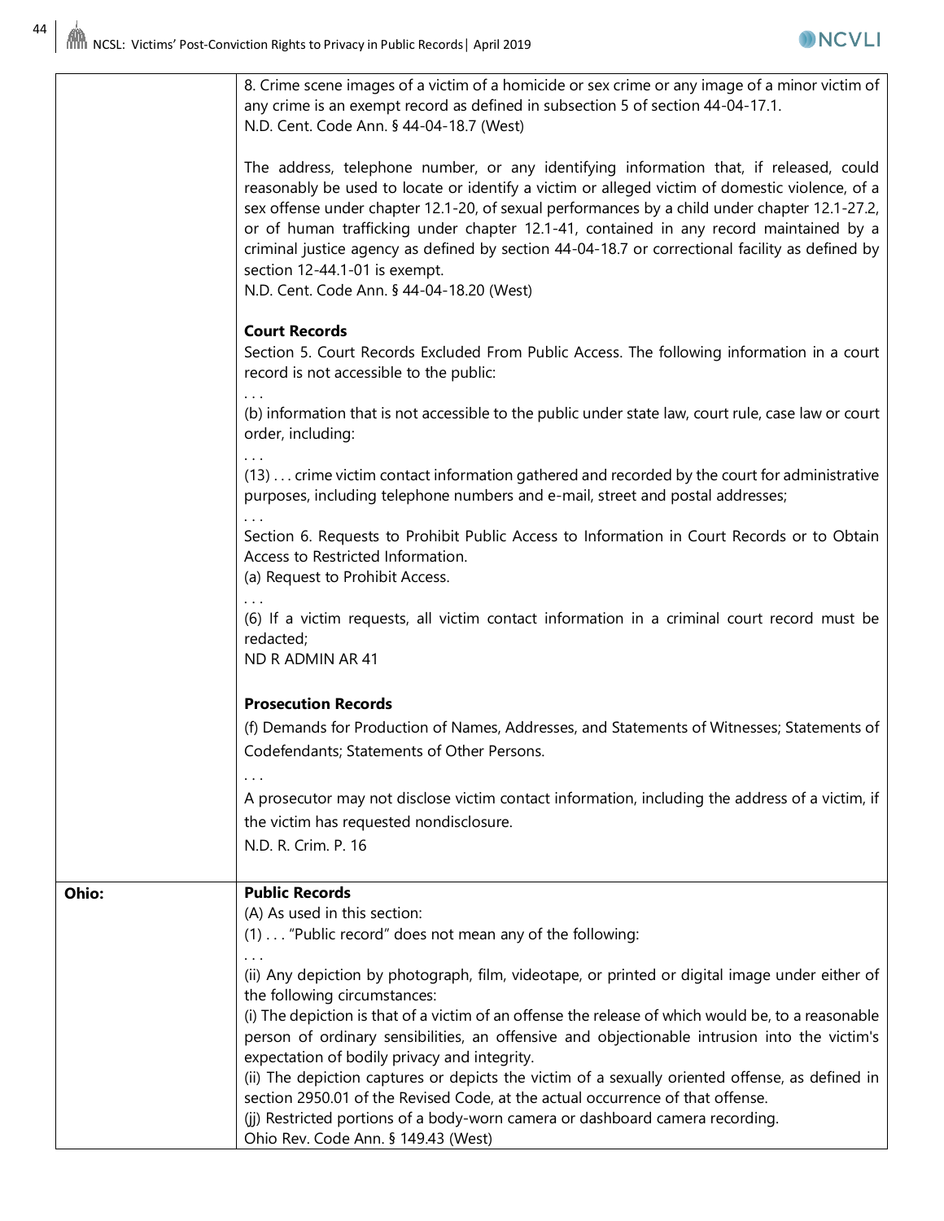| | |
|---|---|
| | 8. Crime scene images of a victim of a homicide or sex crime or any image of a minor victim of any crime is an exempt record as defined in subsection 5 of section 44-04-17.1.<br>N.D. Cent. Code Ann. § 44-04-18.7 (West)<br><br>The address, telephone number, or any identifying information that, if released, could reasonably be used to locate or identify a victim or alleged victim of domestic violence, of a sex offense under chapter 12.1-20, of sexual performances by a child under chapter 12.1-27.2, or of human trafficking under chapter 12.1-41, contained in any record maintained by a criminal justice agency as defined by section 44-04-18.7 or correctional facility as defined by section 12-44.1-01 is exempt.<br>N.D. Cent. Code Ann. § 44-04-18.20 (West)<br><br>**Court Records**<br>Section 5. Court Records Excluded From Public Access. The following information in a court record is not accessible to the public:<br>. . .<br>(b) information that is not accessible to the public under state law, court rule, case law or court order, including:<br>. . .<br>(13) . . . crime victim contact information gathered and recorded by the court for administrative purposes, including telephone numbers and e-mail, street and postal addresses;<br>. . .<br>Section 6. Requests to Prohibit Public Access to Information in Court Records or to Obtain Access to Restricted Information.<br>(a) Request to Prohibit Access.<br>. . .<br>(6) If a victim requests, all victim contact information in a criminal court record must be redacted;<br>ND R ADMIN AR 41<br><br>**Prosecution Records**<br>(f) Demands for Production of Names, Addresses, and Statements of Witnesses; Statements of Codefendants; Statements of Other Persons.<br>. . .<br>A prosecutor may not disclose victim contact information, including the address of a victim, if the victim has requested nondisclosure.<br>N.D. R. Crim. P. 16 |
| **Ohio:** | **Public Records**<br>(A) As used in this section:<br>(1) . . . "Public record" does not mean any of the following:<br>. . .<br>(ii) Any depiction by photograph, film, videotape, or printed or digital image under either of the following circumstances:<br>(i) The depiction is that of a victim of an offense the release of which would be, to a reasonable person of ordinary sensibilities, an offensive and objectionable intrusion into the victim's expectation of bodily privacy and integrity.<br>(ii) The depiction captures or depicts the victim of a sexually oriented offense, as defined in section 2950.01 of the Revised Code, at the actual occurrence of that offense.<br>(jj) Restricted portions of a body-worn camera or dashboard camera recording.<br>Ohio Rev. Code Ann. § 149.43 (West) |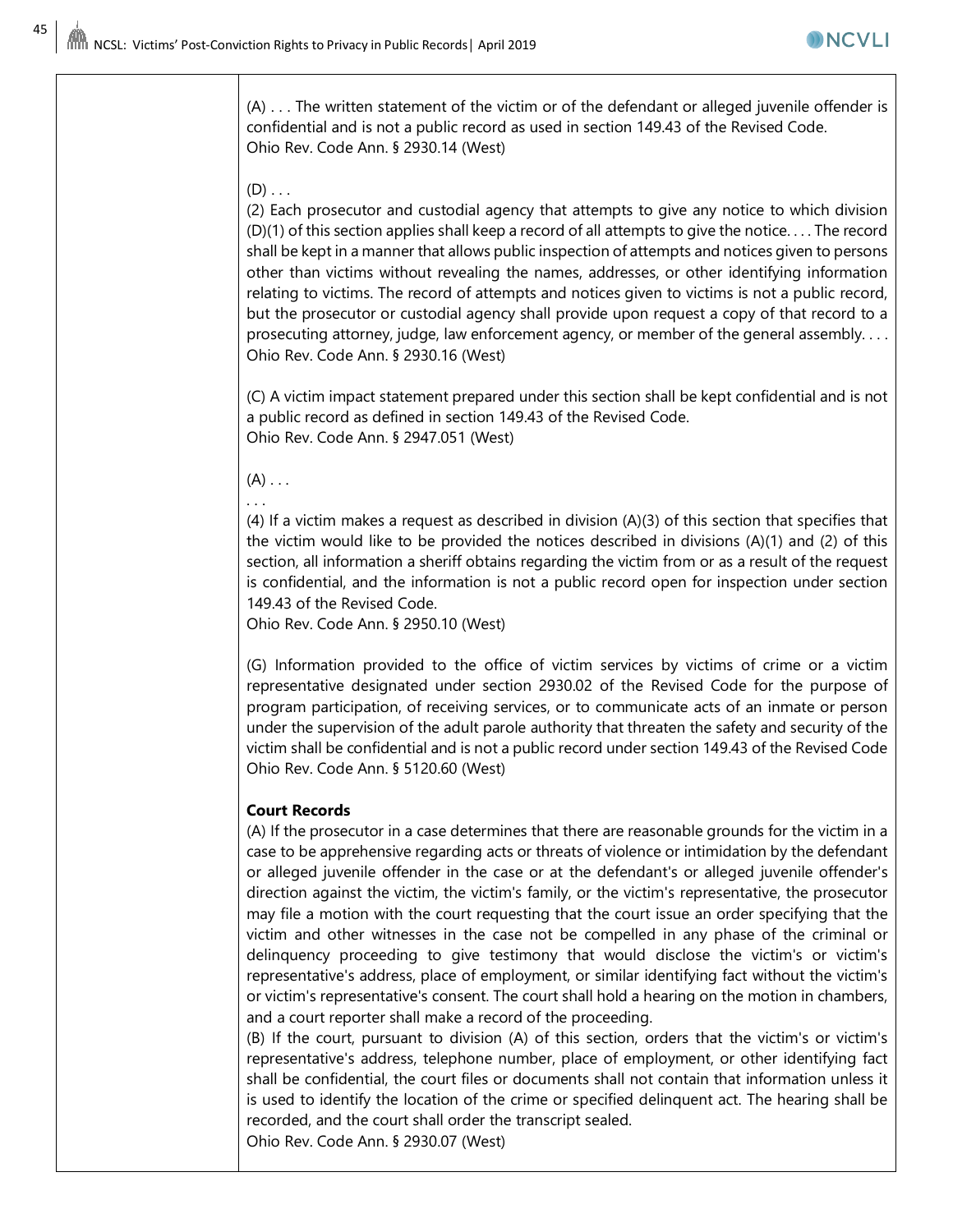| | |
|---|---|
| | (A) . . . The written statement of the victim or of the defendant or alleged juvenile offender is confidential and is not a public record as used in section 149.43 of the Revised Code.<br>Ohio Rev. Code Ann. § 2930.14 (West)<br><br>(D) . . .<br>(2) Each prosecutor and custodial agency that attempts to give any notice to which division (D)(1) of this section applies shall keep a record of all attempts to give the notice. . . . The record shall be kept in a manner that allows public inspection of attempts and notices given to persons other than victims without revealing the names, addresses, or other identifying information relating to victims. The record of attempts and notices given to victims is not a public record, but the prosecutor or custodial agency shall provide upon request a copy of that record to a prosecuting attorney, judge, law enforcement agency, or member of the general assembly. . . .<br>Ohio Rev. Code Ann. § 2930.16 (West)<br><br>(C) A victim impact statement prepared under this section shall be kept confidential and is not a public record as defined in section 149.43 of the Revised Code.<br>Ohio Rev. Code Ann. § 2947.051 (West)<br><br>(A) . . .<br>. . .<br>(4) If a victim makes a request as described in division (A)(3) of this section that specifies that the victim would like to be provided the notices described in divisions (A)(1) and (2) of this section, all information a sheriff obtains regarding the victim from or as a result of the request is confidential, and the information is not a public record open for inspection under section 149.43 of the Revised Code.<br>Ohio Rev. Code Ann. § 2950.10 (West)<br><br>(G) Information provided to the office of victim services by victims of crime or a victim representative designated under section 2930.02 of the Revised Code for the purpose of program participation, of receiving services, or to communicate acts of an inmate or person under the supervision of the adult parole authority that threaten the safety and security of the victim shall be confidential and is not a public record under section 149.43 of the Revised Code<br>Ohio Rev. Code Ann. § 5120.60 (West)<br><br>**Court Records**<br>(A) If the prosecutor in a case determines that there are reasonable grounds for the victim in a case to be apprehensive regarding acts or threats of violence or intimidation by the defendant or alleged juvenile offender in the case or at the defendant's or alleged juvenile offender's direction against the victim, the victim's family, or the victim's representative, the prosecutor may file a motion with the court requesting that the court issue an order specifying that the victim and other witnesses in the case not be compelled in any phase of the criminal or delinquency proceeding to give testimony that would disclose the victim's or victim's representative's address, place of employment, or similar identifying fact without the victim's or victim's representative's consent. The court shall hold a hearing on the motion in chambers, and a court reporter shall make a record of the proceeding.<br>(B) If the court, pursuant to division (A) of this section, orders that the victim's or victim's representative's address, telephone number, place of employment, or other identifying fact shall be confidential, the court files or documents shall not contain that information unless it is used to identify the location of the crime or specified delinquent act. The hearing shall be recorded, and the court shall order the transcript sealed.<br>Ohio Rev. Code Ann. § 2930.07 (West) |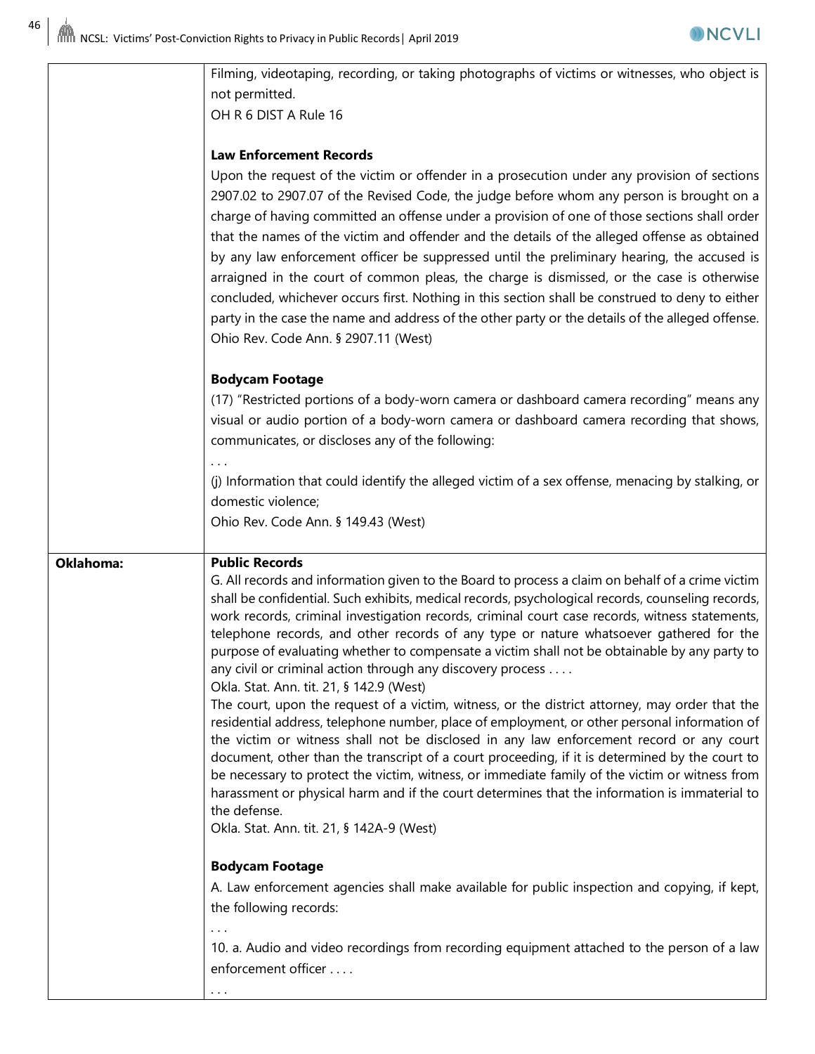| | |
|---|---|
| | Filming, videotaping, recording, or taking photographs of victims or witnesses, who object is not permitted.<br>OH R 6 DIST A Rule 16<br><br>**Law Enforcement Records**<br>Upon the request of the victim or offender in a prosecution under any provision of sections 2907.02 to 2907.07 of the Revised Code, the judge before whom any person is brought on a charge of having committed an offense under a provision of one of those sections shall order that the names of the victim and offender and the details of the alleged offense as obtained by any law enforcement officer be suppressed until the preliminary hearing, the accused is arraigned in the court of common pleas, the charge is dismissed, or the case is otherwise concluded, whichever occurs first. Nothing in this section shall be construed to deny to either party in the case the name and address of the other party or the details of the alleged offense.<br>Ohio Rev. Code Ann. § 2907.11 (West)<br><br>**Bodycam Footage**<br>(17) "Restricted portions of a body-worn camera or dashboard camera recording" means any visual or audio portion of a body-worn camera or dashboard camera recording that shows, communicates, or discloses any of the following:<br>. . .<br>(j) Information that could identify the alleged victim of a sex offense, menacing by stalking, or domestic violence;<br>Ohio Rev. Code Ann. § 149.43 (West) |
| **Oklahoma:** | **Public Records**<br>G. All records and information given to the Board to process a claim on behalf of a crime victim shall be confidential. Such exhibits, medical records, psychological records, counseling records, work records, criminal investigation records, criminal court case records, witness statements, telephone records, and other records of any type or nature whatsoever gathered for the purpose of evaluating whether to compensate a victim shall not be obtainable by any party to any civil or criminal action through any discovery process . . . .<br>Okla. Stat. Ann. tit. 21, § 142.9 (West)<br>The court, upon the request of a victim, witness, or the district attorney, may order that the residential address, telephone number, place of employment, or other personal information of the victim or witness shall not be disclosed in any law enforcement record or any court document, other than the transcript of a court proceeding, if it is determined by the court to be necessary to protect the victim, witness, or immediate family of the victim or witness from harassment or physical harm and if the court determines that the information is immaterial to the defense.<br>Okla. Stat. Ann. tit. 21, § 142A-9 (West)<br><br>**Bodycam Footage**<br>A. Law enforcement agencies shall make available for public inspection and copying, if kept, the following records:<br>. . .<br>10. a. Audio and video recordings from recording equipment attached to the person of a law enforcement officer . . . .<br>. . . |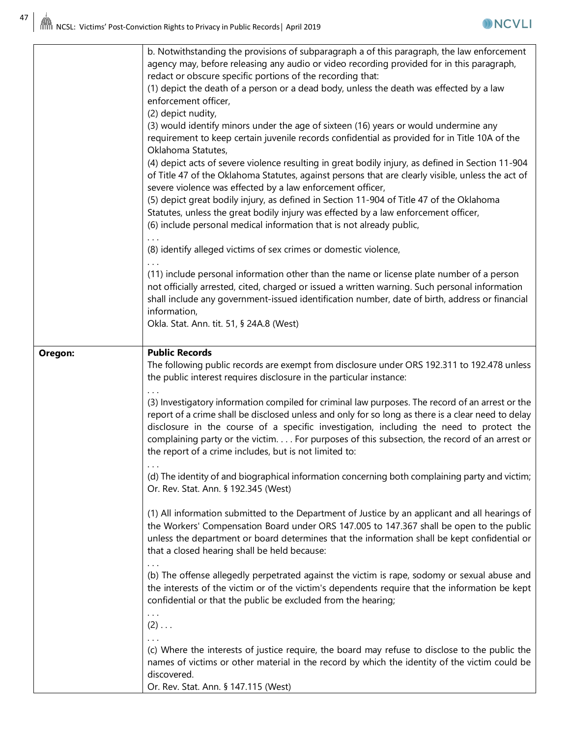| | |
|---|---|
| | b. Notwithstanding the provisions of subparagraph a of this paragraph, the law enforcement agency may, before releasing any audio or video recording provided for in this paragraph, redact or obscure specific portions of the recording that:<br>(1) depict the death of a person or a dead body, unless the death was effected by a law enforcement officer,<br>(2) depict nudity,<br>(3) would identify minors under the age of sixteen (16) years or would undermine any requirement to keep certain juvenile records confidential as provided for in Title 10A of the Oklahoma Statutes,<br>(4) depict acts of severe violence resulting in great bodily injury, as defined in Section 11-904 of Title 47 of the Oklahoma Statutes, against persons that are clearly visible, unless the act of severe violence was effected by a law enforcement officer,<br>(5) depict great bodily injury, as defined in Section 11-904 of Title 47 of the Oklahoma Statutes, unless the great bodily injury was effected by a law enforcement officer,<br>(6) include personal medical information that is not already public,<br>. . .<br>(8) identify alleged victims of sex crimes or domestic violence,<br>. . .<br>(11) include personal information other than the name or license plate number of a person not officially arrested, cited, charged or issued a written warning. Such personal information shall include any government-issued identification number, date of birth, address or financial information,<br>Okla. Stat. Ann. tit. 51, § 24A.8 (West) |
| **Oregon:** | **Public Records**<br>The following public records are exempt from disclosure under ORS 192.311 to 192.478 unless the public interest requires disclosure in the particular instance:<br>. . .<br>(3) Investigatory information compiled for criminal law purposes. The record of an arrest or the report of a crime shall be disclosed unless and only for so long as there is a clear need to delay disclosure in the course of a specific investigation, including the need to protect the complaining party or the victim. . . . For purposes of this subsection, the record of an arrest or the report of a crime includes, but is not limited to:<br>. . .<br>(d) The identity of and biographical information concerning both complaining party and victim;<br>Or. Rev. Stat. Ann. § 192.345 (West)<br><br>(1) All information submitted to the Department of Justice by an applicant and all hearings of the Workers' Compensation Board under ORS 147.005 to 147.367 shall be open to the public unless the department or board determines that the information shall be kept confidential or that a closed hearing shall be held because:<br>. . .<br>(b) The offense allegedly perpetrated against the victim is rape, sodomy or sexual abuse and the interests of the victim or of the victim's dependents require that the information be kept confidential or that the public be excluded from the hearing;<br>. . .<br>(2) . . .<br>. . .<br>(c) Where the interests of justice require, the board may refuse to disclose to the public the names of victims or other material in the record by which the identity of the victim could be discovered.<br>Or. Rev. Stat. Ann. § 147.115 (West) |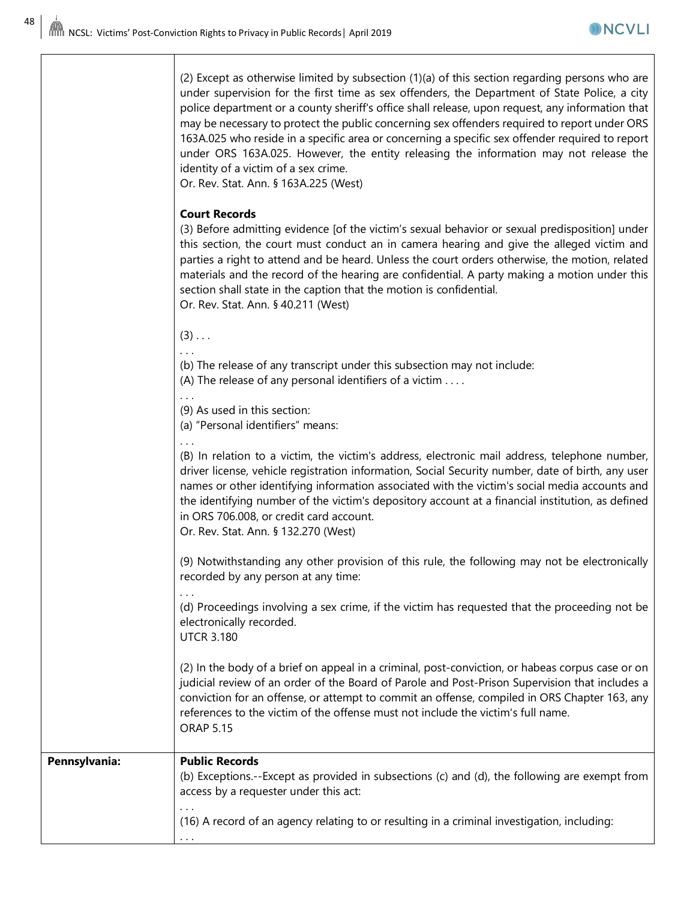| | |
|---|---|
| | (2) Except as otherwise limited by subsection (1)(a) of this section regarding persons who are under supervision for the first time as sex offenders, the Department of State Police, a city police department or a county sheriff's office shall release, upon request, any information that may be necessary to protect the public concerning sex offenders required to report under ORS 163A.025 who reside in a specific area or concerning a specific sex offender required to report under ORS 163A.025. However, the entity releasing the information may not release the identity of a victim of a sex crime.<br>Or. Rev. Stat. Ann. § 163A.225 (West)<br><br>**Court Records**<br>(3) Before admitting evidence [of the victim's sexual behavior or sexual predisposition] under this section, the court must conduct an in camera hearing and give the alleged victim and parties a right to attend and be heard. Unless the court orders otherwise, the motion, related materials and the record of the hearing are confidential. A party making a motion under this section shall state in the caption that the motion is confidential.<br>Or. Rev. Stat. Ann. § 40.211 (West)<br><br>(3) . . .<br>. . .<br>(b) The release of any transcript under this subsection may not include:<br>(A) The release of any personal identifiers of a victim . . . .<br>. . .<br>(9) As used in this section:<br>(a) "Personal identifiers" means:<br>. . .<br>(B) In relation to a victim, the victim's address, electronic mail address, telephone number, driver license, vehicle registration information, Social Security number, date of birth, any user names or other identifying information associated with the victim's social media accounts and the identifying number of the victim's depository account at a financial institution, as defined in ORS 706.008, or credit card account.<br>Or. Rev. Stat. Ann. § 132.270 (West)<br><br>(9) Notwithstanding any other provision of this rule, the following may not be electronically recorded by any person at any time:<br>. . .<br>(d) Proceedings involving a sex crime, if the victim has requested that the proceeding not be electronically recorded.<br>UTCR 3.180<br><br>(2) In the body of a brief on appeal in a criminal, post-conviction, or habeas corpus case or on judicial review of an order of the Board of Parole and Post-Prison Supervision that includes a conviction for an offense, or attempt to commit an offense, compiled in ORS Chapter 163, any references to the victim of the offense must not include the victim's full name.<br>ORAP 5.15 |
| **Pennsylvania:** | **Public Records**<br>(b) Exceptions.--Except as provided in subsections (c) and (d), the following are exempt from access by a requester under this act:<br>. . .<br>(16) A record of an agency relating to or resulting in a criminal investigation, including:<br>. . . |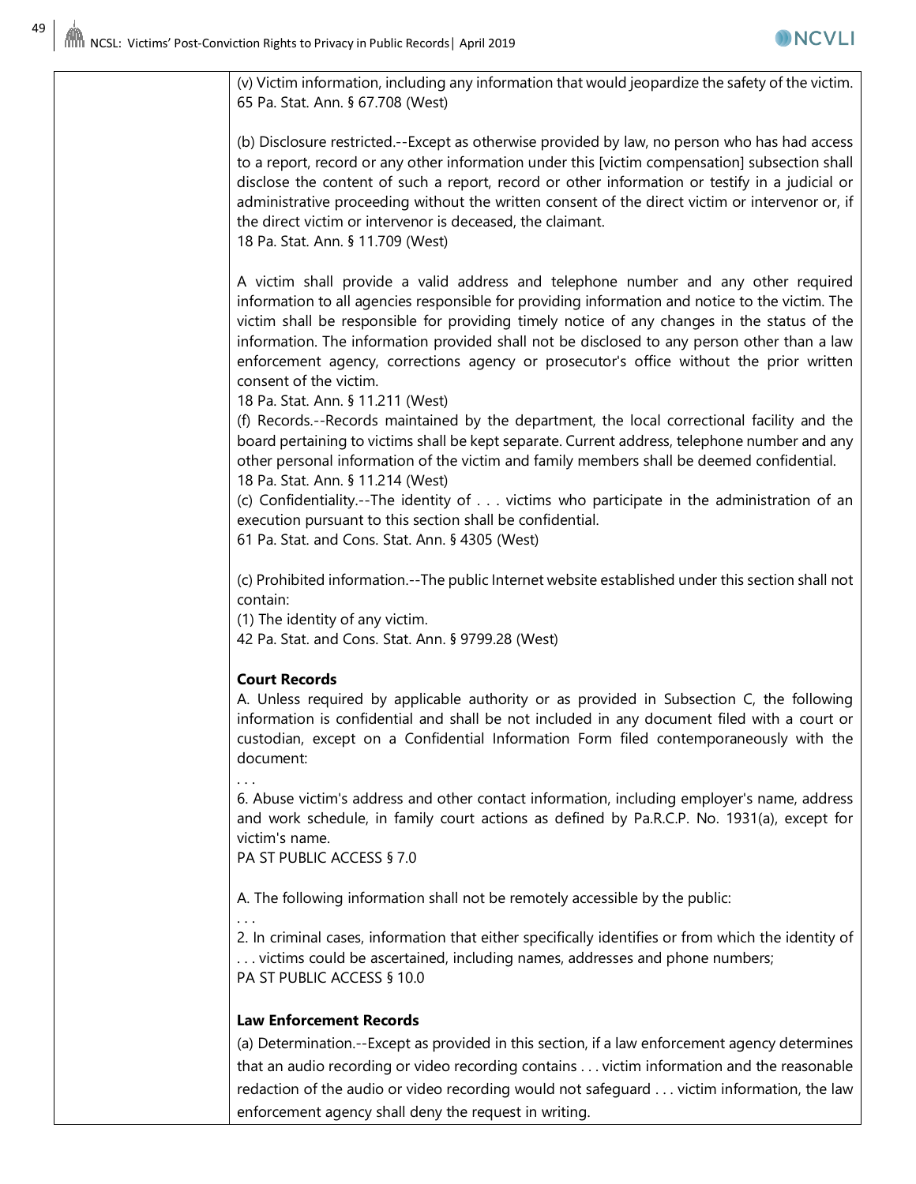| | (v) Victim information, including any information that would jeopardize the safety of the victim.<br>65 Pa. Stat. Ann. § 67.708 (West)<br><br>(b) Disclosure restricted.--Except as otherwise provided by law, no person who has had access to a report, record or any other information under this [victim compensation] subsection shall disclose the content of such a report, record or other information or testify in a judicial or administrative proceeding without the written consent of the direct victim or intervenor or, if the direct victim or intervenor is deceased, the claimant.<br>18 Pa. Stat. Ann. § 11.709 (West)<br><br>A victim shall provide a valid address and telephone number and any other required information to all agencies responsible for providing information and notice to the victim. The victim shall be responsible for providing timely notice of any changes in the status of the information. The information provided shall not be disclosed to any person other than a law enforcement agency, corrections agency or prosecutor's office without the prior written consent of the victim.<br>18 Pa. Stat. Ann. § 11.211 (West)<br>(f) Records.--Records maintained by the department, the local correctional facility and the board pertaining to victims shall be kept separate. Current address, telephone number and any other personal information of the victim and family members shall be deemed confidential.<br>18 Pa. Stat. Ann. § 11.214 (West)<br>(c) Confidentiality.--The identity of . . . victims who participate in the administration of an execution pursuant to this section shall be confidential.<br>61 Pa. Stat. and Cons. Stat. Ann. § 4305 (West)<br><br>(c) Prohibited information.--The public Internet website established under this section shall not contain:<br>(1) The identity of any victim.<br>42 Pa. Stat. and Cons. Stat. Ann. § 9799.28 (West)<br><br>**Court Records**<br>A. Unless required by applicable authority or as provided in Subsection C, the following information is confidential and shall be not included in any document filed with a court or custodian, except on a Confidential Information Form filed contemporaneously with the document:<br>. . .<br>6. Abuse victim's address and other contact information, including employer's name, address and work schedule, in family court actions as defined by Pa.R.C.P. No. 1931(a), except for victim's name.<br>PA ST PUBLIC ACCESS § 7.0<br><br>A. The following information shall not be remotely accessible by the public:<br>. . .<br>2. In criminal cases, information that either specifically identifies or from which the identity of . . . victims could be ascertained, including names, addresses and phone numbers;<br>PA ST PUBLIC ACCESS § 10.0<br><br>**Law Enforcement Records**<br>(a) Determination.--Except as provided in this section, if a law enforcement agency determines that an audio recording or video recording contains . . . victim information and the reasonable redaction of the audio or video recording would not safeguard . . . victim information, the law enforcement agency shall deny the request in writing. |
|---|---|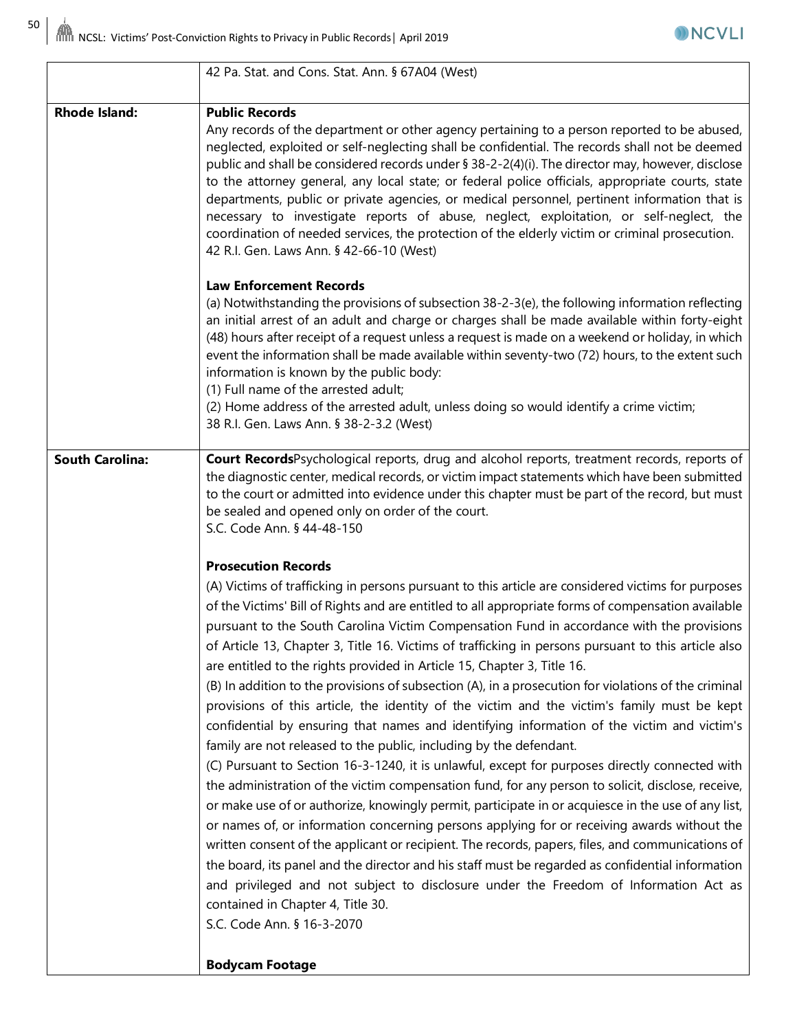| | |
|---|---|
| | 42 Pa. Stat. and Cons. Stat. Ann. § 67A04 (West) |
| **Rhode Island:** | **Public Records**<br>Any records of the department or other agency pertaining to a person reported to be abused, neglected, exploited or self-neglecting shall be confidential. The records shall not be deemed public and shall be considered records under § 38-2-2(4)(i). The director may, however, disclose to the attorney general, any local state; or federal police officials, appropriate courts, state departments, public or private agencies, or medical personnel, pertinent information that is necessary to investigate reports of abuse, neglect, exploitation, or self-neglect, the coordination of needed services, the protection of the elderly victim or criminal prosecution.<br>42 R.I. Gen. Laws Ann. § 42-66-10 (West)<br><br>**Law Enforcement Records**<br>(a) Notwithstanding the provisions of subsection 38-2-3(e), the following information reflecting an initial arrest of an adult and charge or charges shall be made available within forty-eight (48) hours after receipt of a request unless a request is made on a weekend or holiday, in which event the information shall be made available within seventy-two (72) hours, to the extent such information is known by the public body:<br>(1) Full name of the arrested adult;<br>(2) Home address of the arrested adult, unless doing so would identify a crime victim;<br>38 R.I. Gen. Laws Ann. § 38-2-3.2 (West) |
| **South Carolina:** | **Court Records**Psychological reports, drug and alcohol reports, treatment records, reports of the diagnostic center, medical records, or victim impact statements which have been submitted to the court or admitted into evidence under this chapter must be part of the record, but must be sealed and opened only on order of the court.<br>S.C. Code Ann. § 44-48-150<br><br>**Prosecution Records**<br>(A) Victims of trafficking in persons pursuant to this article are considered victims for purposes of the Victims' Bill of Rights and are entitled to all appropriate forms of compensation available pursuant to the South Carolina Victim Compensation Fund in accordance with the provisions of Article 13, Chapter 3, Title 16. Victims of trafficking in persons pursuant to this article also are entitled to the rights provided in Article 15, Chapter 3, Title 16.<br>(B) In addition to the provisions of subsection (A), in a prosecution for violations of the criminal provisions of this article, the identity of the victim and the victim's family must be kept confidential by ensuring that names and identifying information of the victim and victim's family are not released to the public, including by the defendant.<br>(C) Pursuant to Section 16-3-1240, it is unlawful, except for purposes directly connected with the administration of the victim compensation fund, for any person to solicit, disclose, receive, or make use of or authorize, knowingly permit, participate in or acquiesce in the use of any list, or names of, or information concerning persons applying for or receiving awards without the written consent of the applicant or recipient. The records, papers, files, and communications of the board, its panel and the director and his staff must be regarded as confidential information and privileged and not subject to disclosure under the Freedom of Information Act as contained in Chapter 4, Title 30.<br>S.C. Code Ann. § 16-3-2070<br><br>**Bodycam Footage** |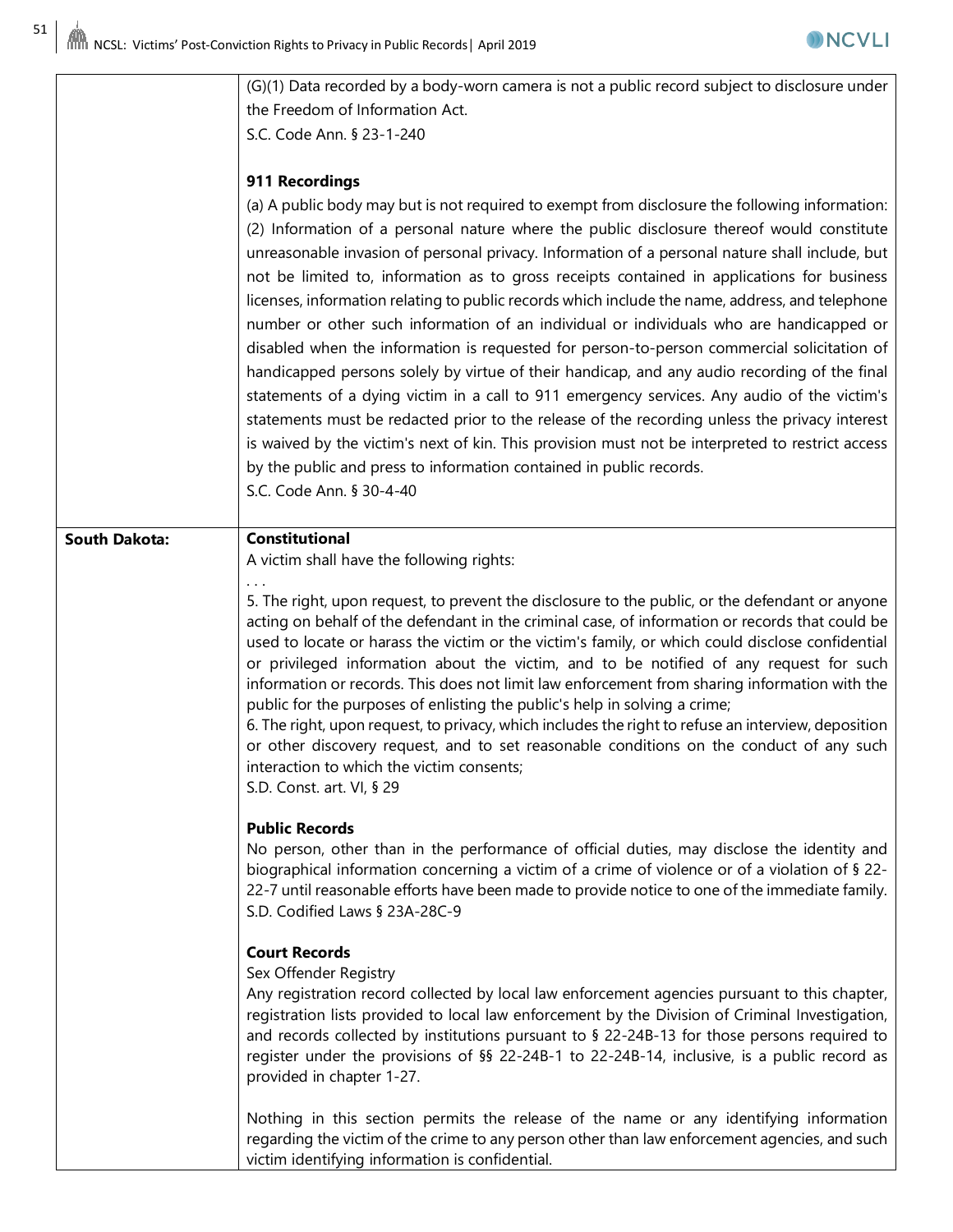| | |
|---|---|
| | (G)(1) Data recorded by a body-worn camera is not a public record subject to disclosure under the Freedom of Information Act.<br>S.C. Code Ann. § 23-1-240<br><br>**911 Recordings**<br>(a) A public body may but is not required to exempt from disclosure the following information:<br>(2) Information of a personal nature where the public disclosure thereof would constitute unreasonable invasion of personal privacy. Information of a personal nature shall include, but not be limited to, information as to gross receipts contained in applications for business licenses, information relating to public records which include the name, address, and telephone number or other such information of an individual or individuals who are handicapped or disabled when the information is requested for person-to-person commercial solicitation of handicapped persons solely by virtue of their handicap, and any audio recording of the final statements of a dying victim in a call to 911 emergency services. Any audio of the victim's statements must be redacted prior to the release of the recording unless the privacy interest is waived by the victim's next of kin. This provision must not be interpreted to restrict access by the public and press to information contained in public records.<br>S.C. Code Ann. § 30-4-40 |
| **South Dakota:** | **Constitutional**<br>A victim shall have the following rights:<br>. . .<br>5. The right, upon request, to prevent the disclosure to the public, or the defendant or anyone acting on behalf of the defendant in the criminal case, of information or records that could be used to locate or harass the victim or the victim's family, or which could disclose confidential or privileged information about the victim, and to be notified of any request for such information or records. This does not limit law enforcement from sharing information with the public for the purposes of enlisting the public's help in solving a crime;<br>6. The right, upon request, to privacy, which includes the right to refuse an interview, deposition or other discovery request, and to set reasonable conditions on the conduct of any such interaction to which the victim consents;<br>S.D. Const. art. VI, § 29<br><br>**Public Records**<br>No person, other than in the performance of official duties, may disclose the identity and biographical information concerning a victim of a crime of violence or of a violation of § 22-22-7 until reasonable efforts have been made to provide notice to one of the immediate family.<br>S.D. Codified Laws § 23A-28C-9<br><br>**Court Records**<br>Sex Offender Registry<br>Any registration record collected by local law enforcement agencies pursuant to this chapter, registration lists provided to local law enforcement by the Division of Criminal Investigation, and records collected by institutions pursuant to § 22-24B-13 for those persons required to register under the provisions of §§ 22-24B-1 to 22-24B-14, inclusive, is a public record as provided in chapter 1-27.<br><br>Nothing in this section permits the release of the name or any identifying information regarding the victim of the crime to any person other than law enforcement agencies, and such victim identifying information is confidential. |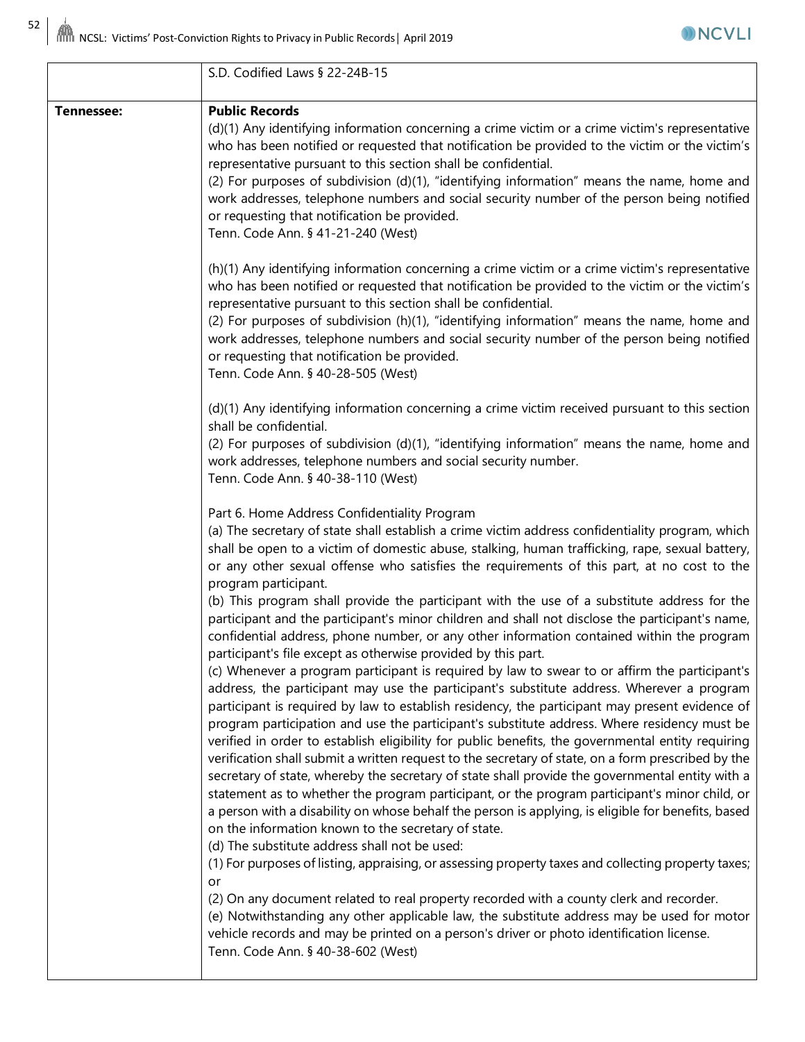| | |
|---|---|
| | S.D. Codified Laws § 22-24B-15 |
| **Tennessee:** | **Public Records**<br>(d)(1) Any identifying information concerning a crime victim or a crime victim's representative who has been notified or requested that notification be provided to the victim or the victim's representative pursuant to this section shall be confidential.<br>(2) For purposes of subdivision (d)(1), "identifying information" means the name, home and work addresses, telephone numbers and social security number of the person being notified or requesting that notification be provided.<br>Tenn. Code Ann. § 41-21-240 (West)<br><br>(h)(1) Any identifying information concerning a crime victim or a crime victim's representative who has been notified or requested that notification be provided to the victim or the victim's representative pursuant to this section shall be confidential.<br>(2) For purposes of subdivision (h)(1), "identifying information" means the name, home and work addresses, telephone numbers and social security number of the person being notified or requesting that notification be provided.<br>Tenn. Code Ann. § 40-28-505 (West)<br><br>(d)(1) Any identifying information concerning a crime victim received pursuant to this section shall be confidential.<br>(2) For purposes of subdivision (d)(1), "identifying information" means the name, home and work addresses, telephone numbers and social security number.<br>Tenn. Code Ann. § 40-38-110 (West)<br><br>Part 6. Home Address Confidentiality Program<br>(a) The secretary of state shall establish a crime victim address confidentiality program, which shall be open to a victim of domestic abuse, stalking, human trafficking, rape, sexual battery, or any other sexual offense who satisfies the requirements of this part, at no cost to the program participant.<br>(b) This program shall provide the participant with the use of a substitute address for the participant and the participant's minor children and shall not disclose the participant's name, confidential address, phone number, or any other information contained within the program participant's file except as otherwise provided by this part.<br>(c) Whenever a program participant is required by law to swear to or affirm the participant's address, the participant may use the participant's substitute address. Wherever a program participant is required by law to establish residency, the participant may present evidence of program participation and use the participant's substitute address. Where residency must be verified in order to establish eligibility for public benefits, the governmental entity requiring verification shall submit a written request to the secretary of state, on a form prescribed by the secretary of state, whereby the secretary of state shall provide the governmental entity with a statement as to whether the program participant, or the program participant's minor child, or a person with a disability on whose behalf the person is applying, is eligible for benefits, based on the information known to the secretary of state.<br>(d) The substitute address shall not be used:<br>(1) For purposes of listing, appraising, or assessing property taxes and collecting property taxes; or<br>(2) On any document related to real property recorded with a county clerk and recorder.<br>(e) Notwithstanding any other applicable law, the substitute address may be used for motor vehicle records and may be printed on a person's driver or photo identification license.<br>Tenn. Code Ann. § 40-38-602 (West) |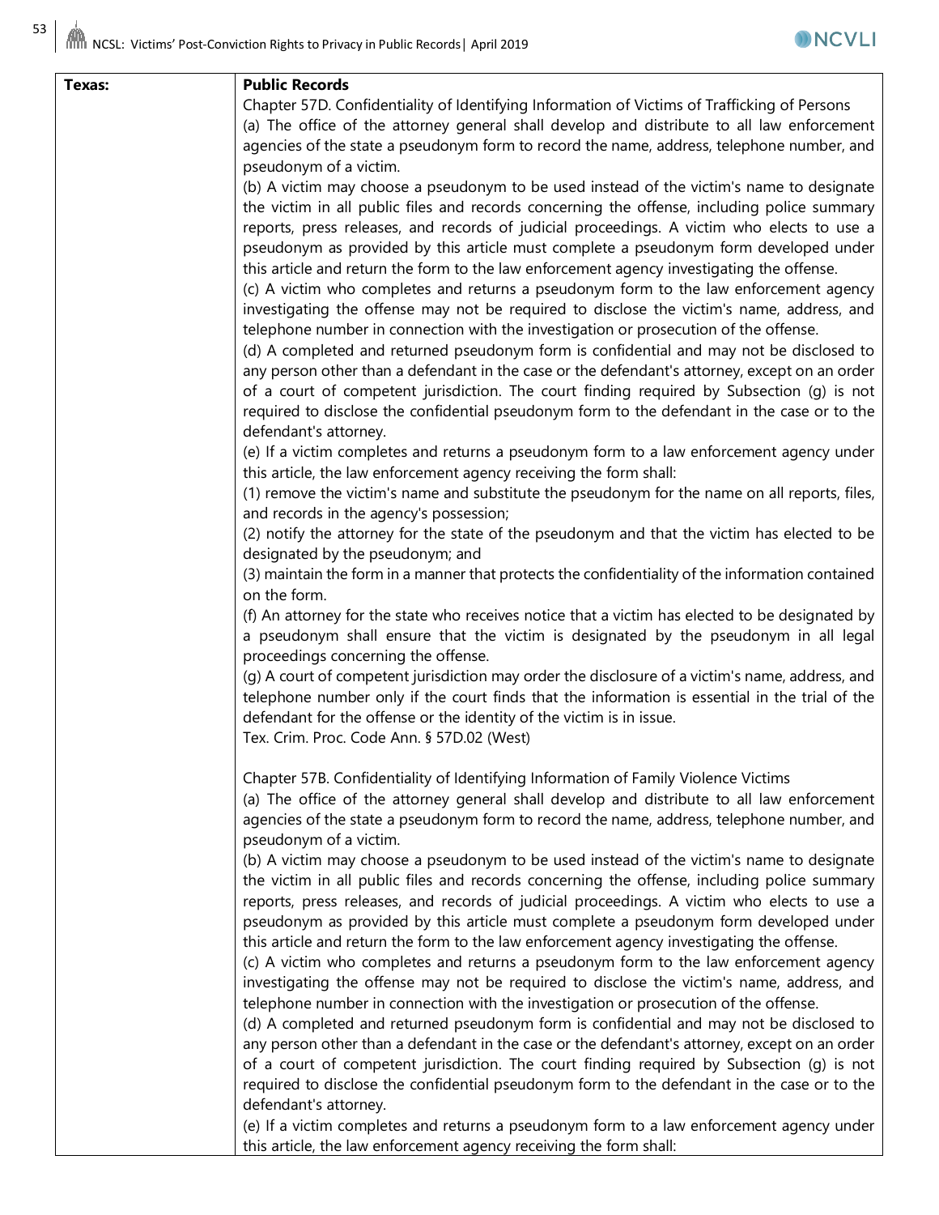| Texas: | **Public Records**<br>Chapter 57D. Confidentiality of Identifying Information of Victims of Trafficking of Persons<br>(a) The office of the attorney general shall develop and distribute to all law enforcement agencies of the state a pseudonym form to record the name, address, telephone number, and pseudonym of a victim.<br>(b) A victim may choose a pseudonym to be used instead of the victim's name to designate the victim in all public files and records concerning the offense, including police summary reports, press releases, and records of judicial proceedings. A victim who elects to use a pseudonym as provided by this article must complete a pseudonym form developed under this article and return the form to the law enforcement agency investigating the offense.<br>(c) A victim who completes and returns a pseudonym form to the law enforcement agency investigating the offense may not be required to disclose the victim's name, address, and telephone number in connection with the investigation or prosecution of the offense.<br>(d) A completed and returned pseudonym form is confidential and may not be disclosed to any person other than a defendant in the case or the defendant's attorney, except on an order of a court of competent jurisdiction. The court finding required by Subsection (g) is not required to disclose the confidential pseudonym form to the defendant in the case or to the defendant's attorney.<br>(e) If a victim completes and returns a pseudonym form to a law enforcement agency under this article, the law enforcement agency receiving the form shall:<br>(1) remove the victim's name and substitute the pseudonym for the name on all reports, files, and records in the agency's possession;<br>(2) notify the attorney for the state of the pseudonym and that the victim has elected to be designated by the pseudonym; and<br>(3) maintain the form in a manner that protects the confidentiality of the information contained on the form.<br>(f) An attorney for the state who receives notice that a victim has elected to be designated by a pseudonym shall ensure that the victim is designated by the pseudonym in all legal proceedings concerning the offense.<br>(g) A court of competent jurisdiction may order the disclosure of a victim's name, address, and telephone number only if the court finds that the information is essential in the trial of the defendant for the offense or the identity of the victim is in issue.<br>Tex. Crim. Proc. Code Ann. § 57D.02 (West)<br><br>Chapter 57B. Confidentiality of Identifying Information of Family Violence Victims<br>(a) The office of the attorney general shall develop and distribute to all law enforcement agencies of the state a pseudonym form to record the name, address, telephone number, and pseudonym of a victim.<br>(b) A victim may choose a pseudonym to be used instead of the victim's name to designate the victim in all public files and records concerning the offense, including police summary reports, press releases, and records of judicial proceedings. A victim who elects to use a pseudonym as provided by this article must complete a pseudonym form developed under this article and return the form to the law enforcement agency investigating the offense.<br>(c) A victim who completes and returns a pseudonym form to the law enforcement agency investigating the offense may not be required to disclose the victim's name, address, and telephone number in connection with the investigation or prosecution of the offense.<br>(d) A completed and returned pseudonym form is confidential and may not be disclosed to any person other than a defendant in the case or the defendant's attorney, except on an order of a court of competent jurisdiction. The court finding required by Subsection (g) is not required to disclose the confidential pseudonym form to the defendant in the case or to the defendant's attorney.<br>(e) If a victim completes and returns a pseudonym form to a law enforcement agency under this article, the law enforcement agency receiving the form shall: |
|---|---|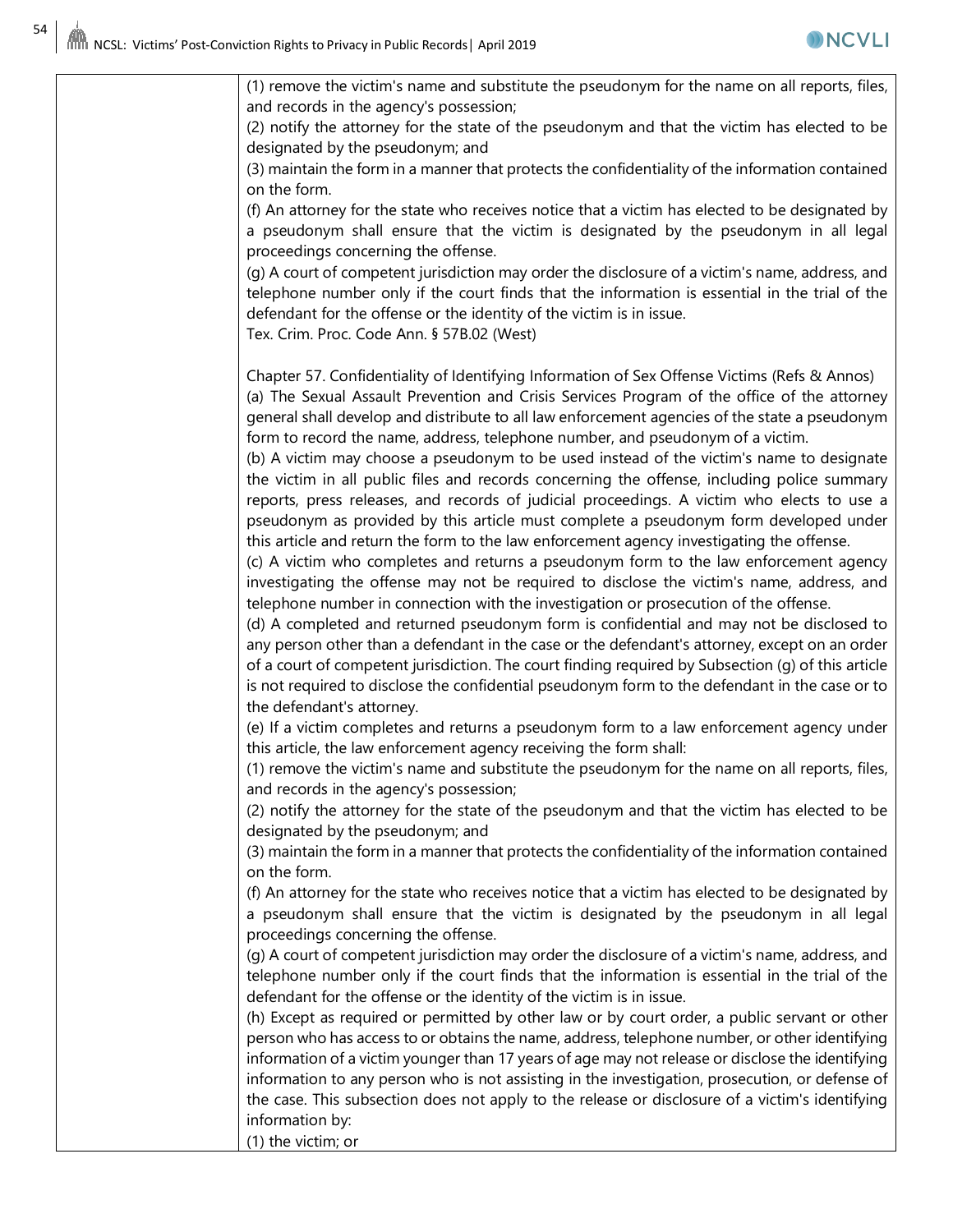| | |
|---|---|
| | (1) remove the victim's name and substitute the pseudonym for the name on all reports, files, and records in the agency's possession;<br>(2) notify the attorney for the state of the pseudonym and that the victim has elected to be designated by the pseudonym; and<br>(3) maintain the form in a manner that protects the confidentiality of the information contained on the form.<br>(f) An attorney for the state who receives notice that a victim has elected to be designated by a pseudonym shall ensure that the victim is designated by the pseudonym in all legal proceedings concerning the offense.<br>(g) A court of competent jurisdiction may order the disclosure of a victim's name, address, and telephone number only if the court finds that the information is essential in the trial of the defendant for the offense or the identity of the victim is in issue.<br>Tex. Crim. Proc. Code Ann. § 57B.02 (West)<br><br>Chapter 57. Confidentiality of Identifying Information of Sex Offense Victims (Refs & Annos)<br>(a) The Sexual Assault Prevention and Crisis Services Program of the office of the attorney general shall develop and distribute to all law enforcement agencies of the state a pseudonym form to record the name, address, telephone number, and pseudonym of a victim.<br>(b) A victim may choose a pseudonym to be used instead of the victim's name to designate the victim in all public files and records concerning the offense, including police summary reports, press releases, and records of judicial proceedings. A victim who elects to use a pseudonym as provided by this article must complete a pseudonym form developed under this article and return the form to the law enforcement agency investigating the offense.<br>(c) A victim who completes and returns a pseudonym form to the law enforcement agency investigating the offense may not be required to disclose the victim's name, address, and telephone number in connection with the investigation or prosecution of the offense.<br>(d) A completed and returned pseudonym form is confidential and may not be disclosed to any person other than a defendant in the case or the defendant's attorney, except on an order of a court of competent jurisdiction. The court finding required by Subsection (g) of this article is not required to disclose the confidential pseudonym form to the defendant in the case or to the defendant's attorney.<br>(e) If a victim completes and returns a pseudonym form to a law enforcement agency under this article, the law enforcement agency receiving the form shall:<br>(1) remove the victim's name and substitute the pseudonym for the name on all reports, files, and records in the agency's possession;<br>(2) notify the attorney for the state of the pseudonym and that the victim has elected to be designated by the pseudonym; and<br>(3) maintain the form in a manner that protects the confidentiality of the information contained on the form.<br>(f) An attorney for the state who receives notice that a victim has elected to be designated by a pseudonym shall ensure that the victim is designated by the pseudonym in all legal proceedings concerning the offense.<br>(g) A court of competent jurisdiction may order the disclosure of a victim's name, address, and telephone number only if the court finds that the information is essential in the trial of the defendant for the offense or the identity of the victim is in issue.<br>(h) Except as required or permitted by other law or by court order, a public servant or other person who has access to or obtains the name, address, telephone number, or other identifying information of a victim younger than 17 years of age may not release or disclose the identifying information to any person who is not assisting in the investigation, prosecution, or defense of the case. This subsection does not apply to the release or disclosure of a victim's identifying information by:<br>(1) the victim; or |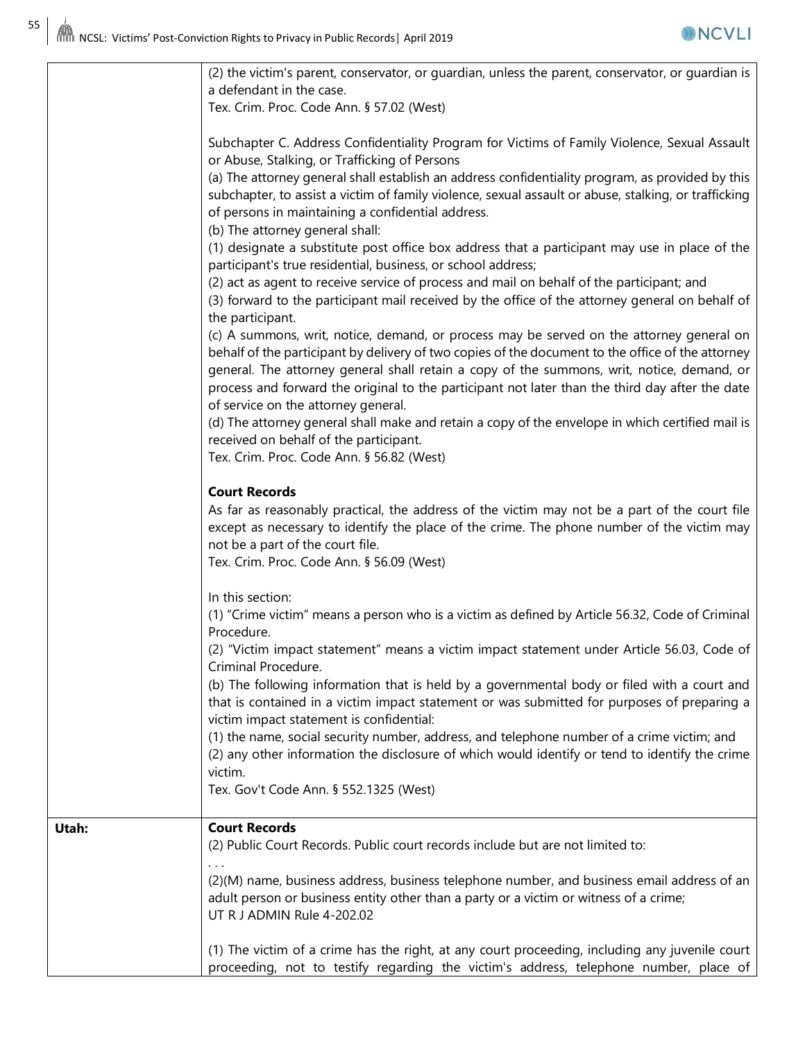| | |
|---|---|
| | (2) the victim's parent, conservator, or guardian, unless the parent, conservator, or guardian is a defendant in the case.<br>Tex. Crim. Proc. Code Ann. § 57.02 (West)<br><br>Subchapter C. Address Confidentiality Program for Victims of Family Violence, Sexual Assault or Abuse, Stalking, or Trafficking of Persons<br>(a) The attorney general shall establish an address confidentiality program, as provided by this subchapter, to assist a victim of family violence, sexual assault or abuse, stalking, or trafficking of persons in maintaining a confidential address.<br>(b) The attorney general shall:<br>(1) designate a substitute post office box address that a participant may use in place of the participant's true residential, business, or school address;<br>(2) act as agent to receive service of process and mail on behalf of the participant; and<br>(3) forward to the participant mail received by the office of the attorney general on behalf of the participant.<br>(c) A summons, writ, notice, demand, or process may be served on the attorney general on behalf of the participant by delivery of two copies of the document to the office of the attorney general. The attorney general shall retain a copy of the summons, writ, notice, demand, or process and forward the original to the participant not later than the third day after the date of service on the attorney general.<br>(d) The attorney general shall make and retain a copy of the envelope in which certified mail is received on behalf of the participant.<br>Tex. Crim. Proc. Code Ann. § 56.82 (West)<br><br>**Court Records**<br>As far as reasonably practical, the address of the victim may not be a part of the court file except as necessary to identify the place of the crime. The phone number of the victim may not be a part of the court file.<br>Tex. Crim. Proc. Code Ann. § 56.09 (West)<br><br>In this section:<br>(1) "Crime victim" means a person who is a victim as defined by Article 56.32, Code of Criminal Procedure.<br>(2) "Victim impact statement" means a victim impact statement under Article 56.03, Code of Criminal Procedure.<br>(b) The following information that is held by a governmental body or filed with a court and that is contained in a victim impact statement or was submitted for purposes of preparing a victim impact statement is confidential:<br>(1) the name, social security number, address, and telephone number of a crime victim; and<br>(2) any other information the disclosure of which would identify or tend to identify the crime victim.<br>Tex. Gov't Code Ann. § 552.1325 (West) |
| **Utah:** | **Court Records**<br>(2) Public Court Records. Public court records include but are not limited to:<br>. . .<br>(2)(M) name, business address, business telephone number, and business email address of an adult person or business entity other than a party or a victim or witness of a crime;<br>UT R J ADMIN Rule 4-202.02<br><br>(1) The victim of a crime has the right, at any court proceeding, including any juvenile court proceeding, not to testify regarding the victim's address, telephone number, place of |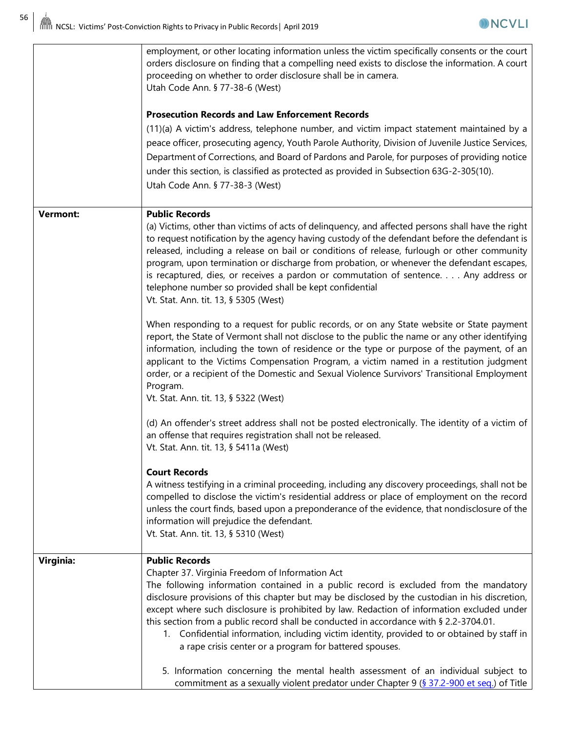| | |
|---|---|
| | employment, or other locating information unless the victim specifically consents or the court orders disclosure on finding that a compelling need exists to disclose the information. A court proceeding on whether to order disclosure shall be in camera.<br>Utah Code Ann. § 77-38-6 (West)<br><br>**Prosecution Records and Law Enforcement Records**<br>(11)(a) A victim's address, telephone number, and victim impact statement maintained by a peace officer, prosecuting agency, Youth Parole Authority, Division of Juvenile Justice Services, Department of Corrections, and Board of Pardons and Parole, for purposes of providing notice under this section, is classified as protected as provided in Subsection 63G-2-305(10).<br>Utah Code Ann. § 77-38-3 (West) |
| **Vermont:** | **Public Records**<br>(a) Victims, other than victims of acts of delinquency, and affected persons shall have the right to request notification by the agency having custody of the defendant before the defendant is released, including a release on bail or conditions of release, furlough or other community program, upon termination or discharge from probation, or whenever the defendant escapes, is recaptured, dies, or receives a pardon or commutation of sentence. . . . Any address or telephone number so provided shall be kept confidential<br>Vt. Stat. Ann. tit. 13, § 5305 (West)<br><br>When responding to a request for public records, or on any State website or State payment report, the State of Vermont shall not disclose to the public the name or any other identifying information, including the town of residence or the type or purpose of the payment, of an applicant to the Victims Compensation Program, a victim named in a restitution judgment order, or a recipient of the Domestic and Sexual Violence Survivors' Transitional Employment Program.<br>Vt. Stat. Ann. tit. 13, § 5322 (West)<br><br>(d) An offender's street address shall not be posted electronically. The identity of a victim of an offense that requires registration shall not be released.<br>Vt. Stat. Ann. tit. 13, § 5411a (West)<br><br>**Court Records**<br>A witness testifying in a criminal proceeding, including any discovery proceedings, shall not be compelled to disclose the victim's residential address or place of employment on the record unless the court finds, based upon a preponderance of the evidence, that nondisclosure of the information will prejudice the defendant.<br>Vt. Stat. Ann. tit. 13, § 5310 (West) |
| **Virginia:** | **Public Records**<br>Chapter 37. Virginia Freedom of Information Act<br>The following information contained in a public record is excluded from the mandatory disclosure provisions of this chapter but may be disclosed by the custodian in his discretion, except where such disclosure is prohibited by law. Redaction of information excluded under this section from a public record shall be conducted in accordance with § 2.2-3704.01.<br>1. Confidential information, including victim identity, provided to or obtained by staff in a rape crisis center or a program for battered spouses.<br><br>5. Information concerning the mental health assessment of an individual subject to commitment as a sexually violent predator under Chapter 9 (§ 37.2-900 et seq.) of Title |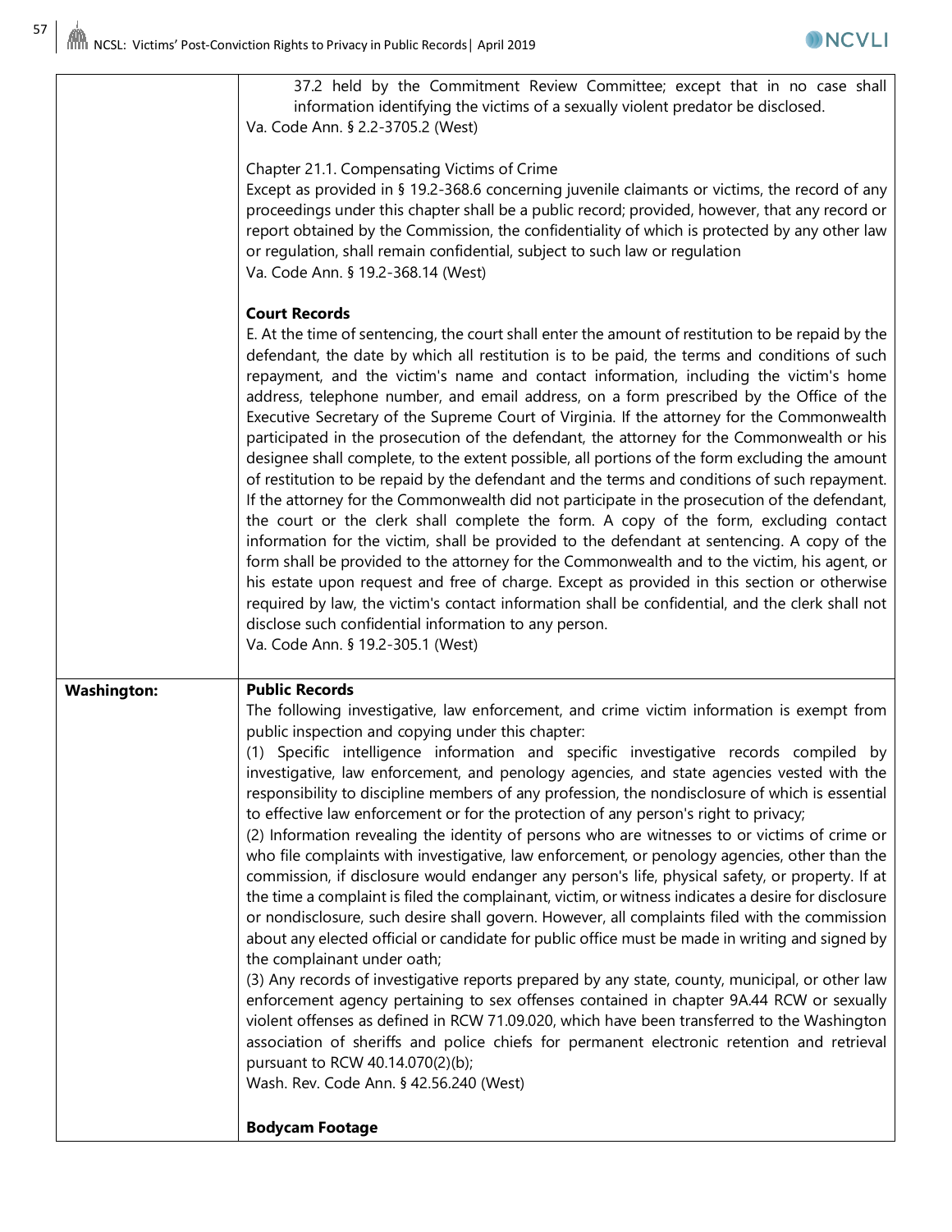| | |
|---|---|
| | 37.2 held by the Commitment Review Committee; except that in no case shall information identifying the victims of a sexually violent predator be disclosed.<br>Va. Code Ann. § 2.2-3705.2 (West)<br><br>Chapter 21.1. Compensating Victims of Crime<br>Except as provided in § 19.2-368.6 concerning juvenile claimants or victims, the record of any proceedings under this chapter shall be a public record; provided, however, that any record or report obtained by the Commission, the confidentiality of which is protected by any other law or regulation, shall remain confidential, subject to such law or regulation<br>Va. Code Ann. § 19.2-368.14 (West)<br><br>**Court Records**<br>E. At the time of sentencing, the court shall enter the amount of restitution to be repaid by the defendant, the date by which all restitution is to be paid, the terms and conditions of such repayment, and the victim's name and contact information, including the victim's home address, telephone number, and email address, on a form prescribed by the Office of the Executive Secretary of the Supreme Court of Virginia. If the attorney for the Commonwealth participated in the prosecution of the defendant, the attorney for the Commonwealth or his designee shall complete, to the extent possible, all portions of the form excluding the amount of restitution to be repaid by the defendant and the terms and conditions of such repayment. If the attorney for the Commonwealth did not participate in the prosecution of the defendant, the court or the clerk shall complete the form. A copy of the form, excluding contact information for the victim, shall be provided to the defendant at sentencing. A copy of the form shall be provided to the attorney for the Commonwealth and to the victim, his agent, or his estate upon request and free of charge. Except as provided in this section or otherwise required by law, the victim's contact information shall be confidential, and the clerk shall not disclose such confidential information to any person.<br>Va. Code Ann. § 19.2-305.1 (West) |
| **Washington:** | **Public Records**<br>The following investigative, law enforcement, and crime victim information is exempt from public inspection and copying under this chapter:<br>(1) Specific intelligence information and specific investigative records compiled by investigative, law enforcement, and penology agencies, and state agencies vested with the responsibility to discipline members of any profession, the nondisclosure of which is essential to effective law enforcement or for the protection of any person's right to privacy;<br>(2) Information revealing the identity of persons who are witnesses to or victims of crime or who file complaints with investigative, law enforcement, or penology agencies, other than the commission, if disclosure would endanger any person's life, physical safety, or property. If at the time a complaint is filed the complainant, victim, or witness indicates a desire for disclosure or nondisclosure, such desire shall govern. However, all complaints filed with the commission about any elected official or candidate for public office must be made in writing and signed by the complainant under oath;<br>(3) Any records of investigative reports prepared by any state, county, municipal, or other law enforcement agency pertaining to sex offenses contained in chapter 9A.44 RCW or sexually violent offenses as defined in RCW 71.09.020, which have been transferred to the Washington association of sheriffs and police chiefs for permanent electronic retention and retrieval pursuant to RCW 40.14.070(2)(b);<br>Wash. Rev. Code Ann. § 42.56.240 (West)<br><br>**Bodycam Footage** |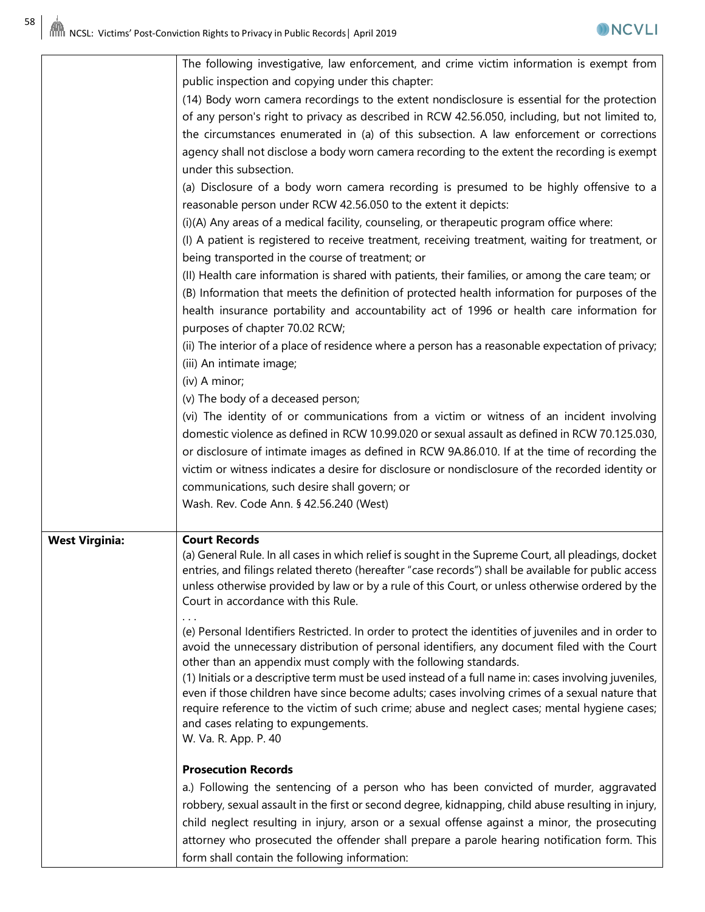| | |
|---|---|
| | The following investigative, law enforcement, and crime victim information is exempt from public inspection and copying under this chapter:<br>(14) Body worn camera recordings to the extent nondisclosure is essential for the protection of any person's right to privacy as described in RCW 42.56.050, including, but not limited to, the circumstances enumerated in (a) of this subsection. A law enforcement or corrections agency shall not disclose a body worn camera recording to the extent the recording is exempt under this subsection.<br>(a) Disclosure of a body worn camera recording is presumed to be highly offensive to a reasonable person under RCW 42.56.050 to the extent it depicts:<br>(i)(A) Any areas of a medical facility, counseling, or therapeutic program office where:<br>(I) A patient is registered to receive treatment, receiving treatment, waiting for treatment, or being transported in the course of treatment; or<br>(II) Health care information is shared with patients, their families, or among the care team; or<br>(B) Information that meets the definition of protected health information for purposes of the health insurance portability and accountability act of 1996 or health care information for purposes of chapter 70.02 RCW;<br>(ii) The interior of a place of residence where a person has a reasonable expectation of privacy;<br>(iii) An intimate image;<br>(iv) A minor;<br>(v) The body of a deceased person;<br>(vi) The identity of or communications from a victim or witness of an incident involving domestic violence as defined in RCW 10.99.020 or sexual assault as defined in RCW 70.125.030, or disclosure of intimate images as defined in RCW 9A.86.010. If at the time of recording the victim or witness indicates a desire for disclosure or nondisclosure of the recorded identity or communications, such desire shall govern; or<br>Wash. Rev. Code Ann. § 42.56.240 (West) |
| **West Virginia:** | **Court Records**<br>(a) General Rule. In all cases in which relief is sought in the Supreme Court, all pleadings, docket entries, and filings related thereto (hereafter "case records") shall be available for public access unless otherwise provided by law or by a rule of this Court, or unless otherwise ordered by the Court in accordance with this Rule.<br>. . .<br>(e) Personal Identifiers Restricted. In order to protect the identities of juveniles and in order to avoid the unnecessary distribution of personal identifiers, any document filed with the Court other than an appendix must comply with the following standards.<br>(1) Initials or a descriptive term must be used instead of a full name in: cases involving juveniles, even if those children have since become adults; cases involving crimes of a sexual nature that require reference to the victim of such crime; abuse and neglect cases; mental hygiene cases; and cases relating to expungements.<br>W. Va. R. App. P. 40<br><br>**Prosecution Records**<br>a.) Following the sentencing of a person who has been convicted of murder, aggravated robbery, sexual assault in the first or second degree, kidnapping, child abuse resulting in injury, child neglect resulting in injury, arson or a sexual offense against a minor, the prosecuting attorney who prosecuted the offender shall prepare a parole hearing notification form. This form shall contain the following information: |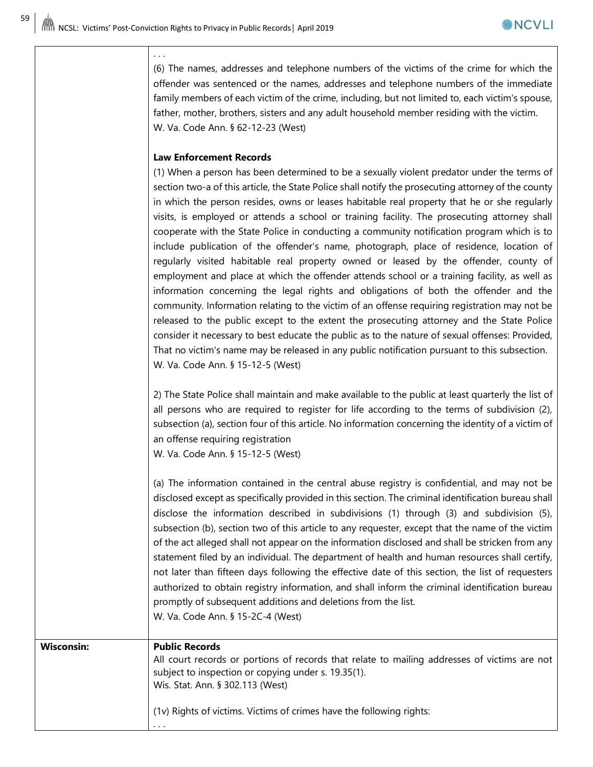| | |
|---|---|
| | . . .<br>(6) The names, addresses and telephone numbers of the victims of the crime for which the offender was sentenced or the names, addresses and telephone numbers of the immediate family members of each victim of the crime, including, but not limited to, each victim's spouse, father, mother, brothers, sisters and any adult household member residing with the victim.<br>W. Va. Code Ann. § 62-12-23 (West)<br><br>**Law Enforcement Records**<br>(1) When a person has been determined to be a sexually violent predator under the terms of section two-a of this article, the State Police shall notify the prosecuting attorney of the county in which the person resides, owns or leases habitable real property that he or she regularly visits, is employed or attends a school or training facility. The prosecuting attorney shall cooperate with the State Police in conducting a community notification program which is to include publication of the offender's name, photograph, place of residence, location of regularly visited habitable real property owned or leased by the offender, county of employment and place at which the offender attends school or a training facility, as well as information concerning the legal rights and obligations of both the offender and the community. Information relating to the victim of an offense requiring registration may not be released to the public except to the extent the prosecuting attorney and the State Police consider it necessary to best educate the public as to the nature of sexual offenses: Provided, That no victim's name may be released in any public notification pursuant to this subsection.<br>W. Va. Code Ann. § 15-12-5 (West)<br><br>2) The State Police shall maintain and make available to the public at least quarterly the list of all persons who are required to register for life according to the terms of subdivision (2), subsection (a), section four of this article. No information concerning the identity of a victim of an offense requiring registration<br>W. Va. Code Ann. § 15-12-5 (West)<br><br>(a) The information contained in the central abuse registry is confidential, and may not be disclosed except as specifically provided in this section. The criminal identification bureau shall disclose the information described in subdivisions (1) through (3) and subdivision (5), subsection (b), section two of this article to any requester, except that the name of the victim of the act alleged shall not appear on the information disclosed and shall be stricken from any statement filed by an individual. The department of health and human resources shall certify, not later than fifteen days following the effective date of this section, the list of requesters authorized to obtain registry information, and shall inform the criminal identification bureau promptly of subsequent additions and deletions from the list.<br>W. Va. Code Ann. § 15-2C-4 (West) |
| **Wisconsin:** | **Public Records**<br>All court records or portions of records that relate to mailing addresses of victims are not subject to inspection or copying under s. 19.35(1).<br>Wis. Stat. Ann. § 302.113 (West)<br><br>(1v) Rights of victims. Victims of crimes have the following rights:<br>. . . |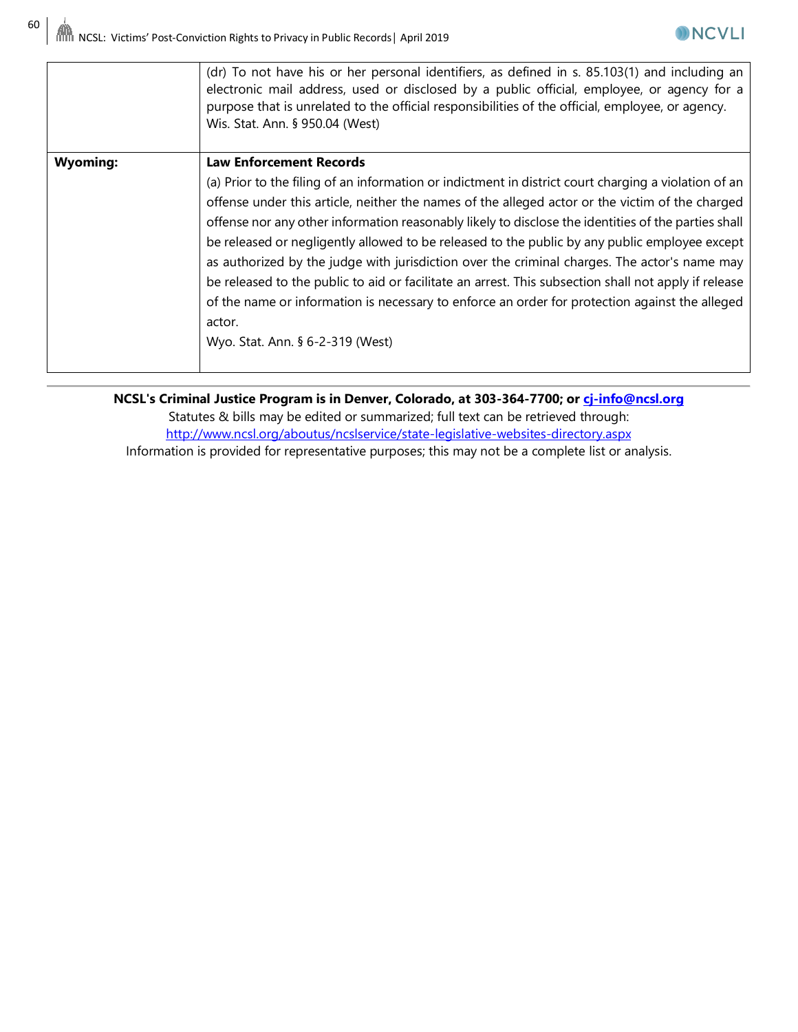| | |
|---|---|
| | (dr) To not have his or her personal identifiers, as defined in s. 85.103(1) and including an electronic mail address, used or disclosed by a public official, employee, or agency for a purpose that is unrelated to the official responsibilities of the official, employee, or agency.<br>Wis. Stat. Ann. § 950.04 (West) |
| **Wyoming:** | **Law Enforcement Records**<br>(a) Prior to the filing of an information or indictment in district court charging a violation of an offense under this article, neither the names of the alleged actor or the victim of the charged offense nor any other information reasonably likely to disclose the identities of the parties shall be released or negligently allowed to be released to the public by any public employee except as authorized by the judge with jurisdiction over the criminal charges. The actor's name may be released to the public to aid or facilitate an arrest. This subsection shall not apply if release of the name or information is necessary to enforce an order for protection against the alleged actor.<br>Wyo. Stat. Ann. § 6-2-319 (West) |

**NCSL's Criminal Justice Program is in Denver, Colorado, at 303-364-7700; or [cj-info@ncsl.org](mailto:cj-info@ncsl.org)**

Statutes & bills may be edited or summarized; full text can be retrieved through:
[http://www.ncsl.org/aboutus/ncslservice/state-legislative-websites-directory.aspx](http://www.ncsl.org/aboutus/ncslservice/state-legislative-websites-directory.aspx)
Information is provided for representative purposes; this may not be a complete list or analysis.